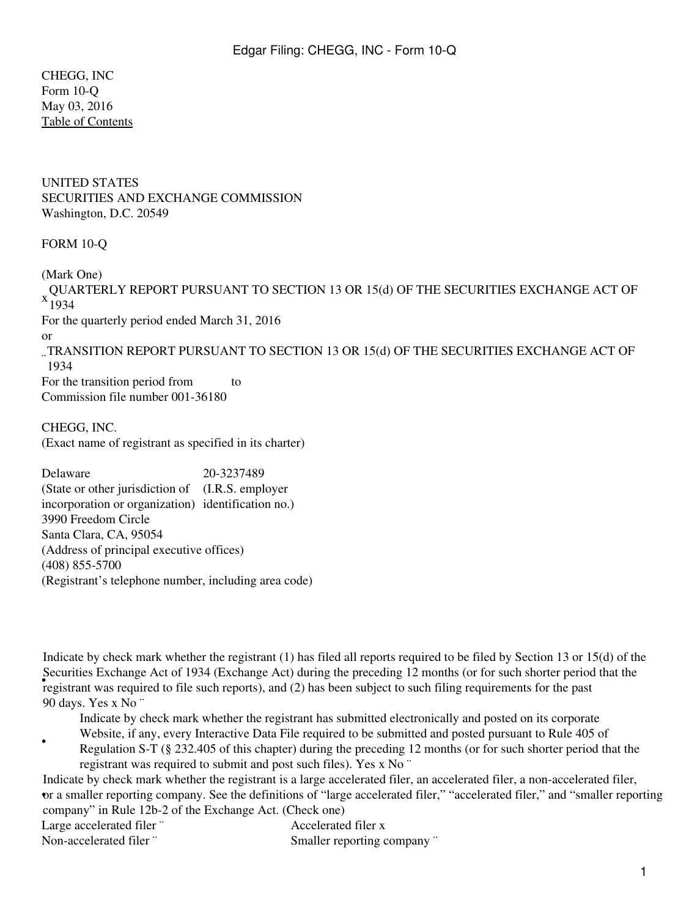CHEGG, INC
Form 10-Q
May 03, 2016
Table of Contents

UNITED STATES
SECURITIES AND EXCHANGE COMMISSION
Washington, D.C. 20549

FORM 10-Q

(Mark One)

x QUARTERLY REPORT PURSUANT TO SECTION 13 OR 15(d) OF THE SECURITIES EXCHANGE ACT OF 1934

For the quarterly period ended March 31, 2016

or

¨ TRANSITION REPORT PURSUANT TO SECTION 13 OR 15(d) OF THE SECURITIES EXCHANGE ACT OF 1934

For the transition period from to

Commission file number 001-36180

CHEGG, INC.
(Exact name of registrant as specified in its charter)

| Delaware | 20-3237489 |
|---|---|
| (State or other jurisdiction of incorporation or organization) | (I.R.S. employer identification no.) |

3990 Freedom Circle
Santa Clara, CA, 95054
(Address of principal executive offices)
(408) 855-5700
(Registrant's telephone number, including area code)

- Indicate by check mark whether the registrant (1) has filed all reports required to be filed by Section 13 or 15(d) of the Securities Exchange Act of 1934 (Exchange Act) during the preceding 12 months (or for such shorter period that the registrant was required to file such reports), and (2) has been subject to such filing requirements for the past 90 days. Yes x No ¨
- Indicate by check mark whether the registrant has submitted electronically and posted on its corporate Website, if any, every Interactive Data File required to be submitted and posted pursuant to Rule 405 of Regulation S-T (§ 232.405 of this chapter) during the preceding 12 months (or for such shorter period that the registrant was required to submit and post such files). Yes x No ¨
- Indicate by check mark whether the registrant is a large accelerated filer, an accelerated filer, a non-accelerated filer, or a smaller reporting company. See the definitions of "large accelerated filer," "accelerated filer," and "smaller reporting company" in Rule 12b-2 of the Exchange Act. (Check one)

| | |
|---|---|
| Large accelerated filer ¨ | Accelerated filer x |
| Non-accelerated filer ¨ | Smaller reporting company ¨ |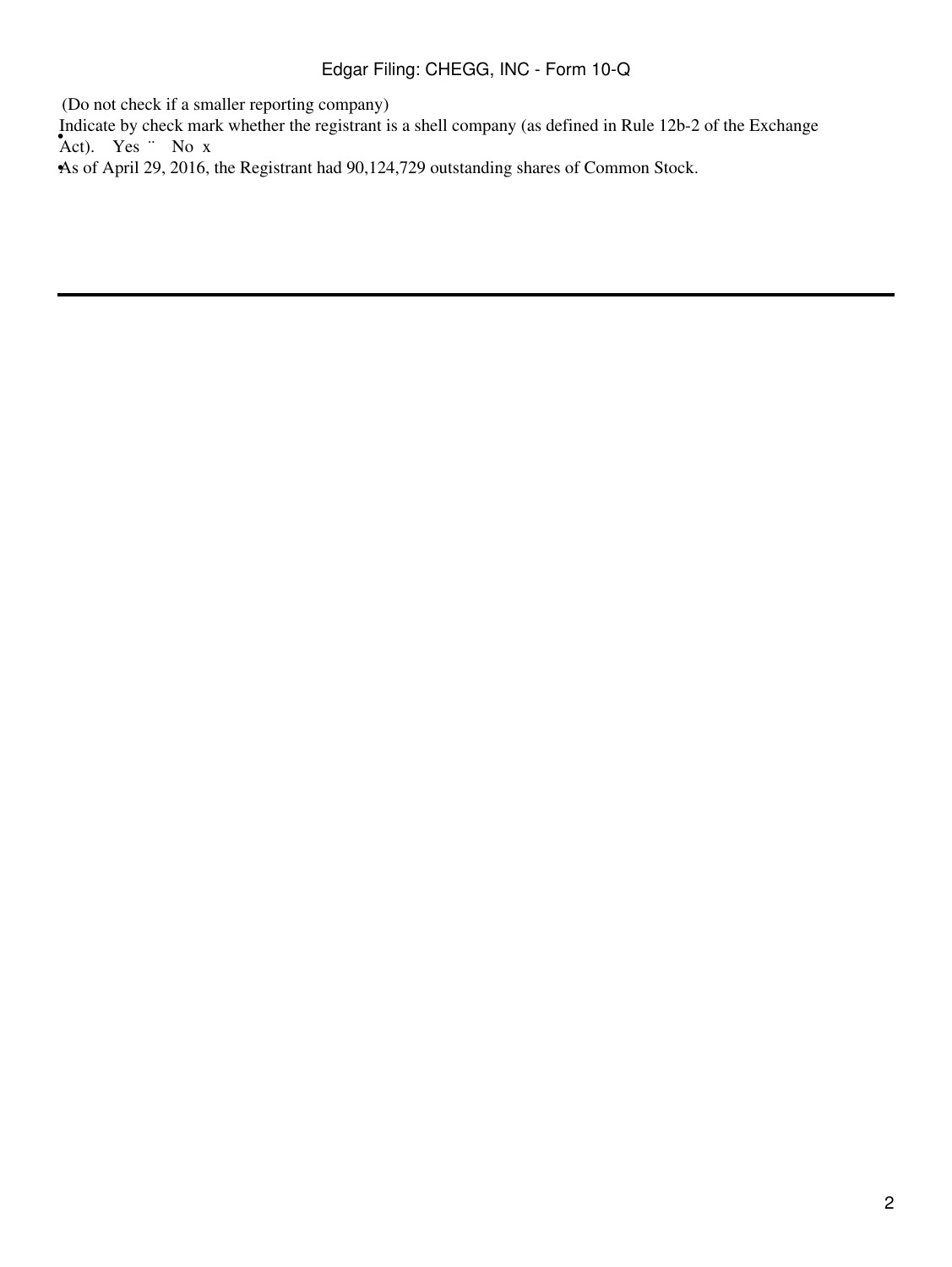(Do not check if a smaller reporting company)

Indicate by check mark whether the registrant is a shell company (as defined in Rule 12b-2 of the Exchange Act). Yes ¨ No x

As of April 29, 2016, the Registrant had 90,124,729 outstanding shares of Common Stock.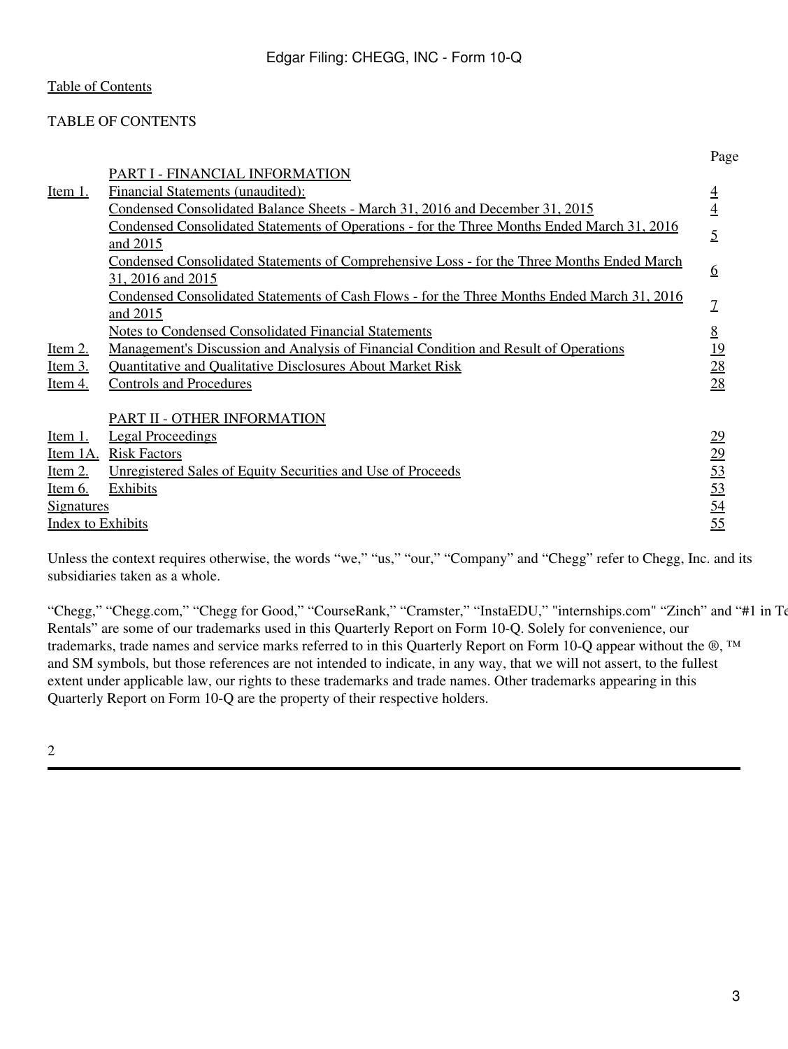Table of Contents

TABLE OF CONTENTS

| | | Page |
|---|---|---|
| | PART I - FINANCIAL INFORMATION | |
| Item 1. | Financial Statements (unaudited): | 4 |
| | Condensed Consolidated Balance Sheets - March 31, 2016 and December 31, 2015 | 4 |
| | Condensed Consolidated Statements of Operations - for the Three Months Ended March 31, 2016 and 2015 | 5 |
| | Condensed Consolidated Statements of Comprehensive Loss - for the Three Months Ended March 31, 2016 and 2015 | 6 |
| | Condensed Consolidated Statements of Cash Flows - for the Three Months Ended March 31, 2016 and 2015 | 7 |
| | Notes to Condensed Consolidated Financial Statements | 8 |
| Item 2. | Management's Discussion and Analysis of Financial Condition and Result of Operations | 19 |
| Item 3. | Quantitative and Qualitative Disclosures About Market Risk | 28 |
| Item 4. | Controls and Procedures | 28 |
| | PART II - OTHER INFORMATION | |
| Item 1. | Legal Proceedings | 29 |
| Item 1A. | Risk Factors | 29 |
| Item 2. | Unregistered Sales of Equity Securities and Use of Proceeds | 53 |
| Item 6. | Exhibits | 53 |
| Signatures | | 54 |
| Index to Exhibits | | 55 |

Unless the context requires otherwise, the words "we," "us," "our," "Company" and "Chegg" refer to Chegg, Inc. and its subsidiaries taken as a whole.

"Chegg," "Chegg.com," "Chegg for Good," "CourseRank," "Cramster," "InstaEDU," "internships.com" "Zinch" and "#1 in Te Rentals" are some of our trademarks used in this Quarterly Report on Form 10-Q. Solely for convenience, our trademarks, trade names and service marks referred to in this Quarterly Report on Form 10-Q appear without the ®, ™ and SM symbols, but those references are not intended to indicate, in any way, that we will not assert, to the fullest extent under applicable law, our rights to these trademarks and trade names. Other trademarks appearing in this Quarterly Report on Form 10-Q are the property of their respective holders.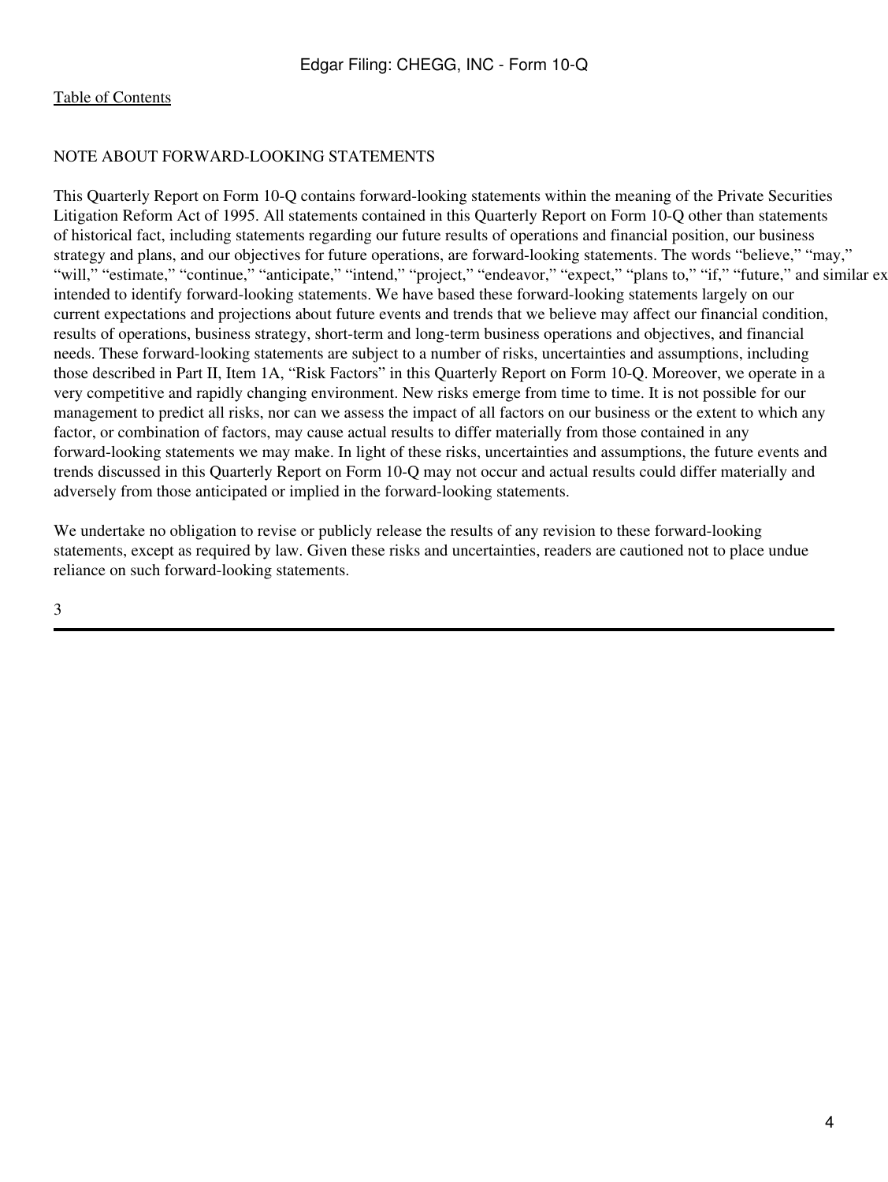[Table of Contents](#)

NOTE ABOUT FORWARD-LOOKING STATEMENTS

This Quarterly Report on Form 10-Q contains forward-looking statements within the meaning of the Private Securities Litigation Reform Act of 1995. All statements contained in this Quarterly Report on Form 10-Q other than statements of historical fact, including statements regarding our future results of operations and financial position, our business strategy and plans, and our objectives for future operations, are forward-looking statements. The words “believe,” “may,” “will,” “estimate,” “continue,” “anticipate,” “intend,” “project,” “endeavor,” “expect,” “plans to,” “if,” “future,” and similar ex intended to identify forward-looking statements. We have based these forward-looking statements largely on our current expectations and projections about future events and trends that we believe may affect our financial condition, results of operations, business strategy, short-term and long-term business operations and objectives, and financial needs. These forward-looking statements are subject to a number of risks, uncertainties and assumptions, including those described in Part II, Item 1A, “Risk Factors” in this Quarterly Report on Form 10-Q. Moreover, we operate in a very competitive and rapidly changing environment. New risks emerge from time to time. It is not possible for our management to predict all risks, nor can we assess the impact of all factors on our business or the extent to which any factor, or combination of factors, may cause actual results to differ materially from those contained in any forward-looking statements we may make. In light of these risks, uncertainties and assumptions, the future events and trends discussed in this Quarterly Report on Form 10-Q may not occur and actual results could differ materially and adversely from those anticipated or implied in the forward-looking statements.

We undertake no obligation to revise or publicly release the results of any revision to these forward-looking statements, except as required by law. Given these risks and uncertainties, readers are cautioned not to place undue reliance on such forward-looking statements.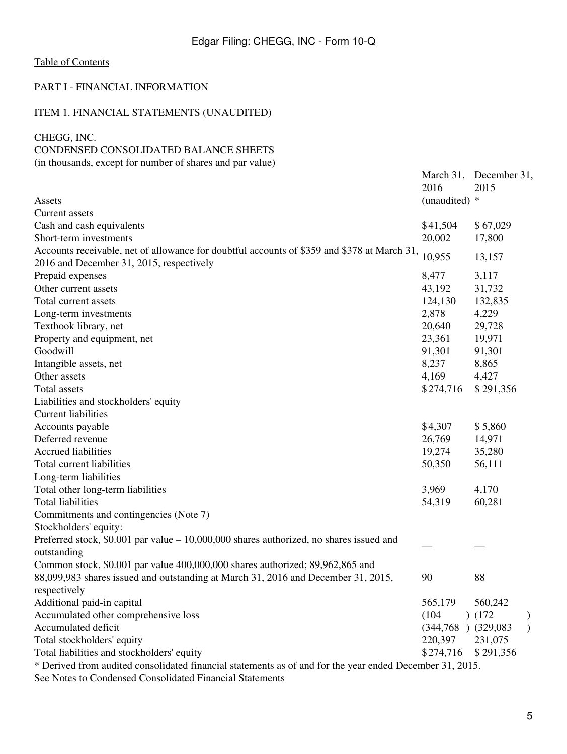Table of Contents

PART I - FINANCIAL INFORMATION

ITEM 1. FINANCIAL STATEMENTS (UNAUDITED)

CHEGG, INC.
CONDENSED CONSOLIDATED BALANCE SHEETS
(in thousands, except for number of shares and par value)

| | March 31, 2016 | December 31, 2015 |
|---|---|---|
| Assets | (unaudited) | * |
| Current assets | | |
| Cash and cash equivalents | $41,504 | $ 67,029 |
| Short-term investments | 20,002 | 17,800 |
| Accounts receivable, net of allowance for doubtful accounts of $359 and $378 at March 31, 2016 and December 31, 2015, respectively | 10,955 | 13,157 |
| Prepaid expenses | 8,477 | 3,117 |
| Other current assets | 43,192 | 31,732 |
| Total current assets | 124,130 | 132,835 |
| Long-term investments | 2,878 | 4,229 |
| Textbook library, net | 20,640 | 29,728 |
| Property and equipment, net | 23,361 | 19,971 |
| Goodwill | 91,301 | 91,301 |
| Intangible assets, net | 8,237 | 8,865 |
| Other assets | 4,169 | 4,427 |
| Total assets | $274,716 | $ 291,356 |
| Liabilities and stockholders' equity | | |
| Current liabilities | | |
| Accounts payable | $4,307 | $ 5,860 |
| Deferred revenue | 26,769 | 14,971 |
| Accrued liabilities | 19,274 | 35,280 |
| Total current liabilities | 50,350 | 56,111 |
| Long-term liabilities | | |
| Total other long-term liabilities | 3,969 | 4,170 |
| Total liabilities | 54,319 | 60,281 |
| Commitments and contingencies (Note 7) | | |
| Stockholders' equity: | | |
| Preferred stock, $0.001 par value – 10,000,000 shares authorized, no shares issued and outstanding | — | — |
| Common stock, $0.001 par value 400,000,000 shares authorized; 89,962,865 and 88,099,983 shares issued and outstanding at March 31, 2016 and December 31, 2015, respectively | 90 | 88 |
| Additional paid-in capital | 565,179 | 560,242 |
| Accumulated other comprehensive loss | (104 ) | (172 ) |
| Accumulated deficit | (344,768 ) | (329,083 ) |
| Total stockholders' equity | 220,397 | 231,075 |
| Total liabilities and stockholders' equity | $274,716 | $ 291,356 |

* Derived from audited consolidated financial statements as of and for the year ended December 31, 2015.

See Notes to Condensed Consolidated Financial Statements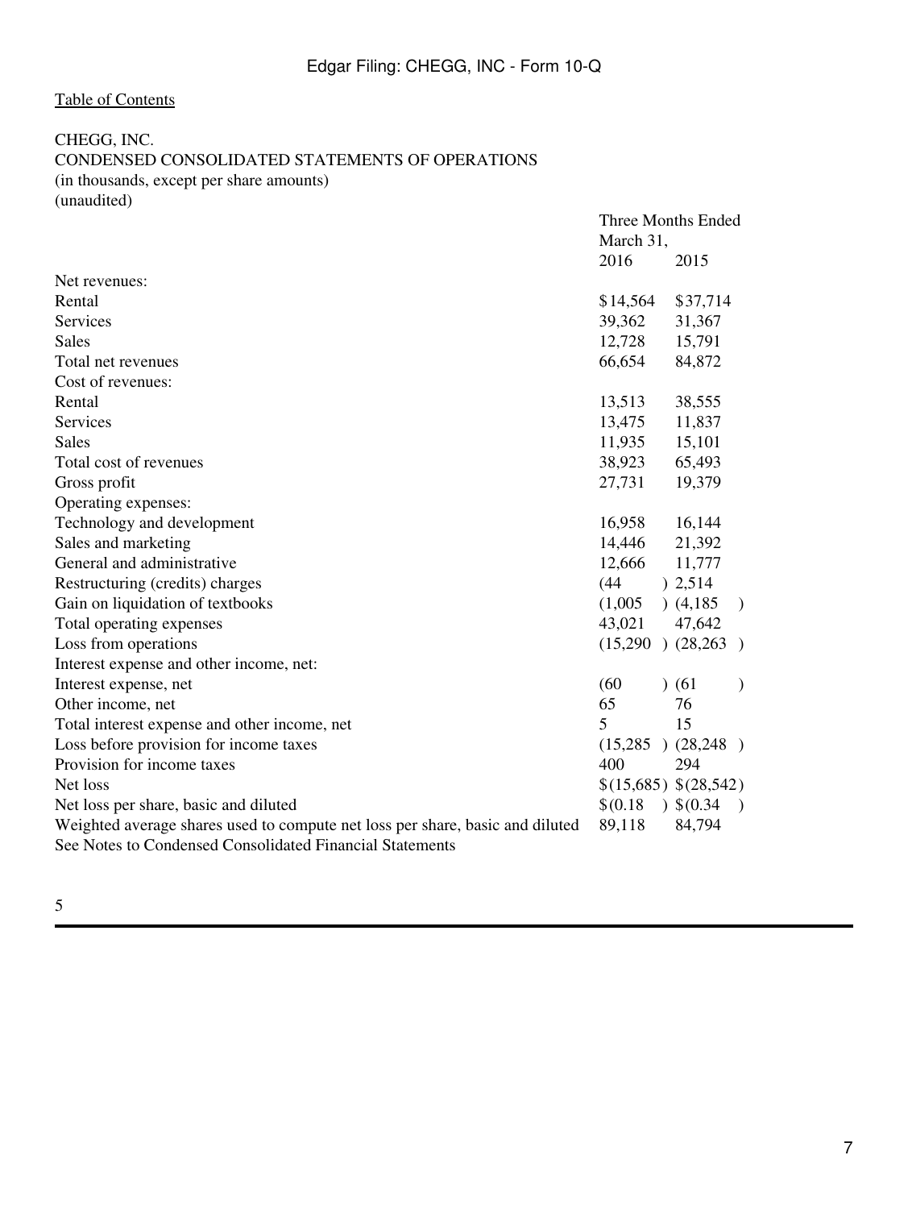[Table of Contents]

CHEGG, INC.
CONDENSED CONSOLIDATED STATEMENTS OF OPERATIONS
(in thousands, except per share amounts)
(unaudited)

| | Three Months Ended March 31, | |
|---|---|---|
| | 2016 | 2015 |
| Net revenues: | | |
| Rental | $14,564 | $37,714 |
| Services | 39,362 | 31,367 |
| Sales | 12,728 | 15,791 |
| Total net revenues | 66,654 | 84,872 |
| Cost of revenues: | | |
| Rental | 13,513 | 38,555 |
| Services | 13,475 | 11,837 |
| Sales | 11,935 | 15,101 |
| Total cost of revenues | 38,923 | 65,493 |
| Gross profit | 27,731 | 19,379 |
| Operating expenses: | | |
| Technology and development | 16,958 | 16,144 |
| Sales and marketing | 14,446 | 21,392 |
| General and administrative | 12,666 | 11,777 |
| Restructuring (credits) charges | (44) | 2,514 |
| Gain on liquidation of textbooks | (1,005) | (4,185) |
| Total operating expenses | 43,021 | 47,642 |
| Loss from operations | (15,290) | (28,263) |
| Interest expense and other income, net: | | |
| Interest expense, net | (60) | (61) |
| Other income, net | 65 | 76 |
| Total interest expense and other income, net | 5 | 15 |
| Loss before provision for income taxes | (15,285) | (28,248) |
| Provision for income taxes | 400 | 294 |
| Net loss | $(15,685) | $(28,542) |
| Net loss per share, basic and diluted | $(0.18) | $(0.34) |
| Weighted average shares used to compute net loss per share, basic and diluted | 89,118 | 84,794 |

See Notes to Condensed Consolidated Financial Statements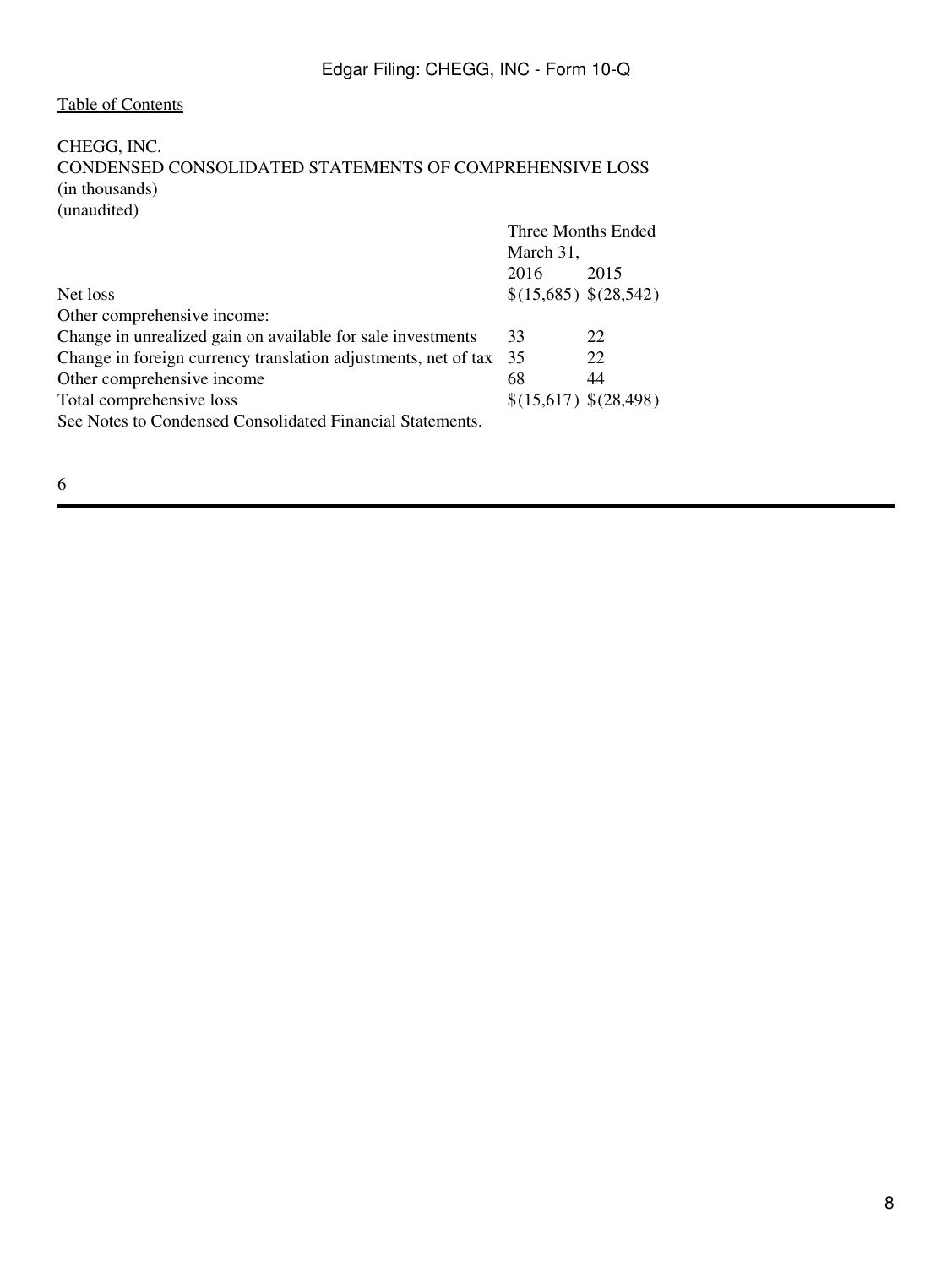[Table of Contents](#)

CHEGG, INC.
CONDENSED CONSOLIDATED STATEMENTS OF COMPREHENSIVE LOSS
(in thousands)
(unaudited)

| | Three Months Ended March 31, | |
|---|---|---|
| | 2016 | 2015 |
| Net loss | $(15,685) | $(28,542) |
| Other comprehensive income: | | |
| Change in unrealized gain on available for sale investments | 33 | 22 |
| Change in foreign currency translation adjustments, net of tax | 35 | 22 |
| Other comprehensive income | 68 | 44 |
| Total comprehensive loss | $(15,617) | $(28,498) |

See Notes to Condensed Consolidated Financial Statements.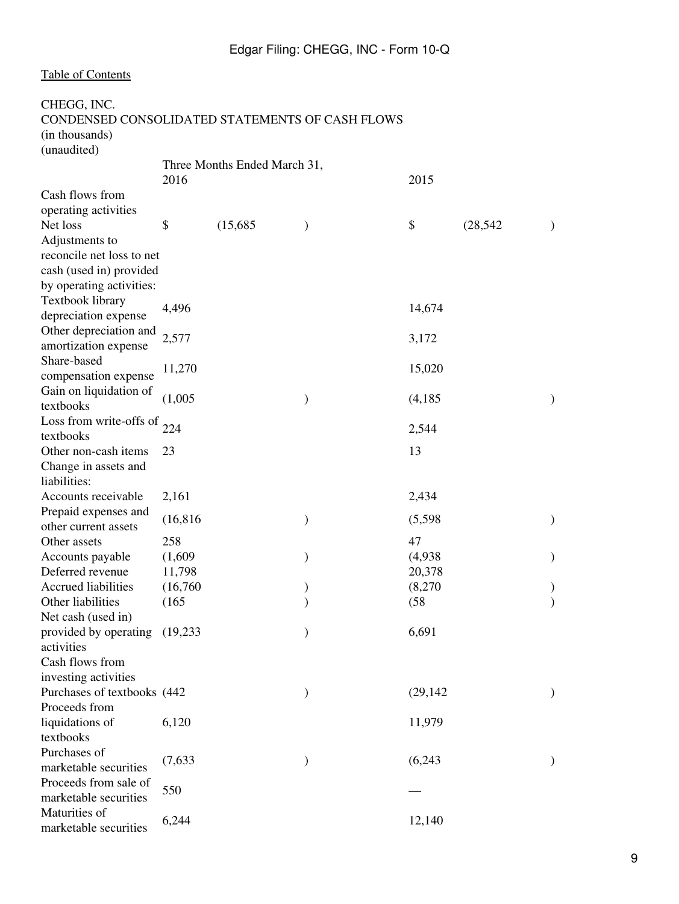Table of Contents

CHEGG, INC.
CONDENSED CONSOLIDATED STATEMENTS OF CASH FLOWS
(in thousands)
(unaudited)

| | Three Months Ended March 31, | |
|---|---|---|
| | 2016 | 2015 |
| Cash flows from operating activities | | |
| Net loss | $ (15,685) | $ (28,542) |
| Adjustments to reconcile net loss to net cash (used in) provided by operating activities: | | |
| Textbook library depreciation expense | 4,496 | 14,674 |
| Other depreciation and amortization expense | 2,577 | 3,172 |
| Share-based compensation expense | 11,270 | 15,020 |
| Gain on liquidation of textbooks | (1,005) | (4,185) |
| Loss from write-offs of textbooks | 224 | 2,544 |
| Other non-cash items | 23 | 13 |
| Change in assets and liabilities: | | |
| Accounts receivable | 2,161 | 2,434 |
| Prepaid expenses and other current assets | (16,816) | (5,598) |
| Other assets | 258 | 47 |
| Accounts payable | (1,609) | (4,938) |
| Deferred revenue | 11,798 | 20,378 |
| Accrued liabilities | (16,760) | (8,270) |
| Other liabilities | (165) | (58) |
| Net cash (used in) provided by operating activities | (19,233) | 6,691 |
| Cash flows from investing activities | | |
| Purchases of textbooks | (442) | (29,142) |
| Proceeds from liquidations of textbooks | 6,120 | 11,979 |
| Purchases of marketable securities | (7,633) | (6,243) |
| Proceeds from sale of marketable securities | 550 | — |
| Maturities of marketable securities | 6,244 | 12,140 |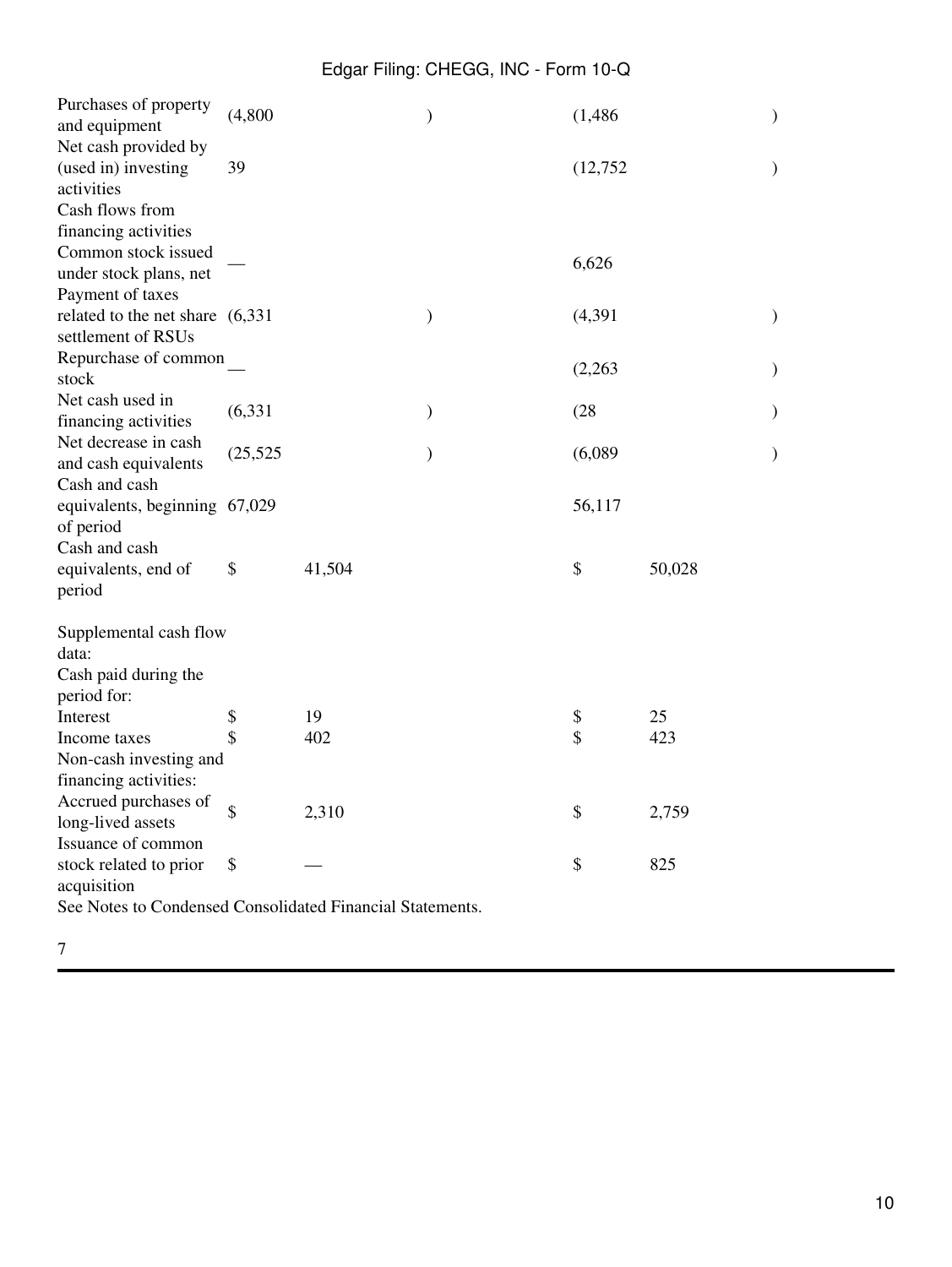| | | |
|---|---|---|
| Purchases of property and equipment | (4,800) | (1,486) |
| Net cash provided by (used in) investing activities | 39 | (12,752) |
| Cash flows from financing activities | | |
| Common stock issued under stock plans, net | — | 6,626 |
| Payment of taxes related to the net share settlement of RSUs | (6,331) | (4,391) |
| Repurchase of common stock | — | (2,263) |
| Net cash used in financing activities | (6,331) | (28) |
| Net decrease in cash and cash equivalents | (25,525) | (6,089) |
| Cash and cash equivalents, beginning of period | 67,029 | 56,117 |
| Cash and cash equivalents, end of period | $ 41,504 | $ 50,028 |
| | | |
| Supplemental cash flow data: | | |
| Cash paid during the period for: | | |
| Interest | $ 19 | $ 25 |
| Income taxes | $ 402 | $ 423 |
| Non-cash investing and financing activities: | | |
| Accrued purchases of long-lived assets | $ 2,310 | $ 2,759 |
| Issuance of common stock related to prior acquisition | $ — | $ 825 |

See Notes to Condensed Consolidated Financial Statements.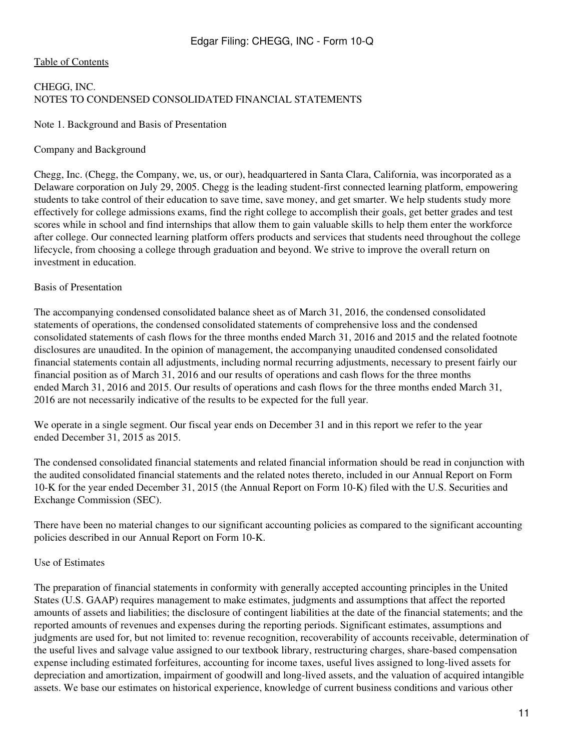[Table of Contents](#)

CHEGG, INC.
NOTES TO CONDENSED CONSOLIDATED FINANCIAL STATEMENTS

Note 1. Background and Basis of Presentation

Company and Background

Chegg, Inc. (Chegg, the Company, we, us, or our), headquartered in Santa Clara, California, was incorporated as a Delaware corporation on July 29, 2005. Chegg is the leading student-first connected learning platform, empowering students to take control of their education to save time, save money, and get smarter. We help students study more effectively for college admissions exams, find the right college to accomplish their goals, get better grades and test scores while in school and find internships that allow them to gain valuable skills to help them enter the workforce after college. Our connected learning platform offers products and services that students need throughout the college lifecycle, from choosing a college through graduation and beyond. We strive to improve the overall return on investment in education.

Basis of Presentation

The accompanying condensed consolidated balance sheet as of March 31, 2016, the condensed consolidated statements of operations, the condensed consolidated statements of comprehensive loss and the condensed consolidated statements of cash flows for the three months ended March 31, 2016 and 2015 and the related footnote disclosures are unaudited. In the opinion of management, the accompanying unaudited condensed consolidated financial statements contain all adjustments, including normal recurring adjustments, necessary to present fairly our financial position as of March 31, 2016 and our results of operations and cash flows for the three months ended March 31, 2016 and 2015. Our results of operations and cash flows for the three months ended March 31, 2016 are not necessarily indicative of the results to be expected for the full year.

We operate in a single segment. Our fiscal year ends on December 31 and in this report we refer to the year ended December 31, 2015 as 2015.

The condensed consolidated financial statements and related financial information should be read in conjunction with the audited consolidated financial statements and the related notes thereto, included in our Annual Report on Form 10-K for the year ended December 31, 2015 (the Annual Report on Form 10-K) filed with the U.S. Securities and Exchange Commission (SEC).

There have been no material changes to our significant accounting policies as compared to the significant accounting policies described in our Annual Report on Form 10-K.

Use of Estimates

The preparation of financial statements in conformity with generally accepted accounting principles in the United States (U.S. GAAP) requires management to make estimates, judgments and assumptions that affect the reported amounts of assets and liabilities; the disclosure of contingent liabilities at the date of the financial statements; and the reported amounts of revenues and expenses during the reporting periods. Significant estimates, assumptions and judgments are used for, but not limited to: revenue recognition, recoverability of accounts receivable, determination of the useful lives and salvage value assigned to our textbook library, restructuring charges, share-based compensation expense including estimated forfeitures, accounting for income taxes, useful lives assigned to long-lived assets for depreciation and amortization, impairment of goodwill and long-lived assets, and the valuation of acquired intangible assets. We base our estimates on historical experience, knowledge of current business conditions and various other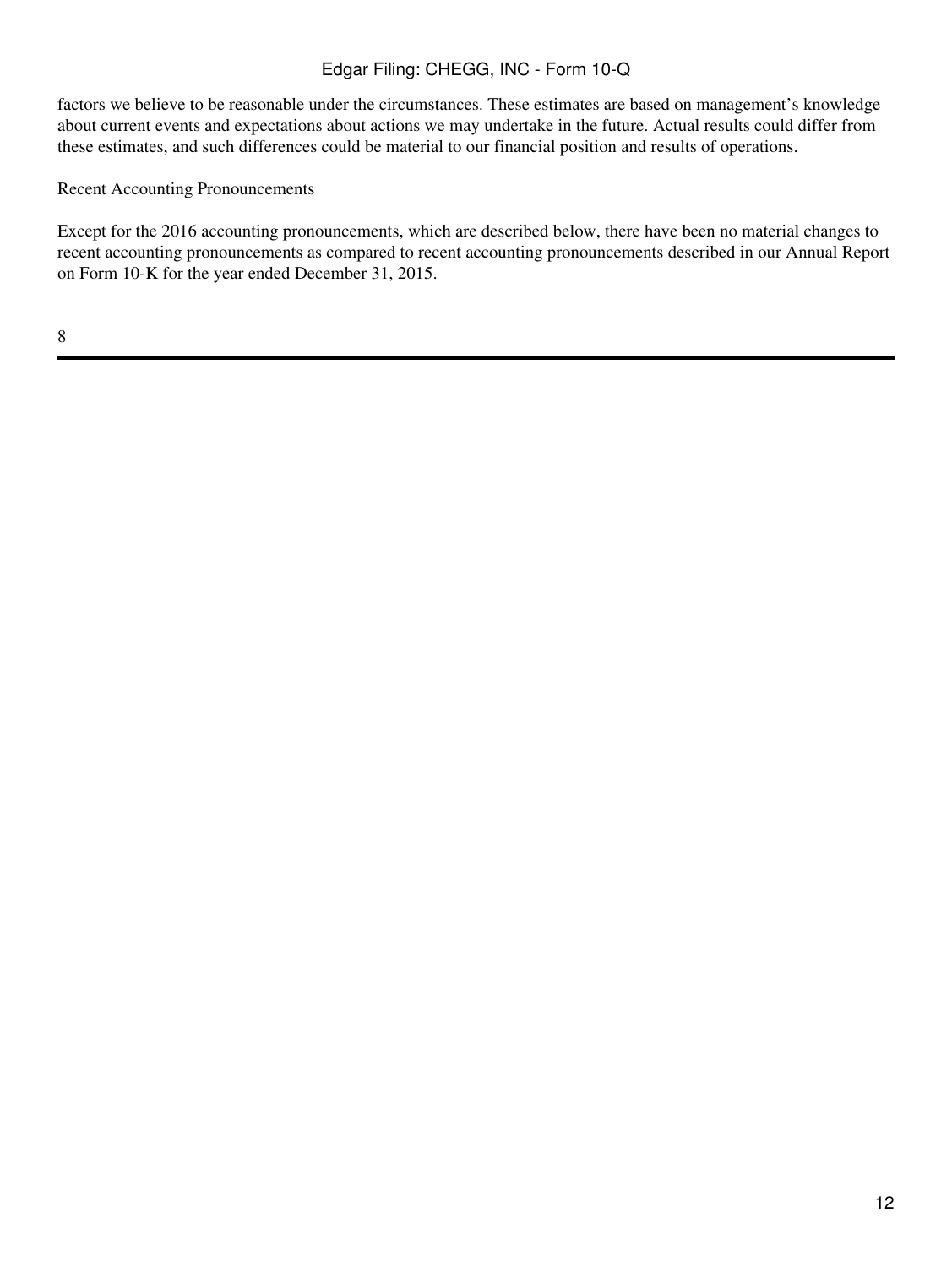factors we believe to be reasonable under the circumstances. These estimates are based on management's knowledge about current events and expectations about actions we may undertake in the future. Actual results could differ from these estimates, and such differences could be material to our financial position and results of operations.

Recent Accounting Pronouncements

Except for the 2016 accounting pronouncements, which are described below, there have been no material changes to recent accounting pronouncements as compared to recent accounting pronouncements described in our Annual Report on Form 10-K for the year ended December 31, 2015.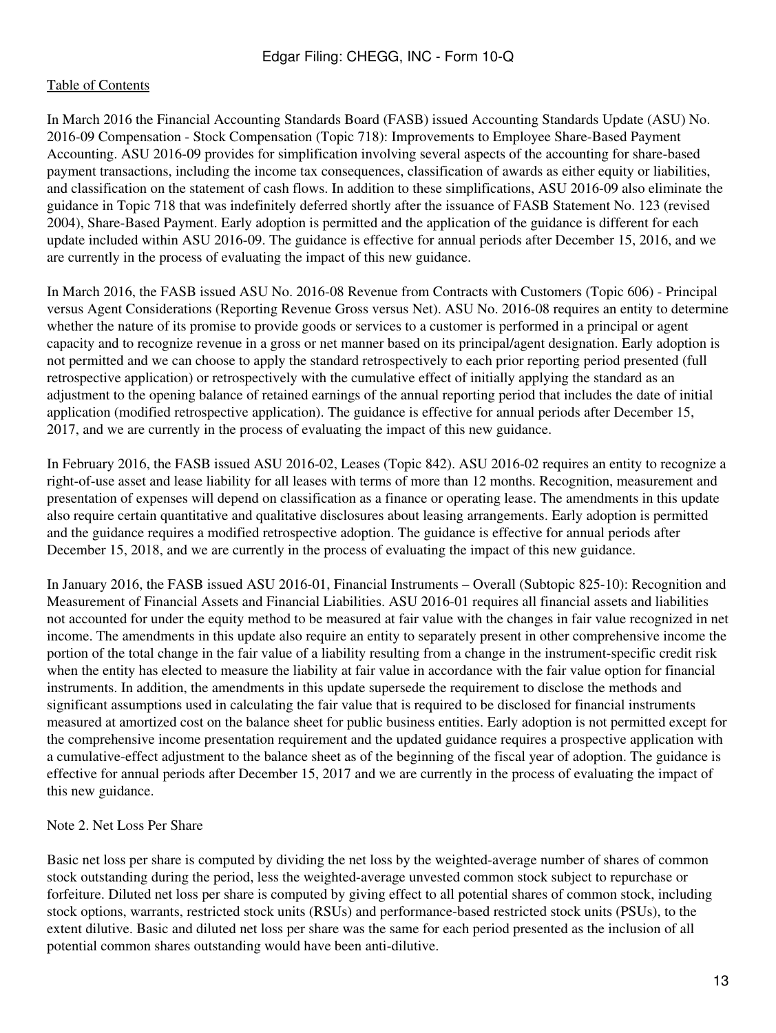In March 2016 the Financial Accounting Standards Board (FASB) issued Accounting Standards Update (ASU) No. 2016-09 Compensation - Stock Compensation (Topic 718): Improvements to Employee Share-Based Payment Accounting. ASU 2016-09 provides for simplification involving several aspects of the accounting for share-based payment transactions, including the income tax consequences, classification of awards as either equity or liabilities, and classification on the statement of cash flows. In addition to these simplifications, ASU 2016-09 also eliminate the guidance in Topic 718 that was indefinitely deferred shortly after the issuance of FASB Statement No. 123 (revised 2004), Share-Based Payment. Early adoption is permitted and the application of the guidance is different for each update included within ASU 2016-09. The guidance is effective for annual periods after December 15, 2016, and we are currently in the process of evaluating the impact of this new guidance.

In March 2016, the FASB issued ASU No. 2016-08 Revenue from Contracts with Customers (Topic 606) - Principal versus Agent Considerations (Reporting Revenue Gross versus Net). ASU No. 2016-08 requires an entity to determine whether the nature of its promise to provide goods or services to a customer is performed in a principal or agent capacity and to recognize revenue in a gross or net manner based on its principal/agent designation. Early adoption is not permitted and we can choose to apply the standard retrospectively to each prior reporting period presented (full retrospective application) or retrospectively with the cumulative effect of initially applying the standard as an adjustment to the opening balance of retained earnings of the annual reporting period that includes the date of initial application (modified retrospective application). The guidance is effective for annual periods after December 15, 2017, and we are currently in the process of evaluating the impact of this new guidance.

In February 2016, the FASB issued ASU 2016-02, Leases (Topic 842). ASU 2016-02 requires an entity to recognize a right-of-use asset and lease liability for all leases with terms of more than 12 months. Recognition, measurement and presentation of expenses will depend on classification as a finance or operating lease. The amendments in this update also require certain quantitative and qualitative disclosures about leasing arrangements. Early adoption is permitted and the guidance requires a modified retrospective adoption. The guidance is effective for annual periods after December 15, 2018, and we are currently in the process of evaluating the impact of this new guidance.

In January 2016, the FASB issued ASU 2016-01, Financial Instruments – Overall (Subtopic 825-10): Recognition and Measurement of Financial Assets and Financial Liabilities. ASU 2016-01 requires all financial assets and liabilities not accounted for under the equity method to be measured at fair value with the changes in fair value recognized in net income. The amendments in this update also require an entity to separately present in other comprehensive income the portion of the total change in the fair value of a liability resulting from a change in the instrument-specific credit risk when the entity has elected to measure the liability at fair value in accordance with the fair value option for financial instruments. In addition, the amendments in this update supersede the requirement to disclose the methods and significant assumptions used in calculating the fair value that is required to be disclosed for financial instruments measured at amortized cost on the balance sheet for public business entities. Early adoption is not permitted except for the comprehensive income presentation requirement and the updated guidance requires a prospective application with a cumulative-effect adjustment to the balance sheet as of the beginning of the fiscal year of adoption. The guidance is effective for annual periods after December 15, 2017 and we are currently in the process of evaluating the impact of this new guidance.

## Note 2. Net Loss Per Share

Basic net loss per share is computed by dividing the net loss by the weighted-average number of shares of common stock outstanding during the period, less the weighted-average unvested common stock subject to repurchase or forfeiture. Diluted net loss per share is computed by giving effect to all potential shares of common stock, including stock options, warrants, restricted stock units (RSUs) and performance-based restricted stock units (PSUs), to the extent dilutive. Basic and diluted net loss per share was the same for each period presented as the inclusion of all potential common shares outstanding would have been anti-dilutive.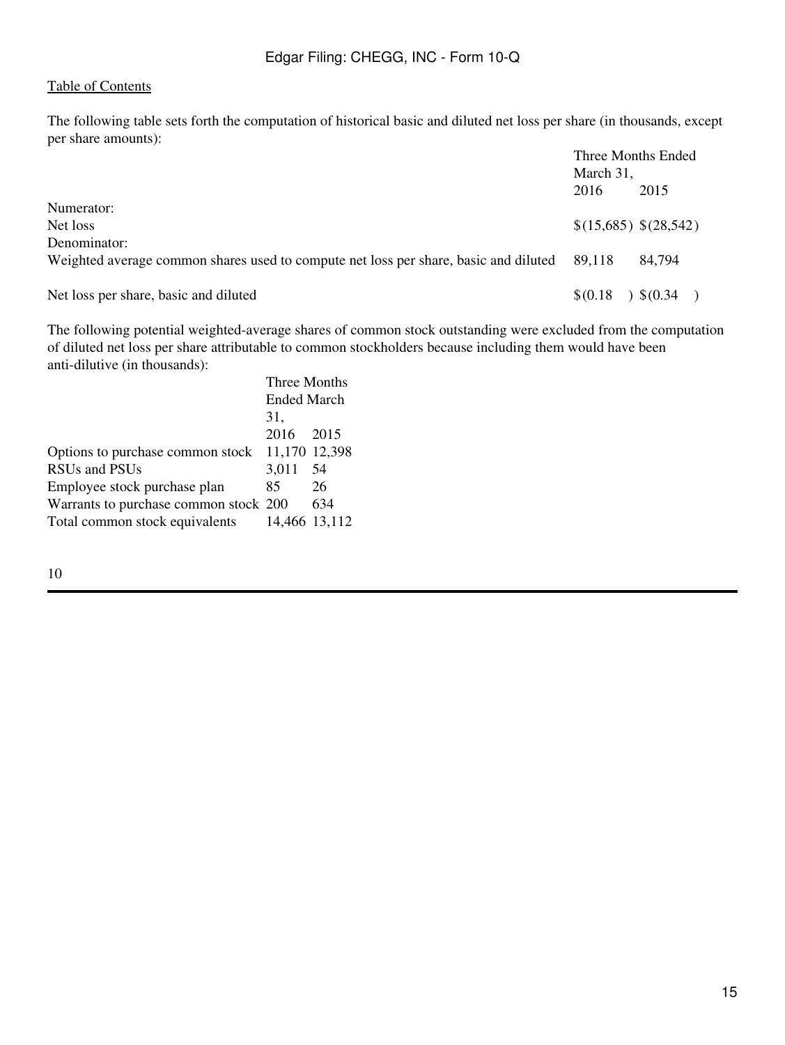The following table sets forth the computation of historical basic and diluted net loss per share (in thousands, except per share amounts):

| | Three Months Ended March 31, | |
|---|---|---|
| | 2016 | 2015 |
| Numerator: | | |
| Net loss | $(15,685) | $(28,542) |
| Denominator: | | |
| Weighted average common shares used to compute net loss per share, basic and diluted | 89,118 | 84,794 |
| Net loss per share, basic and diluted | $(0.18) | $(0.34) |

The following potential weighted-average shares of common stock outstanding were excluded from the computation of diluted net loss per share attributable to common stockholders because including them would have been anti-dilutive (in thousands):

| | Three Months Ended March 31, | |
|---|---|---|
| | 2016 | 2015 |
| Options to purchase common stock | 11,170 | 12,398 |
| RSUs and PSUs | 3,011 | 54 |
| Employee stock purchase plan | 85 | 26 |
| Warrants to purchase common stock | 200 | 634 |
| Total common stock equivalents | 14,466 | 13,112 |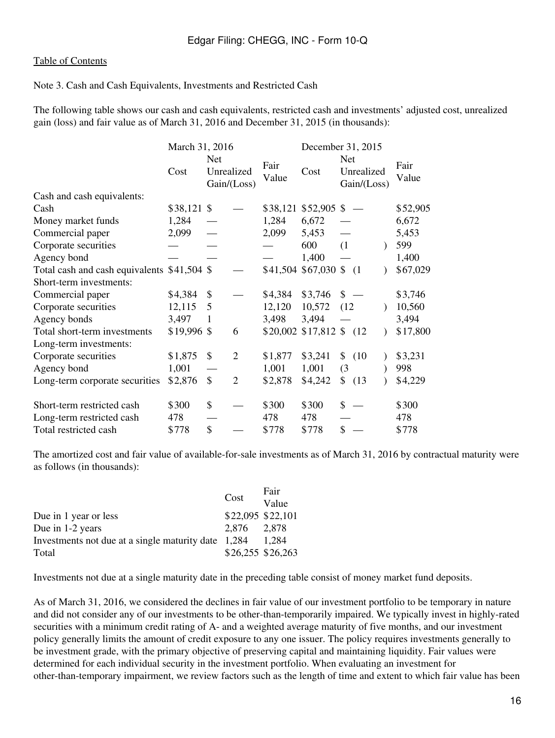Table of Contents

Note 3. Cash and Cash Equivalents, Investments and Restricted Cash

The following table shows our cash and cash equivalents, restricted cash and investments' adjusted cost, unrealized gain (loss) and fair value as of March 31, 2016 and December 31, 2015 (in thousands):

| | March 31, 2016 | | | December 31, 2015 | | |
|---|---|---|---|---|---|---|
| | Cost | Net Unrealized Gain/(Loss) | Fair Value | Cost | Net Unrealized Gain/(Loss) | Fair Value |
| Cash and cash equivalents: | | | | | | |
| Cash | $38,121 | $ — | $38,121 | $52,905 | $ — | $52,905 |
| Money market funds | 1,284 | — | 1,284 | 6,672 | — | 6,672 |
| Commercial paper | 2,099 | — | 2,099 | 5,453 | — | 5,453 |
| Corporate securities | — | — | — | 600 | (1) | 599 |
| Agency bond | — | — | — | 1,400 | — | 1,400 |
| Total cash and cash equivalents | $41,504 | $ — | $41,504 | $67,030 | $ (1) | $67,029 |
| Short-term investments: | | | | | | |
| Commercial paper | $4,384 | $ — | $4,384 | $3,746 | $ — | $3,746 |
| Corporate securities | 12,115 | 5 | 12,120 | 10,572 | (12) | 10,560 |
| Agency bonds | 3,497 | 1 | 3,498 | 3,494 | — | 3,494 |
| Total short-term investments | $19,996 | $ 6 | $20,002 | $17,812 | $ (12) | $17,800 |
| Long-term investments: | | | | | | |
| Corporate securities | $1,875 | $ 2 | $1,877 | $3,241 | $ (10) | $3,231 |
| Agency bond | 1,001 | — | 1,001 | 1,001 | (3) | 998 |
| Long-term corporate securities | $2,876 | $ 2 | $2,878 | $4,242 | $ (13) | $4,229 |
| | | | | | | |
| Short-term restricted cash | $300 | $ — | $300 | $300 | $ — | $300 |
| Long-term restricted cash | 478 | — | 478 | 478 | — | 478 |
| Total restricted cash | $778 | $ — | $778 | $778 | $ — | $778 |

The amortized cost and fair value of available-for-sale investments as of March 31, 2016 by contractual maturity were as follows (in thousands):

| | Cost | Fair Value |
|---|---|---|
| Due in 1 year or less | $22,095 | $22,101 |
| Due in 1-2 years | 2,876 | 2,878 |
| Investments not due at a single maturity date | 1,284 | 1,284 |
| Total | $26,255 | $26,263 |

Investments not due at a single maturity date in the preceding table consist of money market fund deposits.

As of March 31, 2016, we considered the declines in fair value of our investment portfolio to be temporary in nature and did not consider any of our investments to be other-than-temporarily impaired. We typically invest in highly-rated securities with a minimum credit rating of A- and a weighted average maturity of five months, and our investment policy generally limits the amount of credit exposure to any one issuer. The policy requires investments generally to be investment grade, with the primary objective of preserving capital and maintaining liquidity. Fair values were determined for each individual security in the investment portfolio. When evaluating an investment for other-than-temporary impairment, we review factors such as the length of time and extent to which fair value has been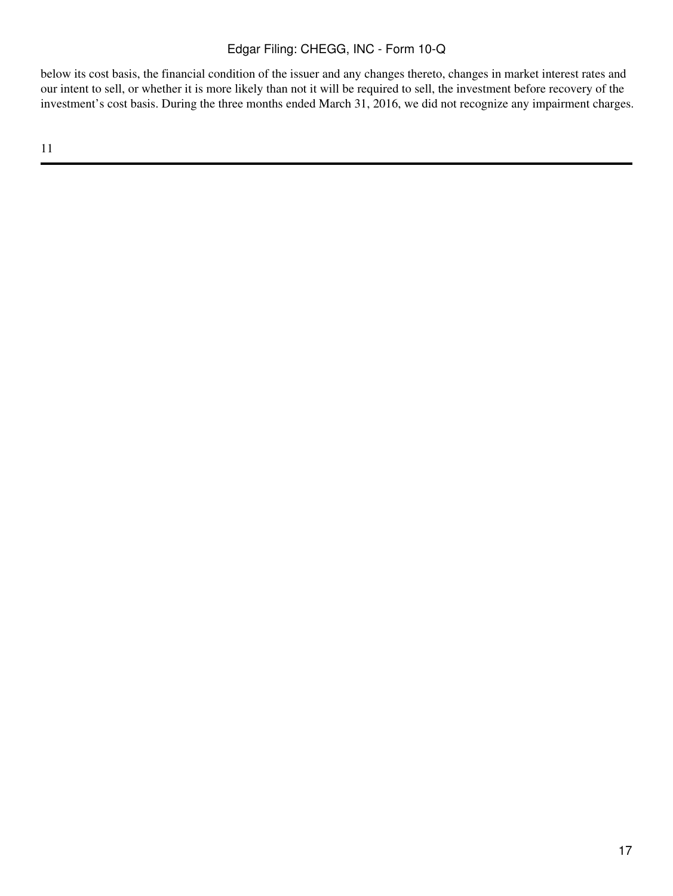below its cost basis, the financial condition of the issuer and any changes thereto, changes in market interest rates and our intent to sell, or whether it is more likely than not it will be required to sell, the investment before recovery of the investment's cost basis. During the three months ended March 31, 2016, we did not recognize any impairment charges.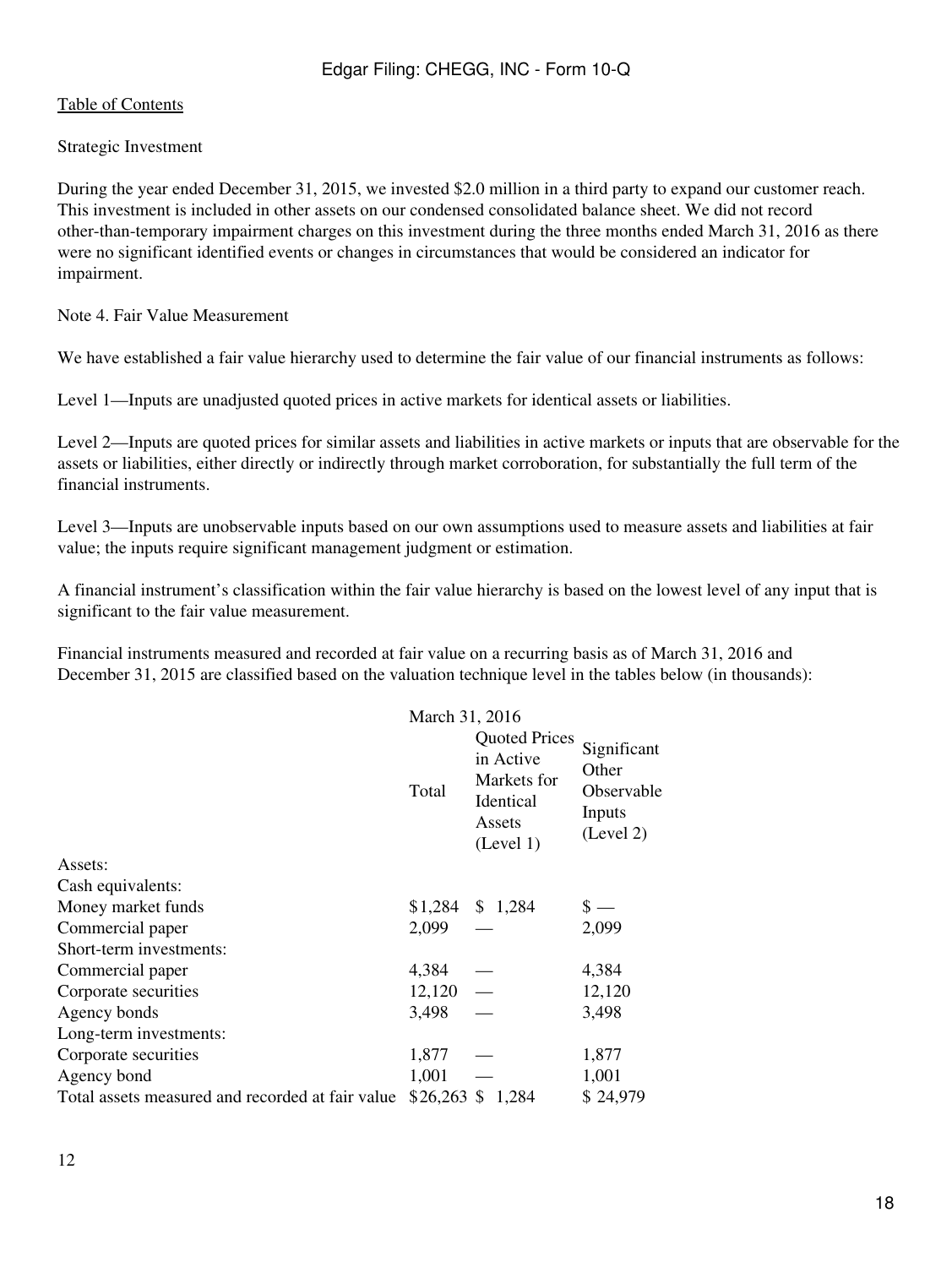Table of Contents

Strategic Investment

During the year ended December 31, 2015, we invested $2.0 million in a third party to expand our customer reach. This investment is included in other assets on our condensed consolidated balance sheet. We did not record other-than-temporary impairment charges on this investment during the three months ended March 31, 2016 as there were no significant identified events or changes in circumstances that would be considered an indicator for impairment.

Note 4. Fair Value Measurement

We have established a fair value hierarchy used to determine the fair value of our financial instruments as follows:

Level 1—Inputs are unadjusted quoted prices in active markets for identical assets or liabilities.

Level 2—Inputs are quoted prices for similar assets and liabilities in active markets or inputs that are observable for the assets or liabilities, either directly or indirectly through market corroboration, for substantially the full term of the financial instruments.

Level 3—Inputs are unobservable inputs based on our own assumptions used to measure assets and liabilities at fair value; the inputs require significant management judgment or estimation.

A financial instrument's classification within the fair value hierarchy is based on the lowest level of any input that is significant to the fair value measurement.

Financial instruments measured and recorded at fair value on a recurring basis as of March 31, 2016 and December 31, 2015 are classified based on the valuation technique level in the tables below (in thousands):

| | March 31, 2016 | | |
|---|---|---|---|
| | Total | Quoted Prices in Active Markets for Identical Assets (Level 1) | Significant Other Observable Inputs (Level 2) |
| Assets: | | | |
| Cash equivalents: | | | |
| Money market funds | $1,284 | $ 1,284 | $ — |
| Commercial paper | 2,099 | — | 2,099 |
| Short-term investments: | | | |
| Commercial paper | 4,384 | — | 4,384 |
| Corporate securities | 12,120 | — | 12,120 |
| Agency bonds | 3,498 | — | 3,498 |
| Long-term investments: | | | |
| Corporate securities | 1,877 | — | 1,877 |
| Agency bond | 1,001 | — | 1,001 |
| Total assets measured and recorded at fair value | $26,263 | $ 1,284 | $ 24,979 |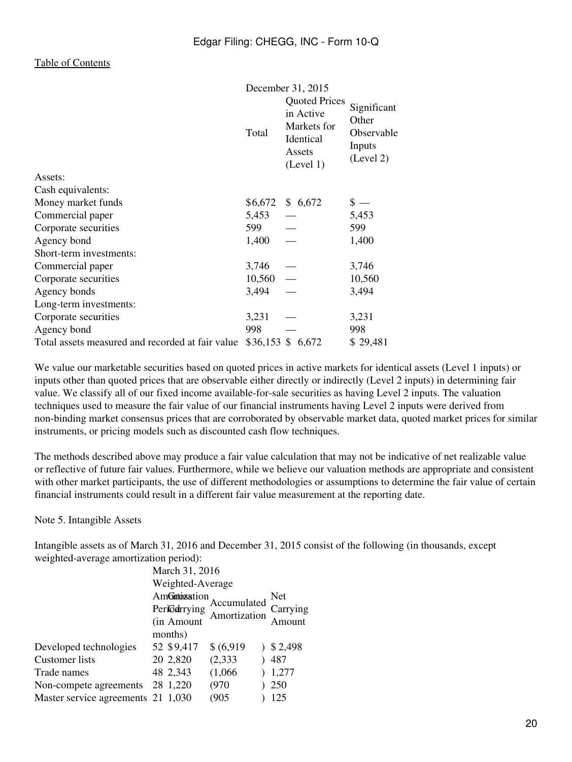| | December 31, 2015 | | |
|---|---|---|---|
| | Total | Quoted Prices in Active Markets for Identical Assets (Level 1) | Significant Other Observable Inputs (Level 2) |
| Assets: | | | |
| Cash equivalents: | | | |
| Money market funds | $6,672 | $ 6,672 | $ — |
| Commercial paper | 5,453 | — | 5,453 |
| Corporate securities | 599 | — | 599 |
| Agency bond | 1,400 | — | 1,400 |
| Short-term investments: | | | |
| Commercial paper | 3,746 | — | 3,746 |
| Corporate securities | 10,560 | — | 10,560 |
| Agency bonds | 3,494 | — | 3,494 |
| Long-term investments: | | | |
| Corporate securities | 3,231 | — | 3,231 |
| Agency bond | 998 | — | 998 |
| Total assets measured and recorded at fair value | $36,153 | $ 6,672 | $ 29,481 |

We value our marketable securities based on quoted prices in active markets for identical assets (Level 1 inputs) or inputs other than quoted prices that are observable either directly or indirectly (Level 2 inputs) in determining fair value. We classify all of our fixed income available-for-sale securities as having Level 2 inputs. The valuation techniques used to measure the fair value of our financial instruments having Level 2 inputs were derived from non-binding market consensus prices that are corroborated by observable market data, quoted market prices for similar instruments, or pricing models such as discounted cash flow techniques.

The methods described above may produce a fair value calculation that may not be indicative of net realizable value or reflective of future fair values. Furthermore, while we believe our valuation methods are appropriate and consistent with other market participants, the use of different methodologies or assumptions to determine the fair value of certain financial instruments could result in a different fair value measurement at the reporting date.

Note 5. Intangible Assets

Intangible assets as of March 31, 2016 and December 31, 2015 consist of the following (in thousands, except weighted-average amortization period):

| | March 31, 2016 | | | |
|---|---|---|---|---|
| | Weighted-Average Amortization Period (in months) | Gross Carrying Amount | Accumulated Amortization | Net Carrying Amount |
| Developed technologies | 52 | $9,417 | $ (6,919) | $ 2,498 |
| Customer lists | 20 | 2,820 | (2,333) | 487 |
| Trade names | 48 | 2,343 | (1,066) | 1,277 |
| Non-compete agreements | 28 | 1,220 | (970) | 250 |
| Master service agreements | 21 | 1,030 | (905) | 125 |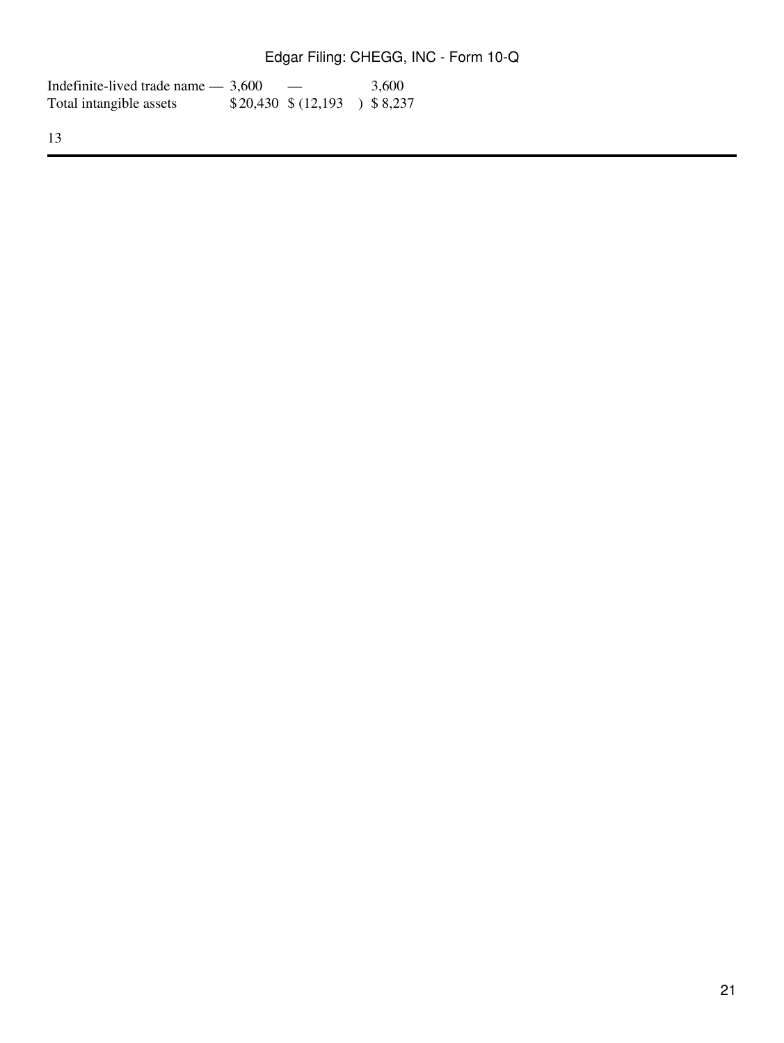| | | | |
|---|---|---|---|
| Indefinite-lived trade name | — 3,600 | — | 3,600 |
| Total intangible assets | $ 20,430 | $ (12,193 ) | $ 8,237 |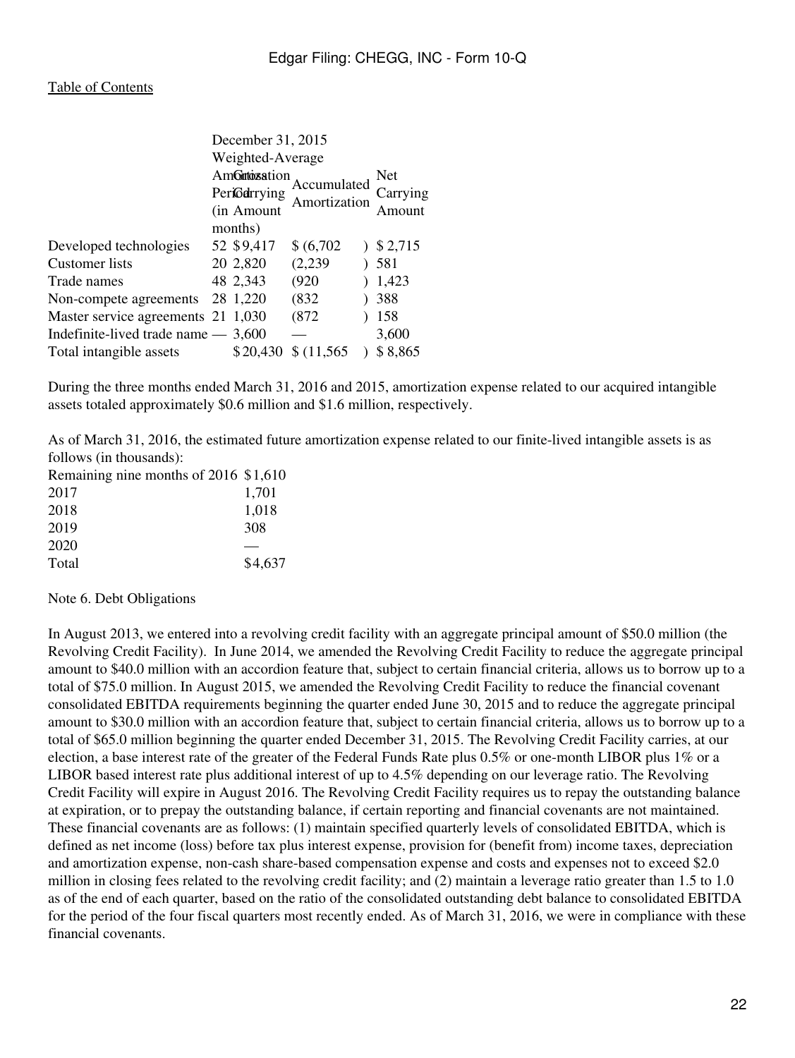| | December 31, 2015 | | | |
|---|---|---|---|---|
| | Weighted-Average Amortization Period (in months) | Gross Carrying Amount | Accumulated Amortization | Net Carrying Amount |
| Developed technologies | 52 | $9,417 | $ (6,702) | $ 2,715 |
| Customer lists | 20 | 2,820 | (2,239) | 581 |
| Trade names | 48 | 2,343 | (920) | 1,423 |
| Non-compete agreements | 28 | 1,220 | (832) | 388 |
| Master service agreements | 21 | 1,030 | (872) | 158 |
| Indefinite-lived trade name | — | 3,600 | — | 3,600 |
| Total intangible assets | | $20,430 | $ (11,565) | $ 8,865 |

During the three months ended March 31, 2016 and 2015, amortization expense related to our acquired intangible assets totaled approximately $0.6 million and $1.6 million, respectively.

As of March 31, 2016, the estimated future amortization expense related to our finite-lived intangible assets is as follows (in thousands):

| | |
|---|---|
| Remaining nine months of 2016 | $1,610 |
| 2017 | 1,701 |
| 2018 | 1,018 |
| 2019 | 308 |
| 2020 | — |
| Total | $4,637 |

Note 6. Debt Obligations

In August 2013, we entered into a revolving credit facility with an aggregate principal amount of $50.0 million (the Revolving Credit Facility). In June 2014, we amended the Revolving Credit Facility to reduce the aggregate principal amount to $40.0 million with an accordion feature that, subject to certain financial criteria, allows us to borrow up to a total of $75.0 million. In August 2015, we amended the Revolving Credit Facility to reduce the financial covenant consolidated EBITDA requirements beginning the quarter ended June 30, 2015 and to reduce the aggregate principal amount to $30.0 million with an accordion feature that, subject to certain financial criteria, allows us to borrow up to a total of $65.0 million beginning the quarter ended December 31, 2015. The Revolving Credit Facility carries, at our election, a base interest rate of the greater of the Federal Funds Rate plus 0.5% or one-month LIBOR plus 1% or a LIBOR based interest rate plus additional interest of up to 4.5% depending on our leverage ratio. The Revolving Credit Facility will expire in August 2016. The Revolving Credit Facility requires us to repay the outstanding balance at expiration, or to prepay the outstanding balance, if certain reporting and financial covenants are not maintained. These financial covenants are as follows: (1) maintain specified quarterly levels of consolidated EBITDA, which is defined as net income (loss) before tax plus interest expense, provision for (benefit from) income taxes, depreciation and amortization expense, non-cash share-based compensation expense and costs and expenses not to exceed $2.0 million in closing fees related to the revolving credit facility; and (2) maintain a leverage ratio greater than 1.5 to 1.0 as of the end of each quarter, based on the ratio of the consolidated outstanding debt balance to consolidated EBITDA for the period of the four fiscal quarters most recently ended. As of March 31, 2016, we were in compliance with these financial covenants.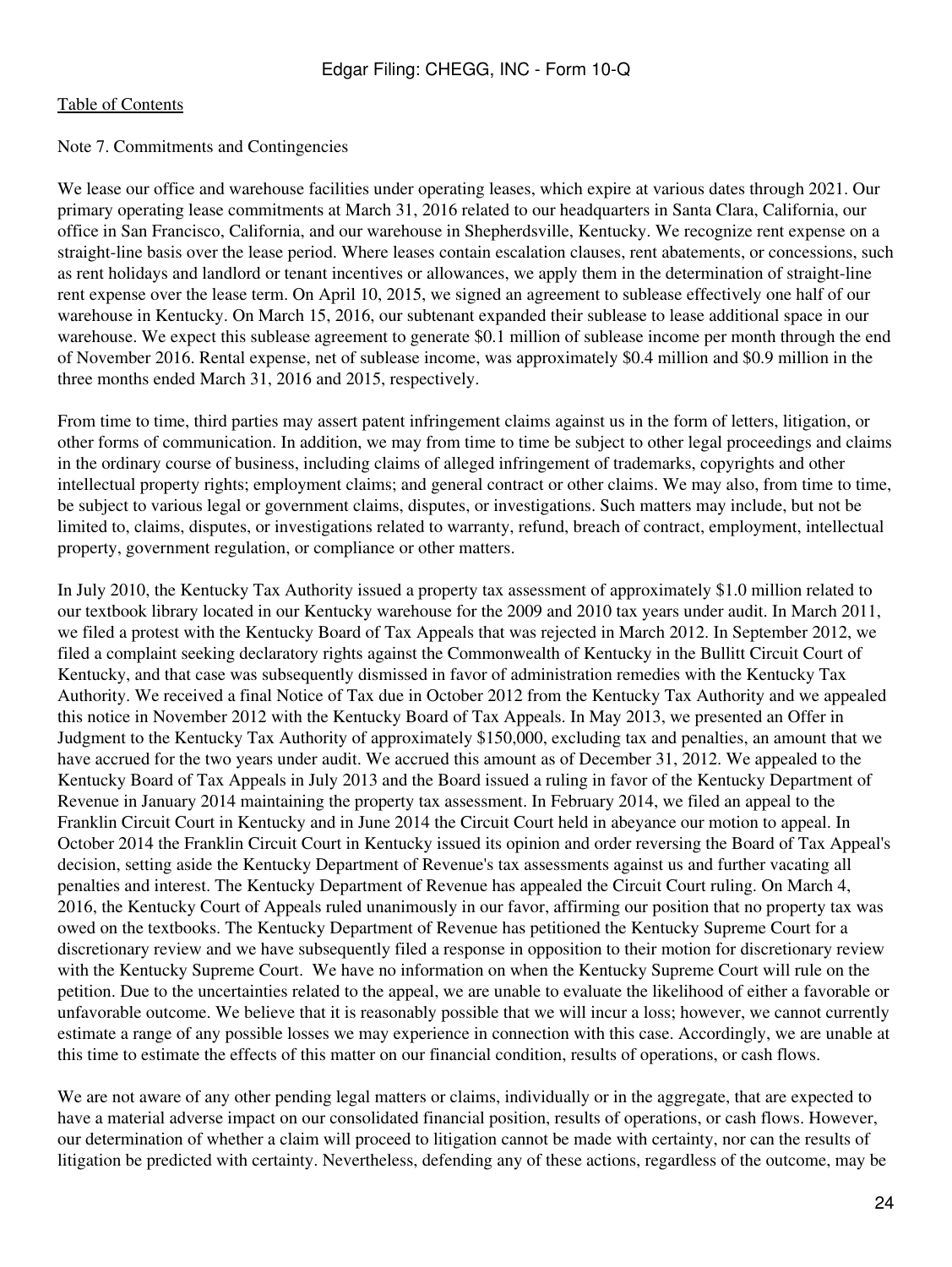Note 7. Commitments and Contingencies

We lease our office and warehouse facilities under operating leases, which expire at various dates through 2021. Our primary operating lease commitments at March 31, 2016 related to our headquarters in Santa Clara, California, our office in San Francisco, California, and our warehouse in Shepherdsville, Kentucky. We recognize rent expense on a straight-line basis over the lease period. Where leases contain escalation clauses, rent abatements, or concessions, such as rent holidays and landlord or tenant incentives or allowances, we apply them in the determination of straight-line rent expense over the lease term. On April 10, 2015, we signed an agreement to sublease effectively one half of our warehouse in Kentucky. On March 15, 2016, our subtenant expanded their sublease to lease additional space in our warehouse. We expect this sublease agreement to generate $0.1 million of sublease income per month through the end of November 2016. Rental expense, net of sublease income, was approximately $0.4 million and $0.9 million in the three months ended March 31, 2016 and 2015, respectively.

From time to time, third parties may assert patent infringement claims against us in the form of letters, litigation, or other forms of communication. In addition, we may from time to time be subject to other legal proceedings and claims in the ordinary course of business, including claims of alleged infringement of trademarks, copyrights and other intellectual property rights; employment claims; and general contract or other claims. We may also, from time to time, be subject to various legal or government claims, disputes, or investigations. Such matters may include, but not be limited to, claims, disputes, or investigations related to warranty, refund, breach of contract, employment, intellectual property, government regulation, or compliance or other matters.

In July 2010, the Kentucky Tax Authority issued a property tax assessment of approximately $1.0 million related to our textbook library located in our Kentucky warehouse for the 2009 and 2010 tax years under audit. In March 2011, we filed a protest with the Kentucky Board of Tax Appeals that was rejected in March 2012. In September 2012, we filed a complaint seeking declaratory rights against the Commonwealth of Kentucky in the Bullitt Circuit Court of Kentucky, and that case was subsequently dismissed in favor of administration remedies with the Kentucky Tax Authority. We received a final Notice of Tax due in October 2012 from the Kentucky Tax Authority and we appealed this notice in November 2012 with the Kentucky Board of Tax Appeals. In May 2013, we presented an Offer in Judgment to the Kentucky Tax Authority of approximately $150,000, excluding tax and penalties, an amount that we have accrued for the two years under audit. We accrued this amount as of December 31, 2012. We appealed to the Kentucky Board of Tax Appeals in July 2013 and the Board issued a ruling in favor of the Kentucky Department of Revenue in January 2014 maintaining the property tax assessment. In February 2014, we filed an appeal to the Franklin Circuit Court in Kentucky and in June 2014 the Circuit Court held in abeyance our motion to appeal. In October 2014 the Franklin Circuit Court in Kentucky issued its opinion and order reversing the Board of Tax Appeal's decision, setting aside the Kentucky Department of Revenue's tax assessments against us and further vacating all penalties and interest. The Kentucky Department of Revenue has appealed the Circuit Court ruling. On March 4, 2016, the Kentucky Court of Appeals ruled unanimously in our favor, affirming our position that no property tax was owed on the textbooks. The Kentucky Department of Revenue has petitioned the Kentucky Supreme Court for a discretionary review and we have subsequently filed a response in opposition to their motion for discretionary review with the Kentucky Supreme Court. We have no information on when the Kentucky Supreme Court will rule on the petition. Due to the uncertainties related to the appeal, we are unable to evaluate the likelihood of either a favorable or unfavorable outcome. We believe that it is reasonably possible that we will incur a loss; however, we cannot currently estimate a range of any possible losses we may experience in connection with this case. Accordingly, we are unable at this time to estimate the effects of this matter on our financial condition, results of operations, or cash flows.

We are not aware of any other pending legal matters or claims, individually or in the aggregate, that are expected to have a material adverse impact on our consolidated financial position, results of operations, or cash flows. However, our determination of whether a claim will proceed to litigation cannot be made with certainty, nor can the results of litigation be predicted with certainty. Nevertheless, defending any of these actions, regardless of the outcome, may be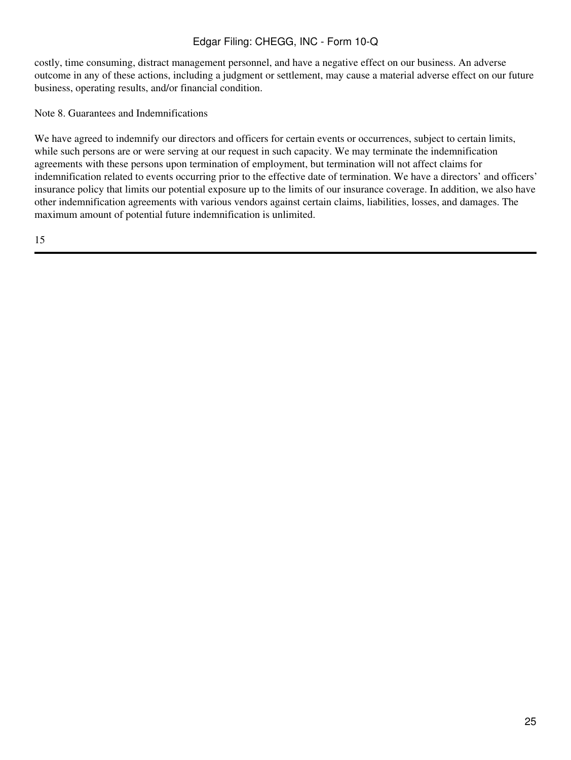costly, time consuming, distract management personnel, and have a negative effect on our business. An adverse outcome in any of these actions, including a judgment or settlement, may cause a material adverse effect on our future business, operating results, and/or financial condition.

## Note 8. Guarantees and Indemnifications

We have agreed to indemnify our directors and officers for certain events or occurrences, subject to certain limits, while such persons are or were serving at our request in such capacity. We may terminate the indemnification agreements with these persons upon termination of employment, but termination will not affect claims for indemnification related to events occurring prior to the effective date of termination. We have a directors' and officers' insurance policy that limits our potential exposure up to the limits of our insurance coverage. In addition, we also have other indemnification agreements with various vendors against certain claims, liabilities, losses, and damages. The maximum amount of potential future indemnification is unlimited.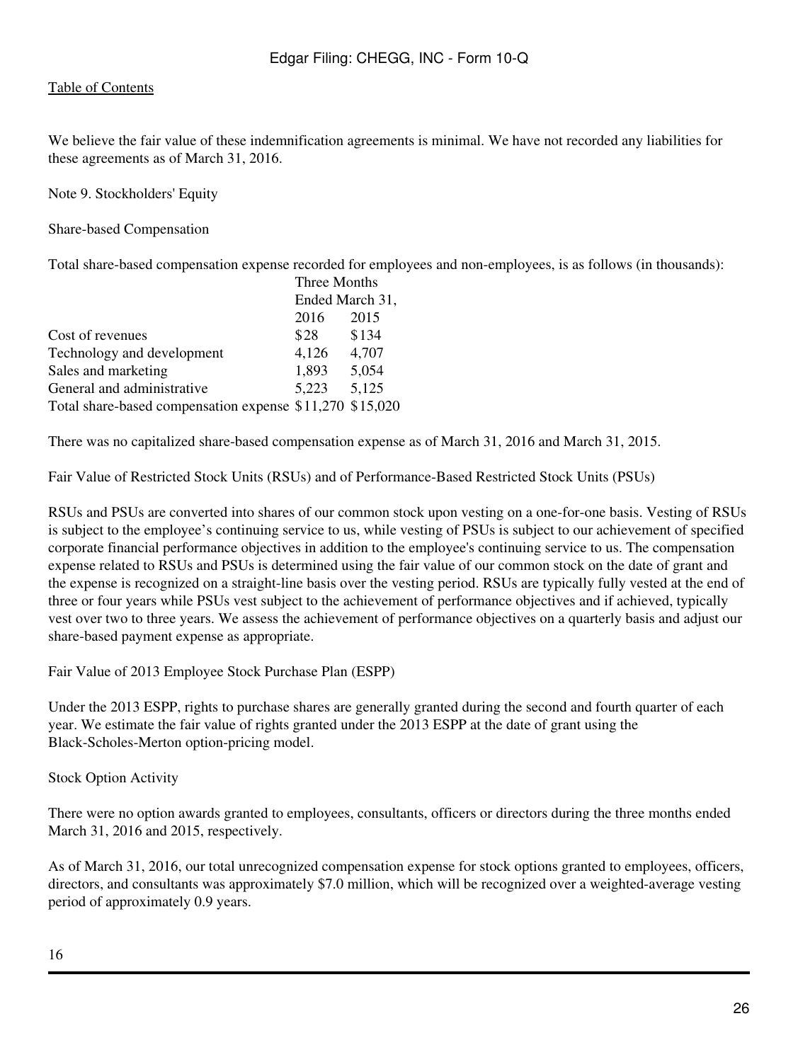We believe the fair value of these indemnification agreements is minimal. We have not recorded any liabilities for these agreements as of March 31, 2016.

Note 9. Stockholders' Equity

Share-based Compensation

Total share-based compensation expense recorded for employees and non-employees, is as follows (in thousands):

| | Three Months Ended March 31, | |
|---|---|---|
| | 2016 | 2015 |
| Cost of revenues | $28 | $134 |
| Technology and development | 4,126 | 4,707 |
| Sales and marketing | 1,893 | 5,054 |
| General and administrative | 5,223 | 5,125 |
| Total share-based compensation expense | $11,270 | $15,020 |

There was no capitalized share-based compensation expense as of March 31, 2016 and March 31, 2015.

Fair Value of Restricted Stock Units (RSUs) and of Performance-Based Restricted Stock Units (PSUs)

RSUs and PSUs are converted into shares of our common stock upon vesting on a one-for-one basis. Vesting of RSUs is subject to the employee’s continuing service to us, while vesting of PSUs is subject to our achievement of specified corporate financial performance objectives in addition to the employee's continuing service to us. The compensation expense related to RSUs and PSUs is determined using the fair value of our common stock on the date of grant and the expense is recognized on a straight-line basis over the vesting period. RSUs are typically fully vested at the end of three or four years while PSUs vest subject to the achievement of performance objectives and if achieved, typically vest over two to three years. We assess the achievement of performance objectives on a quarterly basis and adjust our share-based payment expense as appropriate.

Fair Value of 2013 Employee Stock Purchase Plan (ESPP)

Under the 2013 ESPP, rights to purchase shares are generally granted during the second and fourth quarter of each year. We estimate the fair value of rights granted under the 2013 ESPP at the date of grant using the Black-Scholes-Merton option-pricing model.

Stock Option Activity

There were no option awards granted to employees, consultants, officers or directors during the three months ended March 31, 2016 and 2015, respectively.

As of March 31, 2016, our total unrecognized compensation expense for stock options granted to employees, officers, directors, and consultants was approximately $7.0 million, which will be recognized over a weighted-average vesting period of approximately 0.9 years.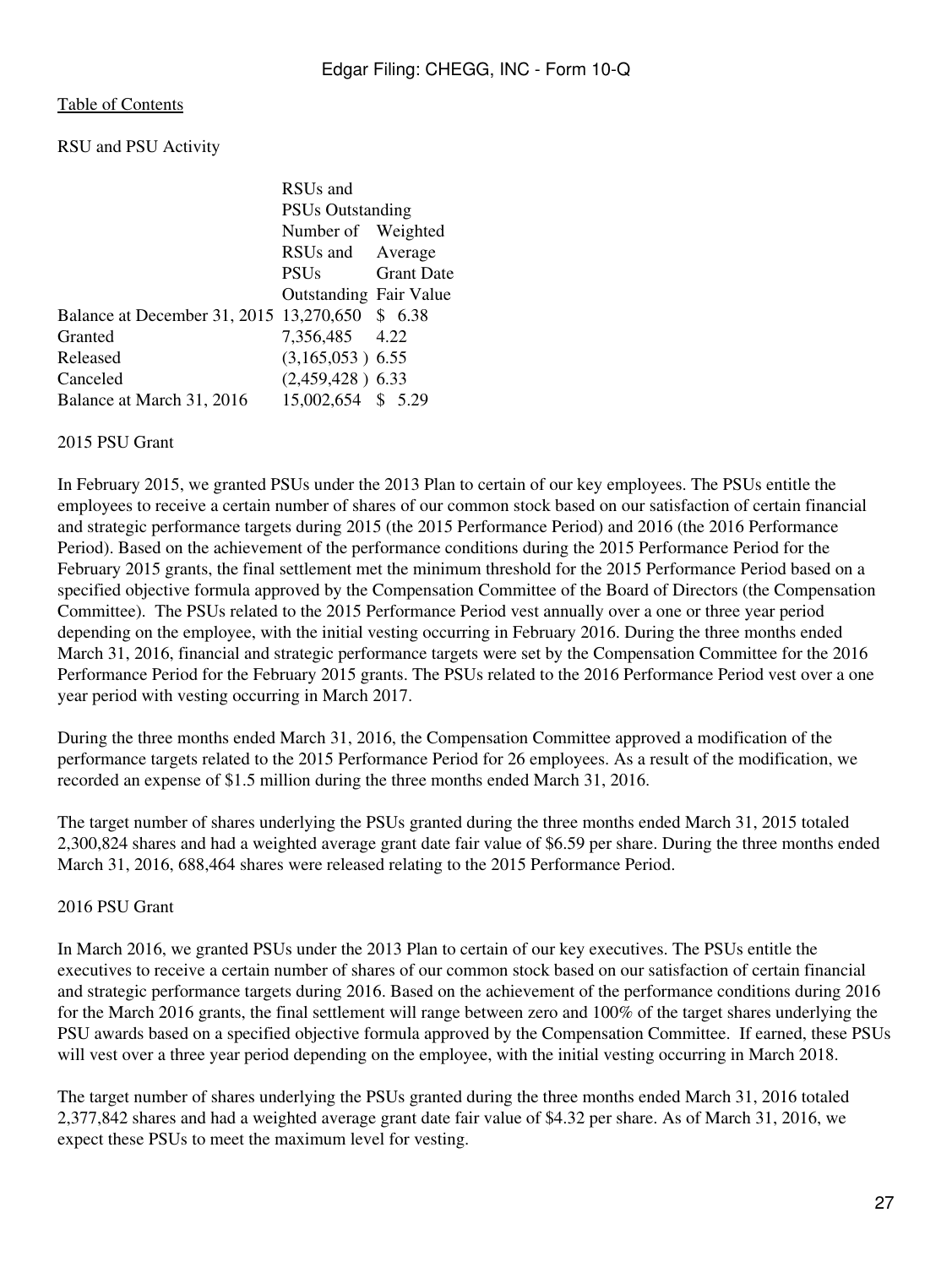RSU and PSU Activity

| | RSUs and PSUs Outstanding | |
|---|---|---|
| | Number of RSUs and PSUs Outstanding | Weighted Average Grant Date Fair Value |
| Balance at December 31, 2015 | 13,270,650 | $ 6.38 |
| Granted | 7,356,485 | 4.22 |
| Released | (3,165,053 ) | 6.55 |
| Canceled | (2,459,428 ) | 6.33 |
| Balance at March 31, 2016 | 15,002,654 | $ 5.29 |

2015 PSU Grant

In February 2015, we granted PSUs under the 2013 Plan to certain of our key employees. The PSUs entitle the employees to receive a certain number of shares of our common stock based on our satisfaction of certain financial and strategic performance targets during 2015 (the 2015 Performance Period) and 2016 (the 2016 Performance Period). Based on the achievement of the performance conditions during the 2015 Performance Period for the February 2015 grants, the final settlement met the minimum threshold for the 2015 Performance Period based on a specified objective formula approved by the Compensation Committee of the Board of Directors (the Compensation Committee). The PSUs related to the 2015 Performance Period vest annually over a one or three year period depending on the employee, with the initial vesting occurring in February 2016. During the three months ended March 31, 2016, financial and strategic performance targets were set by the Compensation Committee for the 2016 Performance Period for the February 2015 grants. The PSUs related to the 2016 Performance Period vest over a one year period with vesting occurring in March 2017.

During the three months ended March 31, 2016, the Compensation Committee approved a modification of the performance targets related to the 2015 Performance Period for 26 employees. As a result of the modification, we recorded an expense of $1.5 million during the three months ended March 31, 2016.

The target number of shares underlying the PSUs granted during the three months ended March 31, 2015 totaled 2,300,824 shares and had a weighted average grant date fair value of $6.59 per share. During the three months ended March 31, 2016, 688,464 shares were released relating to the 2015 Performance Period.

2016 PSU Grant

In March 2016, we granted PSUs under the 2013 Plan to certain of our key executives. The PSUs entitle the executives to receive a certain number of shares of our common stock based on our satisfaction of certain financial and strategic performance targets during 2016. Based on the achievement of the performance conditions during 2016 for the March 2016 grants, the final settlement will range between zero and 100% of the target shares underlying the PSU awards based on a specified objective formula approved by the Compensation Committee. If earned, these PSUs will vest over a three year period depending on the employee, with the initial vesting occurring in March 2018.

The target number of shares underlying the PSUs granted during the three months ended March 31, 2016 totaled 2,377,842 shares and had a weighted average grant date fair value of $4.32 per share. As of March 31, 2016, we expect these PSUs to meet the maximum level for vesting.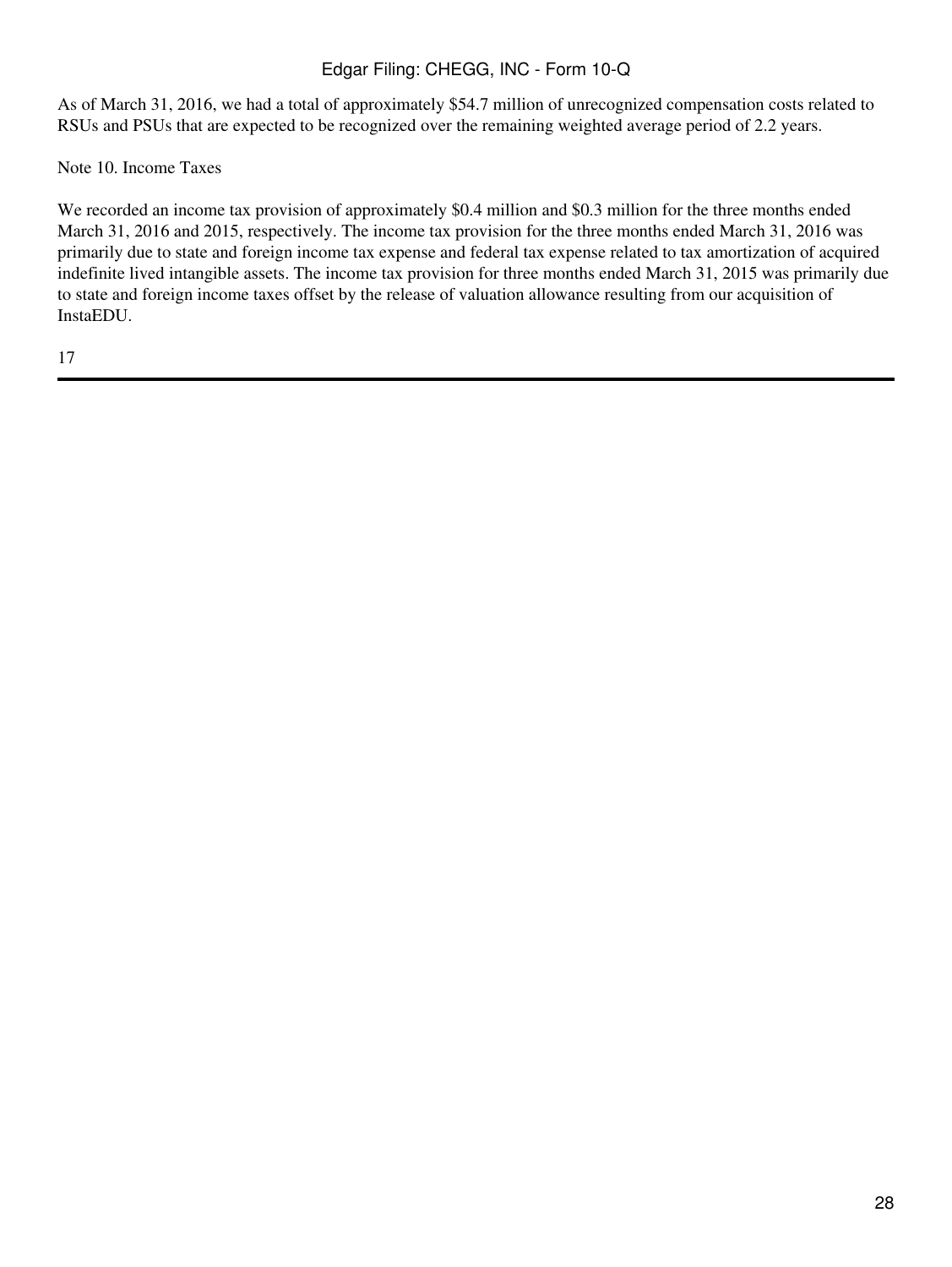As of March 31, 2016, we had a total of approximately $54.7 million of unrecognized compensation costs related to RSUs and PSUs that are expected to be recognized over the remaining weighted average period of 2.2 years.

## Note 10. Income Taxes

We recorded an income tax provision of approximately $0.4 million and $0.3 million for the three months ended March 31, 2016 and 2015, respectively. The income tax provision for the three months ended March 31, 2016 was primarily due to state and foreign income tax expense and federal tax expense related to tax amortization of acquired indefinite lived intangible assets. The income tax provision for three months ended March 31, 2015 was primarily due to state and foreign income taxes offset by the release of valuation allowance resulting from our acquisition of InstaEDU.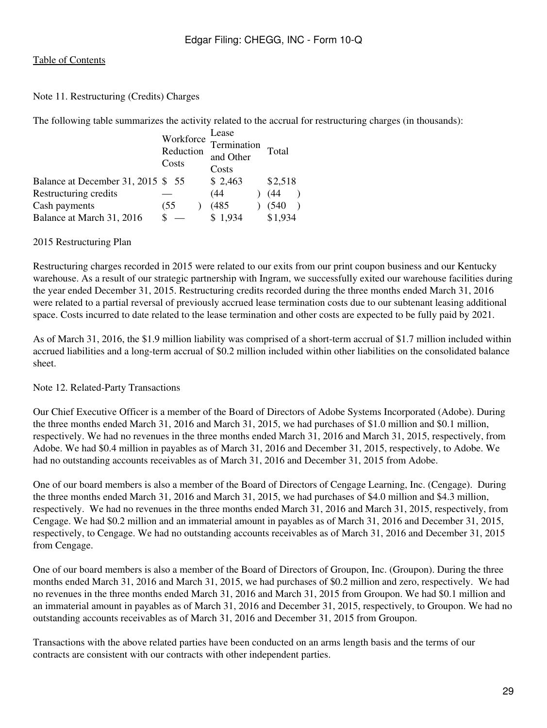Note 11. Restructuring (Credits) Charges

The following table summarizes the activity related to the accrual for restructuring charges (in thousands):

| | Workforce Reduction Costs | Lease Termination and Other Costs | Total |
|---|---|---|---|
| Balance at December 31, 2015 | $ 55 | $ 2,463 | $2,518 |
| Restructuring credits | — | (44) | (44) |
| Cash payments | (55) | (485) | (540) |
| Balance at March 31, 2016 | $ — | $ 1,934 | $1,934 |

2015 Restructuring Plan

Restructuring charges recorded in 2015 were related to our exits from our print coupon business and our Kentucky warehouse. As a result of our strategic partnership with Ingram, we successfully exited our warehouse facilities during the year ended December 31, 2015. Restructuring credits recorded during the three months ended March 31, 2016 were related to a partial reversal of previously accrued lease termination costs due to our subtenant leasing additional space. Costs incurred to date related to the lease termination and other costs are expected to be fully paid by 2021.

As of March 31, 2016, the $1.9 million liability was comprised of a short-term accrual of $1.7 million included within accrued liabilities and a long-term accrual of $0.2 million included within other liabilities on the consolidated balance sheet.

Note 12. Related-Party Transactions

Our Chief Executive Officer is a member of the Board of Directors of Adobe Systems Incorporated (Adobe). During the three months ended March 31, 2016 and March 31, 2015, we had purchases of $1.0 million and $0.1 million, respectively. We had no revenues in the three months ended March 31, 2016 and March 31, 2015, respectively, from Adobe. We had $0.4 million in payables as of March 31, 2016 and December 31, 2015, respectively, to Adobe. We had no outstanding accounts receivables as of March 31, 2016 and December 31, 2015 from Adobe.

One of our board members is also a member of the Board of Directors of Cengage Learning, Inc. (Cengage). During the three months ended March 31, 2016 and March 31, 2015, we had purchases of $4.0 million and $4.3 million, respectively. We had no revenues in the three months ended March 31, 2016 and March 31, 2015, respectively, from Cengage. We had $0.2 million and an immaterial amount in payables as of March 31, 2016 and December 31, 2015, respectively, to Cengage. We had no outstanding accounts receivables as of March 31, 2016 and December 31, 2015 from Cengage.

One of our board members is also a member of the Board of Directors of Groupon, Inc. (Groupon). During the three months ended March 31, 2016 and March 31, 2015, we had purchases of $0.2 million and zero, respectively. We had no revenues in the three months ended March 31, 2016 and March 31, 2015 from Groupon. We had $0.1 million and an immaterial amount in payables as of March 31, 2016 and December 31, 2015, respectively, to Groupon. We had no outstanding accounts receivables as of March 31, 2016 and December 31, 2015 from Groupon.

Transactions with the above related parties have been conducted on an arms length basis and the terms of our contracts are consistent with our contracts with other independent parties.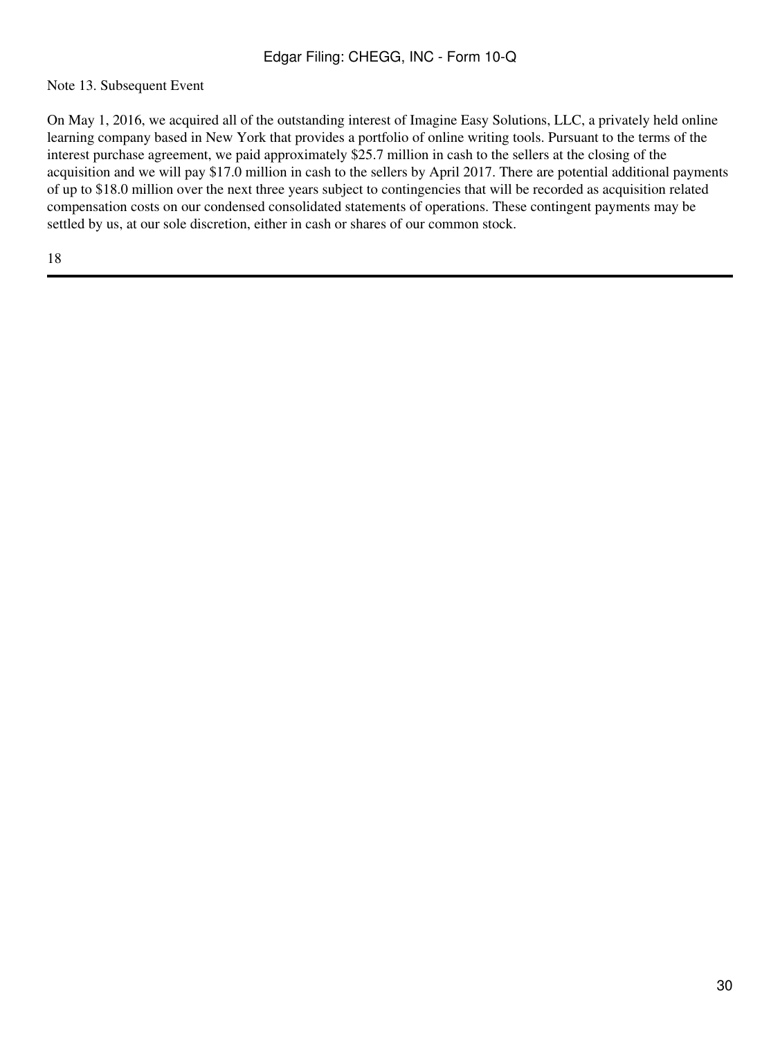Note 13. Subsequent Event

On May 1, 2016, we acquired all of the outstanding interest of Imagine Easy Solutions, LLC, a privately held online learning company based in New York that provides a portfolio of online writing tools. Pursuant to the terms of the interest purchase agreement, we paid approximately $25.7 million in cash to the sellers at the closing of the acquisition and we will pay $17.0 million in cash to the sellers by April 2017. There are potential additional payments of up to $18.0 million over the next three years subject to contingencies that will be recorded as acquisition related compensation costs on our condensed consolidated statements of operations. These contingent payments may be settled by us, at our sole discretion, either in cash or shares of our common stock.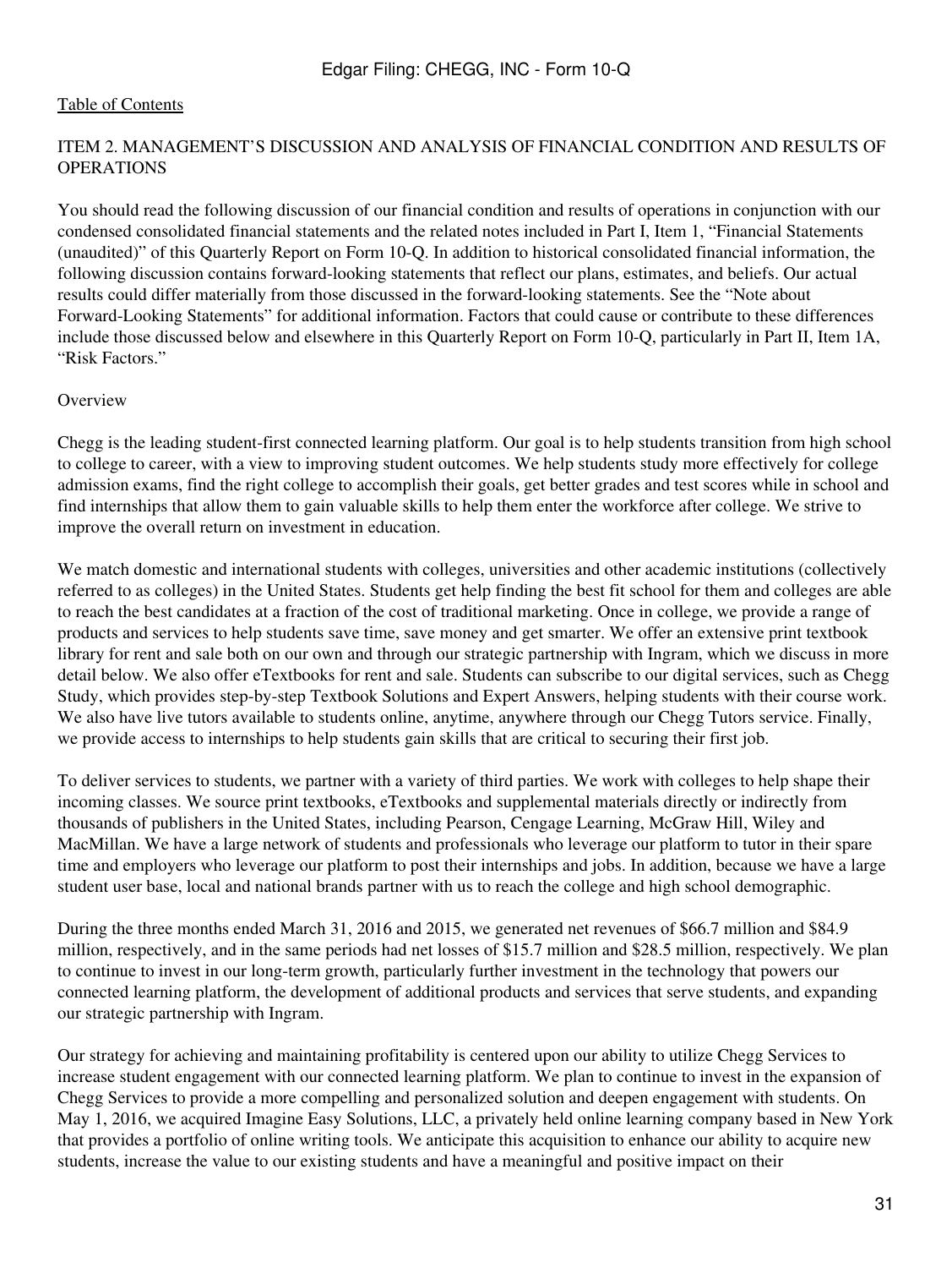## ITEM 2. MANAGEMENT'S DISCUSSION AND ANALYSIS OF FINANCIAL CONDITION AND RESULTS OF OPERATIONS

You should read the following discussion of our financial condition and results of operations in conjunction with our condensed consolidated financial statements and the related notes included in Part I, Item 1, "Financial Statements (unaudited)" of this Quarterly Report on Form 10-Q. In addition to historical consolidated financial information, the following discussion contains forward-looking statements that reflect our plans, estimates, and beliefs. Our actual results could differ materially from those discussed in the forward-looking statements. See the "Note about Forward-Looking Statements" for additional information. Factors that could cause or contribute to these differences include those discussed below and elsewhere in this Quarterly Report on Form 10-Q, particularly in Part II, Item 1A, "Risk Factors."

### Overview

Chegg is the leading student-first connected learning platform. Our goal is to help students transition from high school to college to career, with a view to improving student outcomes. We help students study more effectively for college admission exams, find the right college to accomplish their goals, get better grades and test scores while in school and find internships that allow them to gain valuable skills to help them enter the workforce after college. We strive to improve the overall return on investment in education.

We match domestic and international students with colleges, universities and other academic institutions (collectively referred to as colleges) in the United States. Students get help finding the best fit school for them and colleges are able to reach the best candidates at a fraction of the cost of traditional marketing. Once in college, we provide a range of products and services to help students save time, save money and get smarter. We offer an extensive print textbook library for rent and sale both on our own and through our strategic partnership with Ingram, which we discuss in more detail below. We also offer eTextbooks for rent and sale. Students can subscribe to our digital services, such as Chegg Study, which provides step-by-step Textbook Solutions and Expert Answers, helping students with their course work. We also have live tutors available to students online, anytime, anywhere through our Chegg Tutors service. Finally, we provide access to internships to help students gain skills that are critical to securing their first job.

To deliver services to students, we partner with a variety of third parties. We work with colleges to help shape their incoming classes. We source print textbooks, eTextbooks and supplemental materials directly or indirectly from thousands of publishers in the United States, including Pearson, Cengage Learning, McGraw Hill, Wiley and MacMillan. We have a large network of students and professionals who leverage our platform to tutor in their spare time and employers who leverage our platform to post their internships and jobs. In addition, because we have a large student user base, local and national brands partner with us to reach the college and high school demographic.

During the three months ended March 31, 2016 and 2015, we generated net revenues of $66.7 million and $84.9 million, respectively, and in the same periods had net losses of $15.7 million and $28.5 million, respectively. We plan to continue to invest in our long-term growth, particularly further investment in the technology that powers our connected learning platform, the development of additional products and services that serve students, and expanding our strategic partnership with Ingram.

Our strategy for achieving and maintaining profitability is centered upon our ability to utilize Chegg Services to increase student engagement with our connected learning platform. We plan to continue to invest in the expansion of Chegg Services to provide a more compelling and personalized solution and deepen engagement with students. On May 1, 2016, we acquired Imagine Easy Solutions, LLC, a privately held online learning company based in New York that provides a portfolio of online writing tools. We anticipate this acquisition to enhance our ability to acquire new students, increase the value to our existing students and have a meaningful and positive impact on their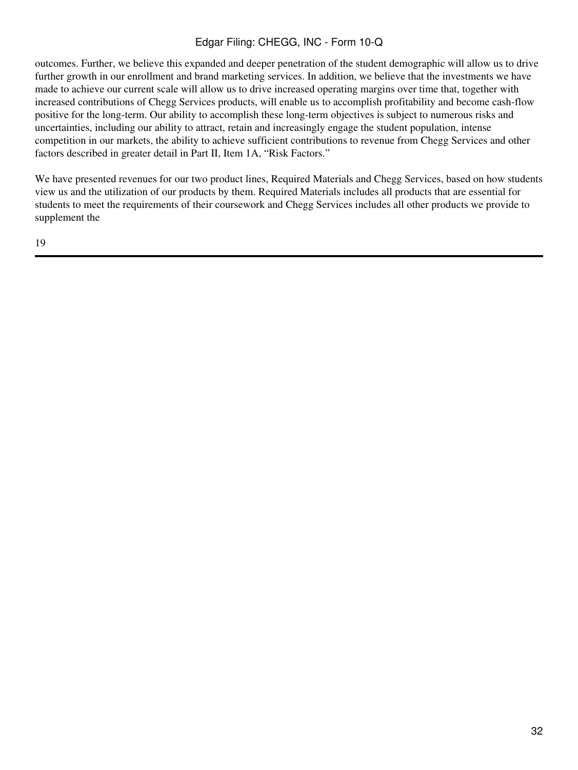outcomes. Further, we believe this expanded and deeper penetration of the student demographic will allow us to drive further growth in our enrollment and brand marketing services. In addition, we believe that the investments we have made to achieve our current scale will allow us to drive increased operating margins over time that, together with increased contributions of Chegg Services products, will enable us to accomplish profitability and become cash-flow positive for the long-term. Our ability to accomplish these long-term objectives is subject to numerous risks and uncertainties, including our ability to attract, retain and increasingly engage the student population, intense competition in our markets, the ability to achieve sufficient contributions to revenue from Chegg Services and other factors described in greater detail in Part II, Item 1A, "Risk Factors."

We have presented revenues for our two product lines, Required Materials and Chegg Services, based on how students view us and the utilization of our products by them. Required Materials includes all products that are essential for students to meet the requirements of their coursework and Chegg Services includes all other products we provide to supplement the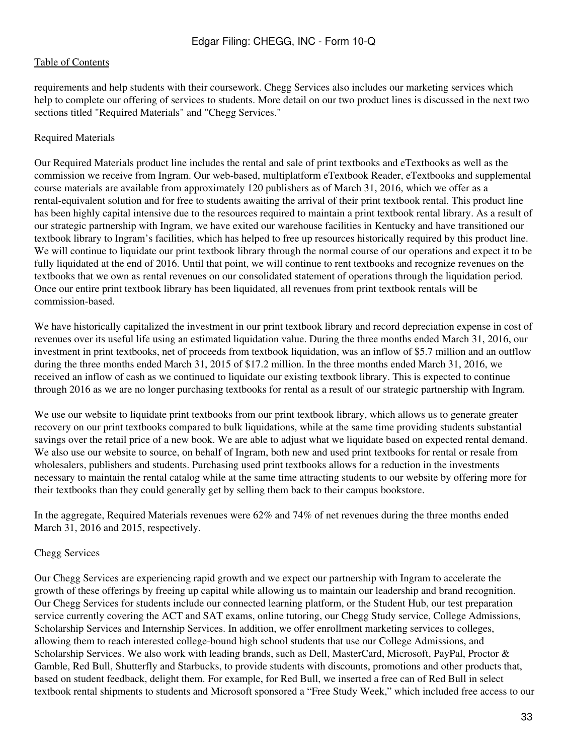requirements and help students with their coursework. Chegg Services also includes our marketing services which help to complete our offering of services to students. More detail on our two product lines is discussed in the next two sections titled "Required Materials" and "Chegg Services."

### Required Materials

Our Required Materials product line includes the rental and sale of print textbooks and eTextbooks as well as the commission we receive from Ingram. Our web-based, multiplatform eTextbook Reader, eTextbooks and supplemental course materials are available from approximately 120 publishers as of March 31, 2016, which we offer as a rental-equivalent solution and for free to students awaiting the arrival of their print textbook rental. This product line has been highly capital intensive due to the resources required to maintain a print textbook rental library. As a result of our strategic partnership with Ingram, we have exited our warehouse facilities in Kentucky and have transitioned our textbook library to Ingram's facilities, which has helped to free up resources historically required by this product line. We will continue to liquidate our print textbook library through the normal course of our operations and expect it to be fully liquidated at the end of 2016. Until that point, we will continue to rent textbooks and recognize revenues on the textbooks that we own as rental revenues on our consolidated statement of operations through the liquidation period. Once our entire print textbook library has been liquidated, all revenues from print textbook rentals will be commission-based.

We have historically capitalized the investment in our print textbook library and record depreciation expense in cost of revenues over its useful life using an estimated liquidation value. During the three months ended March 31, 2016, our investment in print textbooks, net of proceeds from textbook liquidation, was an inflow of $5.7 million and an outflow during the three months ended March 31, 2015 of $17.2 million. In the three months ended March 31, 2016, we received an inflow of cash as we continued to liquidate our existing textbook library. This is expected to continue through 2016 as we are no longer purchasing textbooks for rental as a result of our strategic partnership with Ingram.

We use our website to liquidate print textbooks from our print textbook library, which allows us to generate greater recovery on our print textbooks compared to bulk liquidations, while at the same time providing students substantial savings over the retail price of a new book. We are able to adjust what we liquidate based on expected rental demand. We also use our website to source, on behalf of Ingram, both new and used print textbooks for rental or resale from wholesalers, publishers and students. Purchasing used print textbooks allows for a reduction in the investments necessary to maintain the rental catalog while at the same time attracting students to our website by offering more for their textbooks than they could generally get by selling them back to their campus bookstore.

In the aggregate, Required Materials revenues were 62% and 74% of net revenues during the three months ended March 31, 2016 and 2015, respectively.

### Chegg Services

Our Chegg Services are experiencing rapid growth and we expect our partnership with Ingram to accelerate the growth of these offerings by freeing up capital while allowing us to maintain our leadership and brand recognition. Our Chegg Services for students include our connected learning platform, or the Student Hub, our test preparation service currently covering the ACT and SAT exams, online tutoring, our Chegg Study service, College Admissions, Scholarship Services and Internship Services. In addition, we offer enrollment marketing services to colleges, allowing them to reach interested college-bound high school students that use our College Admissions, and Scholarship Services. We also work with leading brands, such as Dell, MasterCard, Microsoft, PayPal, Proctor & Gamble, Red Bull, Shutterfly and Starbucks, to provide students with discounts, promotions and other products that, based on student feedback, delight them. For example, for Red Bull, we inserted a free can of Red Bull in select textbook rental shipments to students and Microsoft sponsored a "Free Study Week," which included free access to our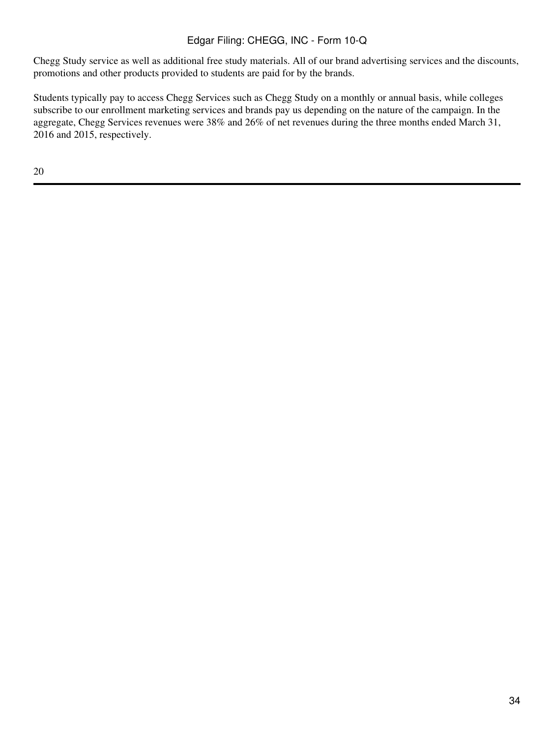Chegg Study service as well as additional free study materials. All of our brand advertising services and the discounts, promotions and other products provided to students are paid for by the brands.

Students typically pay to access Chegg Services such as Chegg Study on a monthly or annual basis, while colleges subscribe to our enrollment marketing services and brands pay us depending on the nature of the campaign. In the aggregate, Chegg Services revenues were 38% and 26% of net revenues during the three months ended March 31, 2016 and 2015, respectively.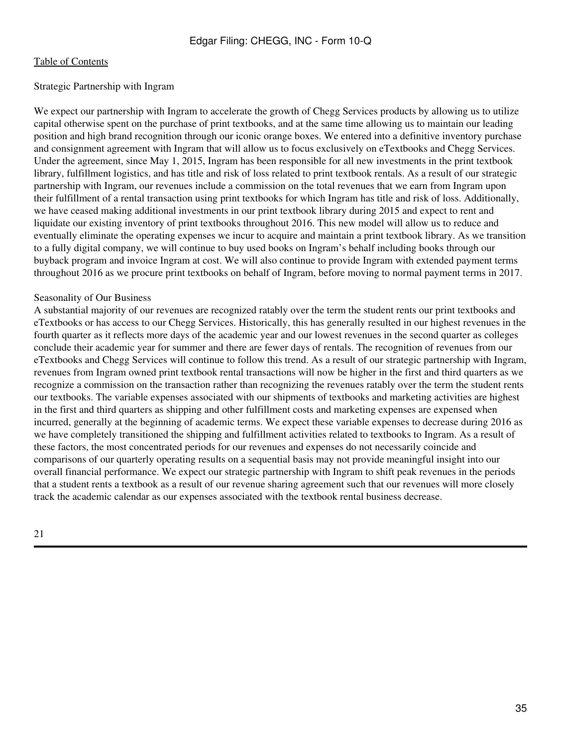Strategic Partnership with Ingram

We expect our partnership with Ingram to accelerate the growth of Chegg Services products by allowing us to utilize capital otherwise spent on the purchase of print textbooks, and at the same time allowing us to maintain our leading position and high brand recognition through our iconic orange boxes. We entered into a definitive inventory purchase and consignment agreement with Ingram that will allow us to focus exclusively on eTextbooks and Chegg Services. Under the agreement, since May 1, 2015, Ingram has been responsible for all new investments in the print textbook library, fulfillment logistics, and has title and risk of loss related to print textbook rentals. As a result of our strategic partnership with Ingram, our revenues include a commission on the total revenues that we earn from Ingram upon their fulfillment of a rental transaction using print textbooks for which Ingram has title and risk of loss. Additionally, we have ceased making additional investments in our print textbook library during 2015 and expect to rent and liquidate our existing inventory of print textbooks throughout 2016. This new model will allow us to reduce and eventually eliminate the operating expenses we incur to acquire and maintain a print textbook library. As we transition to a fully digital company, we will continue to buy used books on Ingram's behalf including books through our buyback program and invoice Ingram at cost. We will also continue to provide Ingram with extended payment terms throughout 2016 as we procure print textbooks on behalf of Ingram, before moving to normal payment terms in 2017.

Seasonality of Our Business

A substantial majority of our revenues are recognized ratably over the term the student rents our print textbooks and eTextbooks or has access to our Chegg Services. Historically, this has generally resulted in our highest revenues in the fourth quarter as it reflects more days of the academic year and our lowest revenues in the second quarter as colleges conclude their academic year for summer and there are fewer days of rentals. The recognition of revenues from our eTextbooks and Chegg Services will continue to follow this trend. As a result of our strategic partnership with Ingram, revenues from Ingram owned print textbook rental transactions will now be higher in the first and third quarters as we recognize a commission on the transaction rather than recognizing the revenues ratably over the term the student rents our textbooks. The variable expenses associated with our shipments of textbooks and marketing activities are highest in the first and third quarters as shipping and other fulfillment costs and marketing expenses are expensed when incurred, generally at the beginning of academic terms. We expect these variable expenses to decrease during 2016 as we have completely transitioned the shipping and fulfillment activities related to textbooks to Ingram. As a result of these factors, the most concentrated periods for our revenues and expenses do not necessarily coincide and comparisons of our quarterly operating results on a sequential basis may not provide meaningful insight into our overall financial performance. We expect our strategic partnership with Ingram to shift peak revenues in the periods that a student rents a textbook as a result of our revenue sharing agreement such that our revenues will more closely track the academic calendar as our expenses associated with the textbook rental business decrease.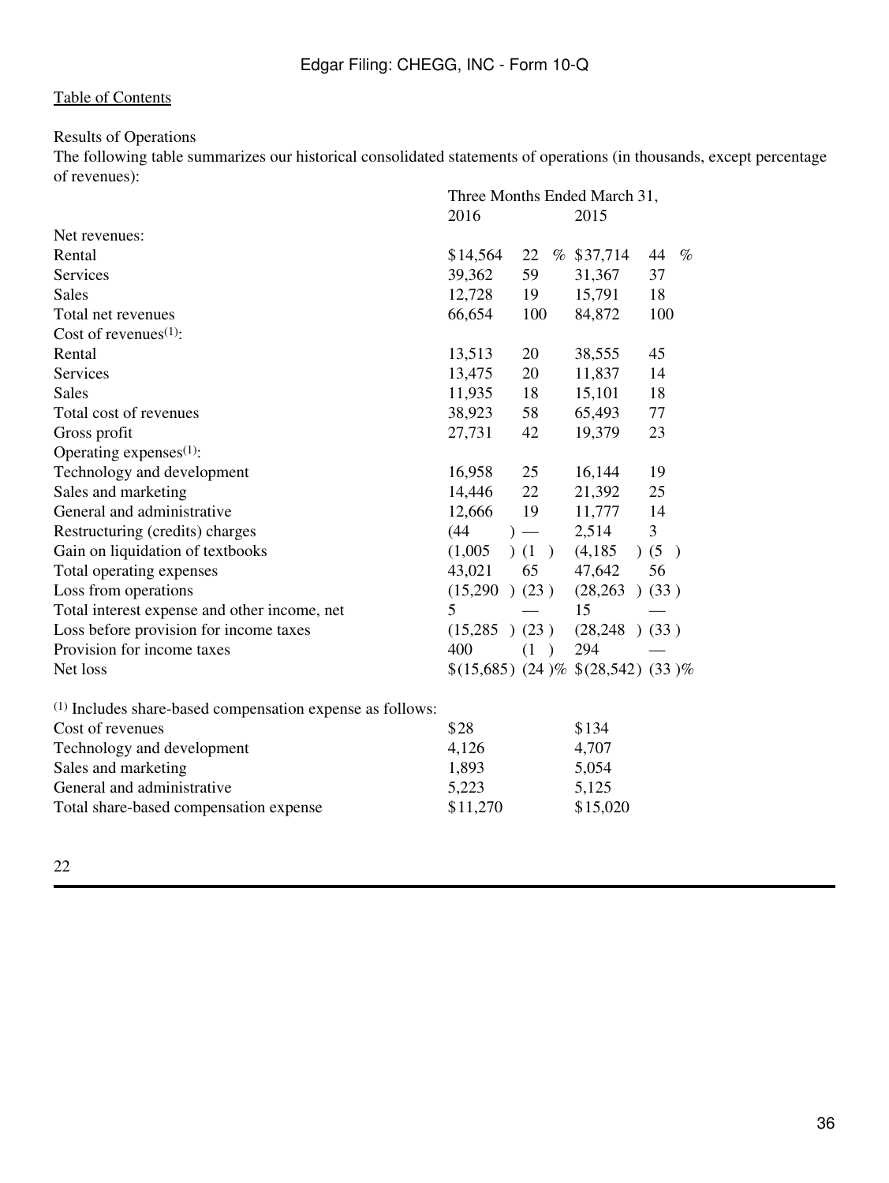Table of Contents

Results of Operations

The following table summarizes our historical consolidated statements of operations (in thousands, except percentage of revenues):

| | Three Months Ended March 31, | | | |
|---|---|---|---|---|
| | 2016 | | 2015 | |
| Net revenues: | | | | |
| Rental | $14,564 | 22 % | $37,714 | 44 % |
| Services | 39,362 | 59 | 31,367 | 37 |
| Sales | 12,728 | 19 | 15,791 | 18 |
| Total net revenues | 66,654 | 100 | 84,872 | 100 |
| Cost of revenues[(1)]: | | | | |
| Rental | 13,513 | 20 | 38,555 | 45 |
| Services | 13,475 | 20 | 11,837 | 14 |
| Sales | 11,935 | 18 | 15,101 | 18 |
| Total cost of revenues | 38,923 | 58 | 65,493 | 77 |
| Gross profit | 27,731 | 42 | 19,379 | 23 |
| Operating expenses[(1)]: | | | | |
| Technology and development | 16,958 | 25 | 16,144 | 19 |
| Sales and marketing | 14,446 | 22 | 21,392 | 25 |
| General and administrative | 12,666 | 19 | 11,777 | 14 |
| Restructuring (credits) charges | (44 ) | — | 2,514 | 3 |
| Gain on liquidation of textbooks | (1,005 ) | (1 ) | (4,185 ) | (5 ) |
| Total operating expenses | 43,021 | 65 | 47,642 | 56 |
| Loss from operations | (15,290 ) | (23 ) | (28,263 ) | (33 ) |
| Total interest expense and other income, net | 5 | — | 15 | — |
| Loss before provision for income taxes | (15,285 ) | (23 ) | (28,248 ) | (33 ) |
| Provision for income taxes | 400 | (1 ) | 294 | — |
| Net loss | $(15,685) | (24 )% | $(28,542) | (33 )% |

| [(1)] Includes share-based compensation expense as follows: | | |
|---|---|---|
| Cost of revenues | $28 | $134 |
| Technology and development | 4,126 | 4,707 |
| Sales and marketing | 1,893 | 5,054 |
| General and administrative | 5,223 | 5,125 |
| Total share-based compensation expense | $11,270 | $15,020 |

22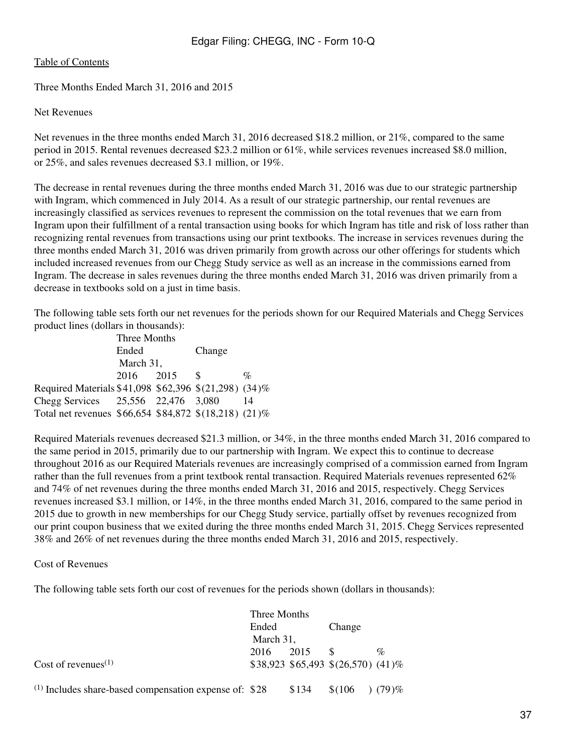[Table of Contents](#)

Three Months Ended March 31, 2016 and 2015

Net Revenues

Net revenues in the three months ended March 31, 2016 decreased $18.2 million, or 21%, compared to the same period in 2015. Rental revenues decreased $23.2 million or 61%, while services revenues increased $8.0 million, or 25%, and sales revenues decreased $3.1 million, or 19%.

The decrease in rental revenues during the three months ended March 31, 2016 was due to our strategic partnership with Ingram, which commenced in July 2014. As a result of our strategic partnership, our rental revenues are increasingly classified as services revenues to represent the commission on the total revenues that we earn from Ingram upon their fulfillment of a rental transaction using books for which Ingram has title and risk of loss rather than recognizing rental revenues from transactions using our print textbooks. The increase in services revenues during the three months ended March 31, 2016 was driven primarily from growth across our other offerings for students which included increased revenues from our Chegg Study service as well as an increase in the commissions earned from Ingram. The decrease in sales revenues during the three months ended March 31, 2016 was driven primarily from a decrease in textbooks sold on a just in time basis.

The following table sets forth our net revenues for the periods shown for our Required Materials and Chegg Services product lines (dollars in thousands):

| | Three Months Ended March 31, | | Change | |
|---|---|---|---|---|
| | 2016 | 2015 | $ | % |
| Required Materials | $41,098 | $62,396 | $(21,298) | (34)% |
| Chegg Services | 25,556 | 22,476 | 3,080 | 14 |
| Total net revenues | $66,654 | $84,872 | $(18,218) | (21)% |

Required Materials revenues decreased $21.3 million, or 34%, in the three months ended March 31, 2016 compared to the same period in 2015, primarily due to our partnership with Ingram. We expect this to continue to decrease throughout 2016 as our Required Materials revenues are increasingly comprised of a commission earned from Ingram rather than the full revenues from a print textbook rental transaction. Required Materials revenues represented 62% and 74% of net revenues during the three months ended March 31, 2016 and 2015, respectively. Chegg Services revenues increased $3.1 million, or 14%, in the three months ended March 31, 2016, compared to the same period in 2015 due to growth in new memberships for our Chegg Study service, partially offset by revenues recognized from our print coupon business that we exited during the three months ended March 31, 2015. Chegg Services represented 38% and 26% of net revenues during the three months ended March 31, 2016 and 2015, respectively.

Cost of Revenues

The following table sets forth our cost of revenues for the periods shown (dollars in thousands):

| | Three Months Ended March 31, | | Change | |
|---|---|---|---|---|
| | 2016 | 2015 | $ | % |
| Cost of revenues[1] | $38,923 | $65,493 | $(26,570) | (41)% |
| [1] Includes share-based compensation expense of: | $28 | $134 | $(106) | (79)% |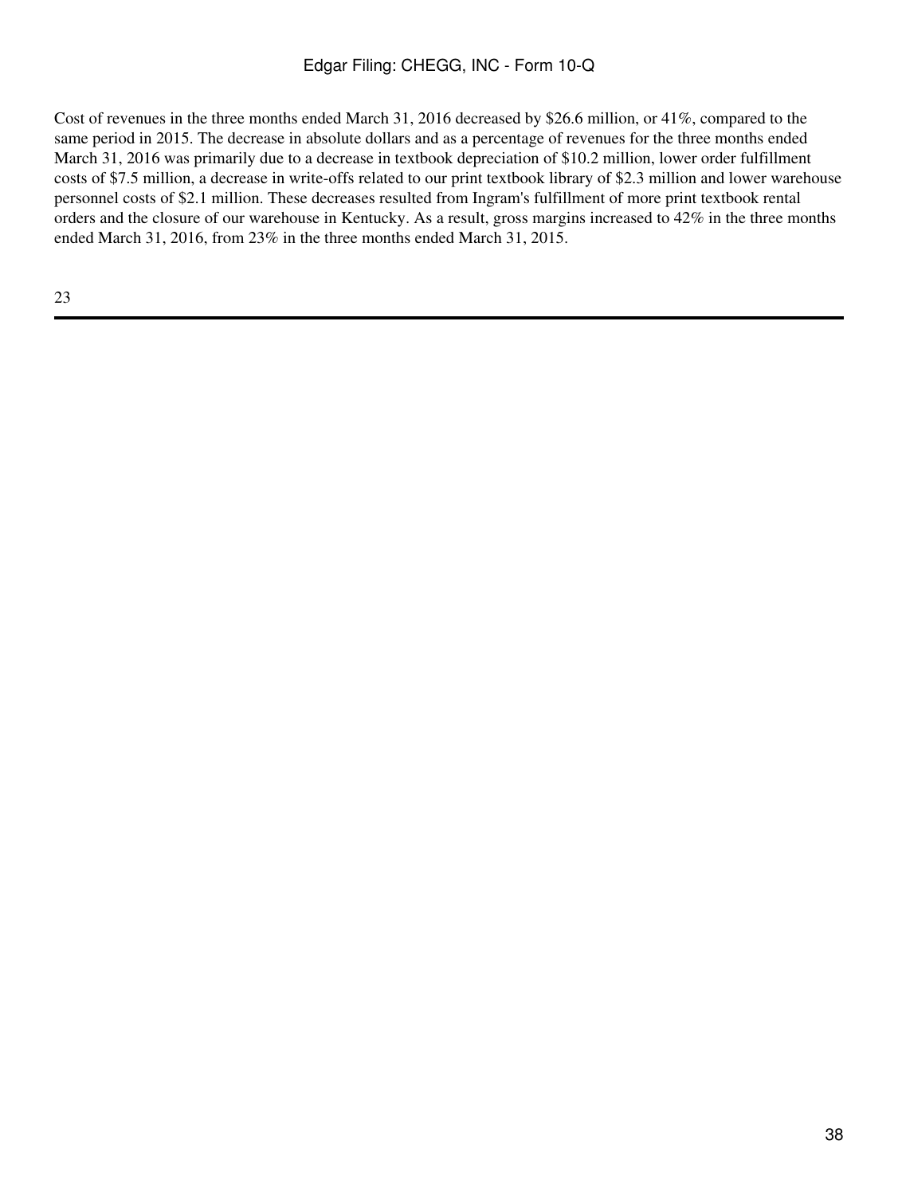Cost of revenues in the three months ended March 31, 2016 decreased by $26.6 million, or 41%, compared to the same period in 2015. The decrease in absolute dollars and as a percentage of revenues for the three months ended March 31, 2016 was primarily due to a decrease in textbook depreciation of $10.2 million, lower order fulfillment costs of $7.5 million, a decrease in write-offs related to our print textbook library of $2.3 million and lower warehouse personnel costs of $2.1 million. These decreases resulted from Ingram's fulfillment of more print textbook rental orders and the closure of our warehouse in Kentucky. As a result, gross margins increased to 42% in the three months ended March 31, 2016, from 23% in the three months ended March 31, 2015.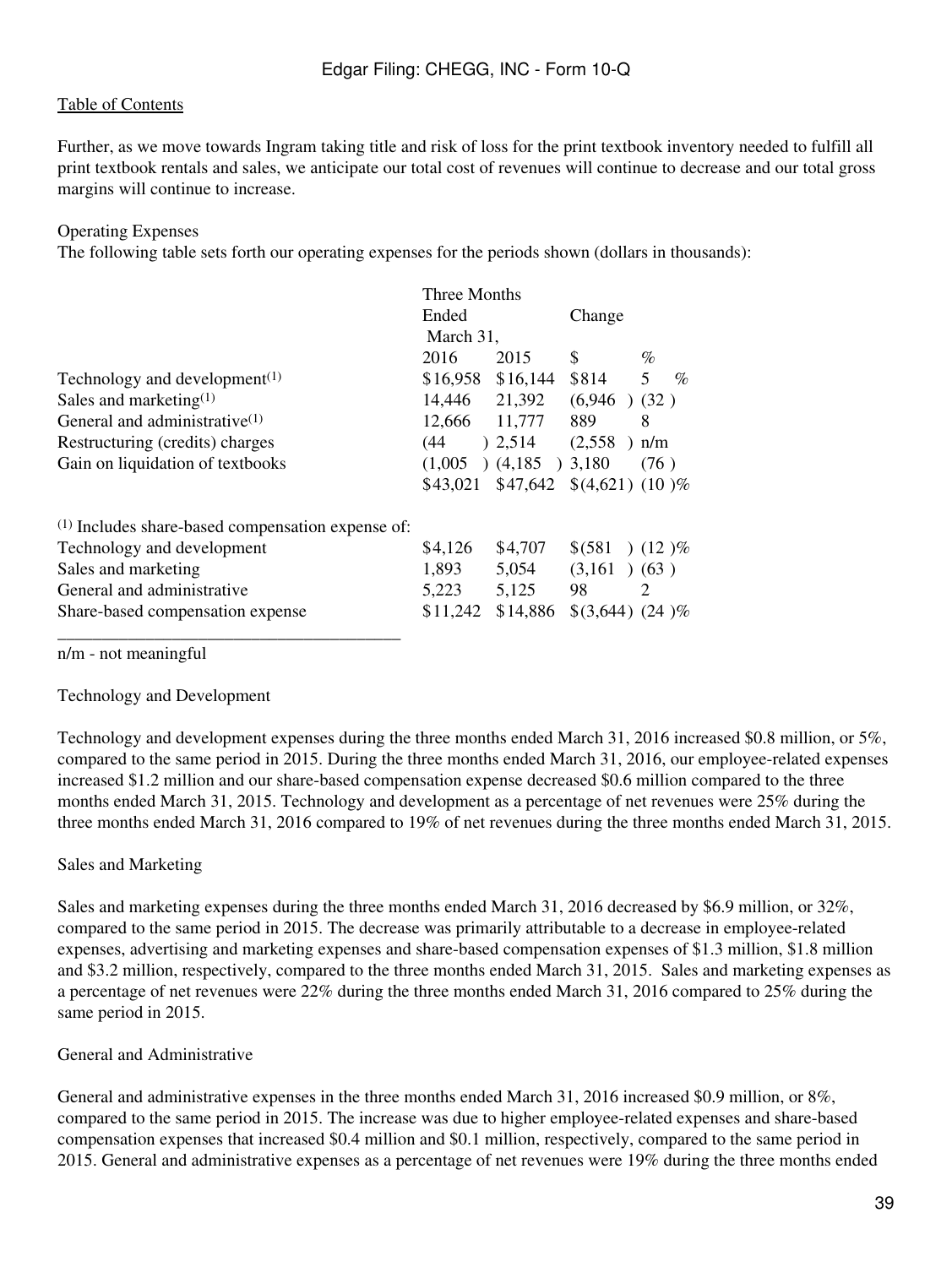Further, as we move towards Ingram taking title and risk of loss for the print textbook inventory needed to fulfill all print textbook rentals and sales, we anticipate our total cost of revenues will continue to decrease and our total gross margins will continue to increase.

Operating Expenses

The following table sets forth our operating expenses for the periods shown (dollars in thousands):

| | Three Months Ended March 31, | | Change | |
|---|---|---|---|---|
| | 2016 | 2015 | $ | % |
| Technology and development[(1)] | $16,958 | $16,144 | $814 | 5 % |
| Sales and marketing[(1)] | 14,446 | 21,392 | (6,946 ) | (32 ) |
| General and administrative[(1)] | 12,666 | 11,777 | 889 | 8 |
| Restructuring (credits) charges | (44 ) | 2,514 | (2,558 ) | n/m |
| Gain on liquidation of textbooks | (1,005 ) | (4,185 ) | 3,180 | (76 ) |
| | $43,021 | $47,642 | $(4,621) | (10 )% |
| [(1)] Includes share-based compensation expense of: | | | | |
| Technology and development | $4,126 | $4,707 | $(581 ) | (12 )% |
| Sales and marketing | 1,893 | 5,054 | (3,161 ) | (63 ) |
| General and administrative | 5,223 | 5,125 | 98 | 2 |
| Share-based compensation expense | $11,242 | $14,886 | $(3,644) | (24 )% |

n/m - not meaningful

Technology and Development

Technology and development expenses during the three months ended March 31, 2016 increased $0.8 million, or 5%, compared to the same period in 2015. During the three months ended March 31, 2016, our employee-related expenses increased $1.2 million and our share-based compensation expense decreased $0.6 million compared to the three months ended March 31, 2015. Technology and development as a percentage of net revenues were 25% during the three months ended March 31, 2016 compared to 19% of net revenues during the three months ended March 31, 2015.

Sales and Marketing

Sales and marketing expenses during the three months ended March 31, 2016 decreased by $6.9 million, or 32%, compared to the same period in 2015. The decrease was primarily attributable to a decrease in employee-related expenses, advertising and marketing expenses and share-based compensation expenses of $1.3 million, $1.8 million and $3.2 million, respectively, compared to the three months ended March 31, 2015. Sales and marketing expenses as a percentage of net revenues were 22% during the three months ended March 31, 2016 compared to 25% during the same period in 2015.

General and Administrative

General and administrative expenses in the three months ended March 31, 2016 increased $0.9 million, or 8%, compared to the same period in 2015. The increase was due to higher employee-related expenses and share-based compensation expenses that increased $0.4 million and $0.1 million, respectively, compared to the same period in 2015. General and administrative expenses as a percentage of net revenues were 19% during the three months ended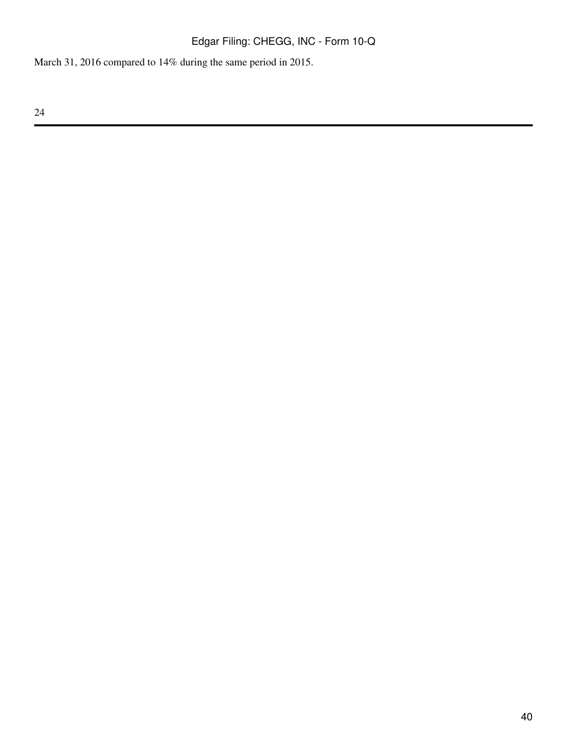March 31, 2016 compared to 14% during the same period in 2015.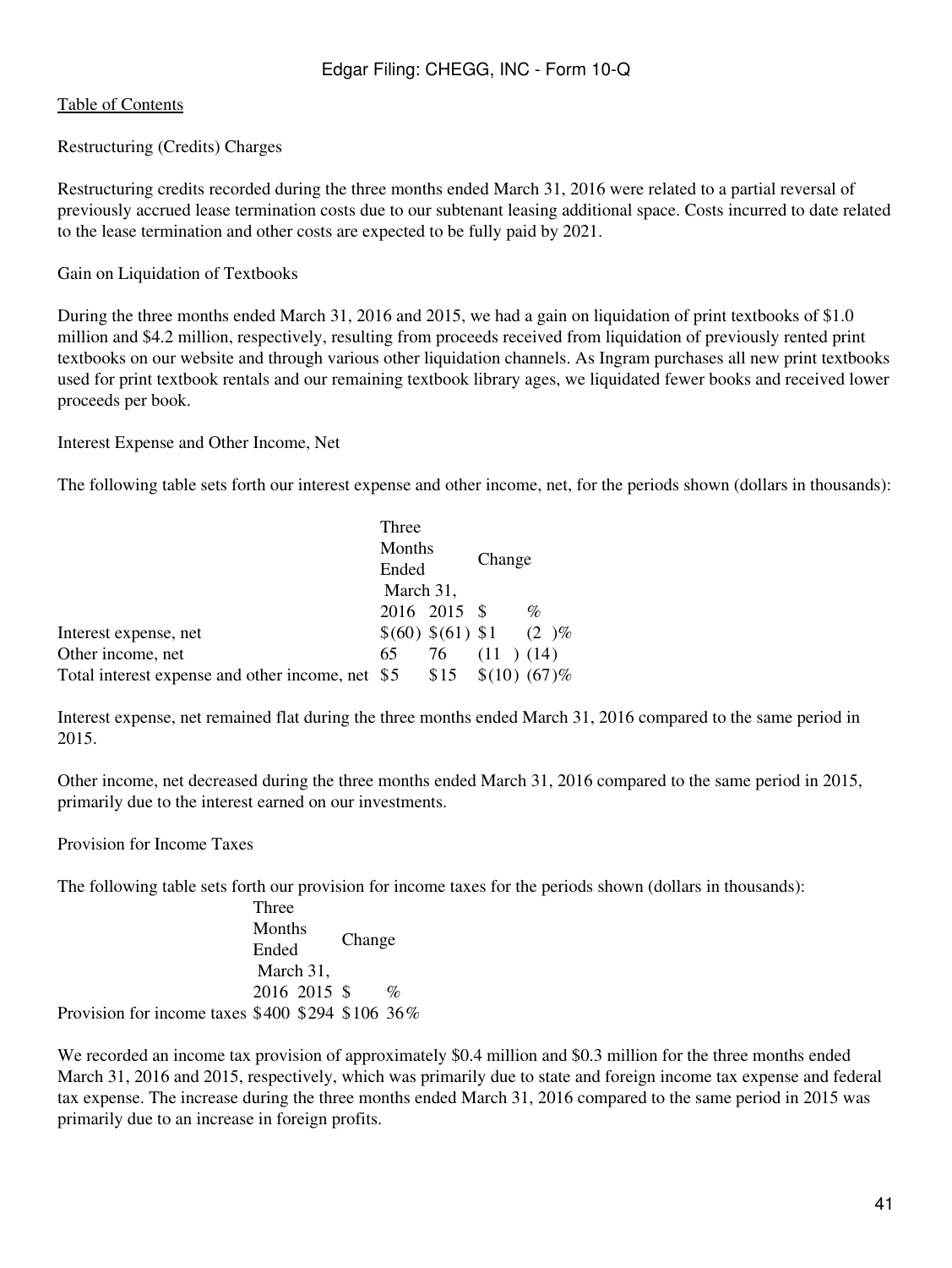Restructuring (Credits) Charges

Restructuring credits recorded during the three months ended March 31, 2016 were related to a partial reversal of previously accrued lease termination costs due to our subtenant leasing additional space. Costs incurred to date related to the lease termination and other costs are expected to be fully paid by 2021.

Gain on Liquidation of Textbooks

During the three months ended March 31, 2016 and 2015, we had a gain on liquidation of print textbooks of $1.0 million and $4.2 million, respectively, resulting from proceeds received from liquidation of previously rented print textbooks on our website and through various other liquidation channels. As Ingram purchases all new print textbooks used for print textbook rentals and our remaining textbook library ages, we liquidated fewer books and received lower proceeds per book.

Interest Expense and Other Income, Net

The following table sets forth our interest expense and other income, net, for the periods shown (dollars in thousands):

| | Three Months Ended March 31, | | Change | |
|---|---|---|---|---|
| | 2016 | 2015 | $ | % |
| Interest expense, net | $(60) | $(61) | $1 | (2 )% |
| Other income, net | 65 | 76 | (11 ) | (14) |
| Total interest expense and other income, net | $5 | $15 | $(10) | (67)% |

Interest expense, net remained flat during the three months ended March 31, 2016 compared to the same period in 2015.

Other income, net decreased during the three months ended March 31, 2016 compared to the same period in 2015, primarily due to the interest earned on our investments.

Provision for Income Taxes

The following table sets forth our provision for income taxes for the periods shown (dollars in thousands):

| | Three Months Ended March 31, | | Change | |
|---|---|---|---|---|
| | 2016 | 2015 | $ | % |
| Provision for income taxes | $400 | $294 | $106 | 36% |

We recorded an income tax provision of approximately $0.4 million and $0.3 million for the three months ended March 31, 2016 and 2015, respectively, which was primarily due to state and foreign income tax expense and federal tax expense. The increase during the three months ended March 31, 2016 compared to the same period in 2015 was primarily due to an increase in foreign profits.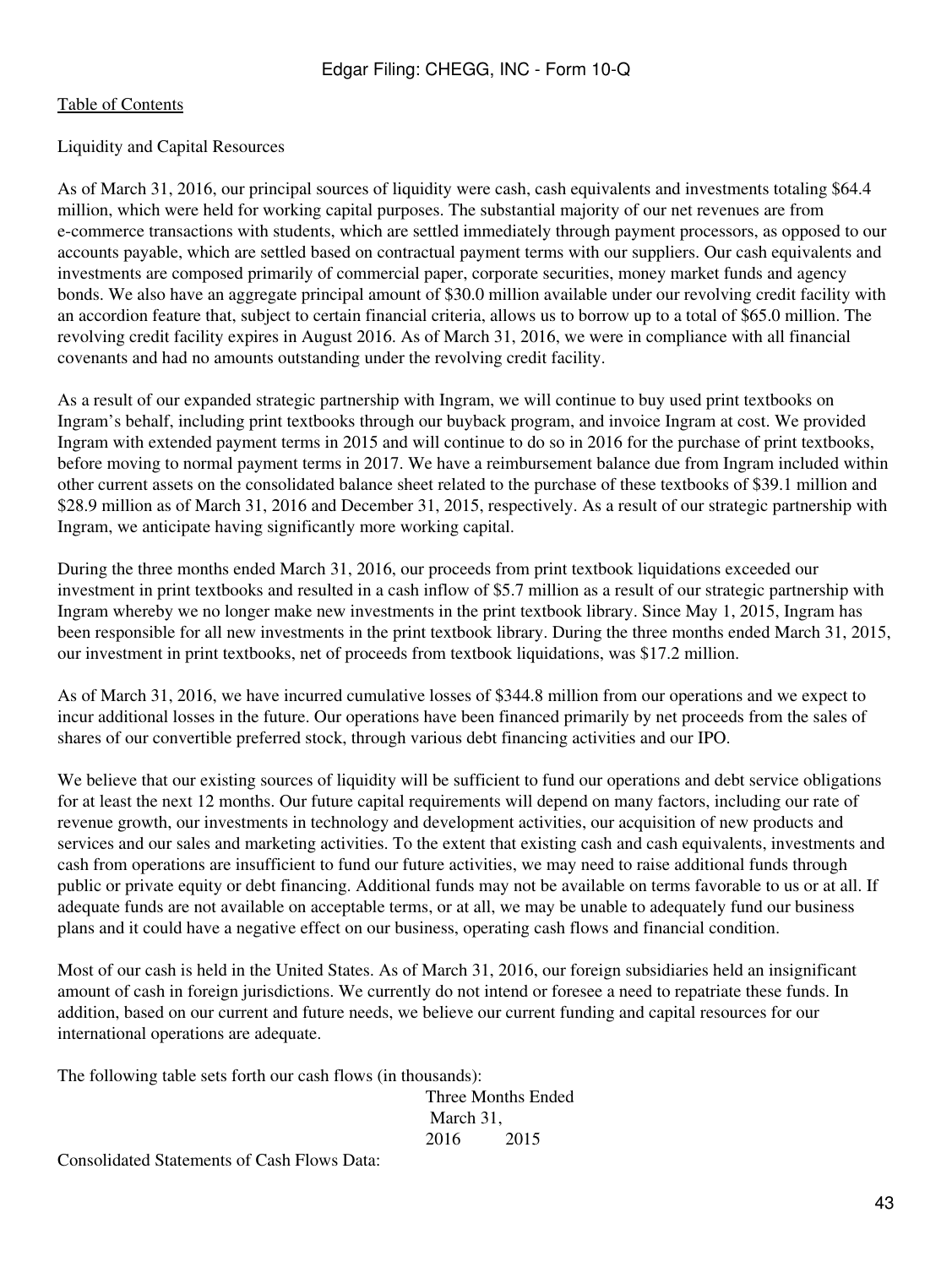Table of Contents

Liquidity and Capital Resources

As of March 31, 2016, our principal sources of liquidity were cash, cash equivalents and investments totaling $64.4 million, which were held for working capital purposes. The substantial majority of our net revenues are from e-commerce transactions with students, which are settled immediately through payment processors, as opposed to our accounts payable, which are settled based on contractual payment terms with our suppliers. Our cash equivalents and investments are composed primarily of commercial paper, corporate securities, money market funds and agency bonds. We also have an aggregate principal amount of $30.0 million available under our revolving credit facility with an accordion feature that, subject to certain financial criteria, allows us to borrow up to a total of $65.0 million. The revolving credit facility expires in August 2016. As of March 31, 2016, we were in compliance with all financial covenants and had no amounts outstanding under the revolving credit facility.

As a result of our expanded strategic partnership with Ingram, we will continue to buy used print textbooks on Ingram's behalf, including print textbooks through our buyback program, and invoice Ingram at cost. We provided Ingram with extended payment terms in 2015 and will continue to do so in 2016 for the purchase of print textbooks, before moving to normal payment terms in 2017. We have a reimbursement balance due from Ingram included within other current assets on the consolidated balance sheet related to the purchase of these textbooks of $39.1 million and $28.9 million as of March 31, 2016 and December 31, 2015, respectively. As a result of our strategic partnership with Ingram, we anticipate having significantly more working capital.

During the three months ended March 31, 2016, our proceeds from print textbook liquidations exceeded our investment in print textbooks and resulted in a cash inflow of $5.7 million as a result of our strategic partnership with Ingram whereby we no longer make new investments in the print textbook library. Since May 1, 2015, Ingram has been responsible for all new investments in the print textbook library. During the three months ended March 31, 2015, our investment in print textbooks, net of proceeds from textbook liquidations, was $17.2 million.

As of March 31, 2016, we have incurred cumulative losses of $344.8 million from our operations and we expect to incur additional losses in the future. Our operations have been financed primarily by net proceeds from the sales of shares of our convertible preferred stock, through various debt financing activities and our IPO.

We believe that our existing sources of liquidity will be sufficient to fund our operations and debt service obligations for at least the next 12 months. Our future capital requirements will depend on many factors, including our rate of revenue growth, our investments in technology and development activities, our acquisition of new products and services and our sales and marketing activities. To the extent that existing cash and cash equivalents, investments and cash from operations are insufficient to fund our future activities, we may need to raise additional funds through public or private equity or debt financing. Additional funds may not be available on terms favorable to us or at all. If adequate funds are not available on acceptable terms, or at all, we may be unable to adequately fund our business plans and it could have a negative effect on our business, operating cash flows and financial condition.

Most of our cash is held in the United States. As of March 31, 2016, our foreign subsidiaries held an insignificant amount of cash in foreign jurisdictions. We currently do not intend or foresee a need to repatriate these funds. In addition, based on our current and future needs, we believe our current funding and capital resources for our international operations are adequate.

The following table sets forth our cash flows (in thousands):

| | Three Months Ended March 31, | |
|---|---|---|
| | 2016 | 2015 |
| Consolidated Statements of Cash Flows Data: | | |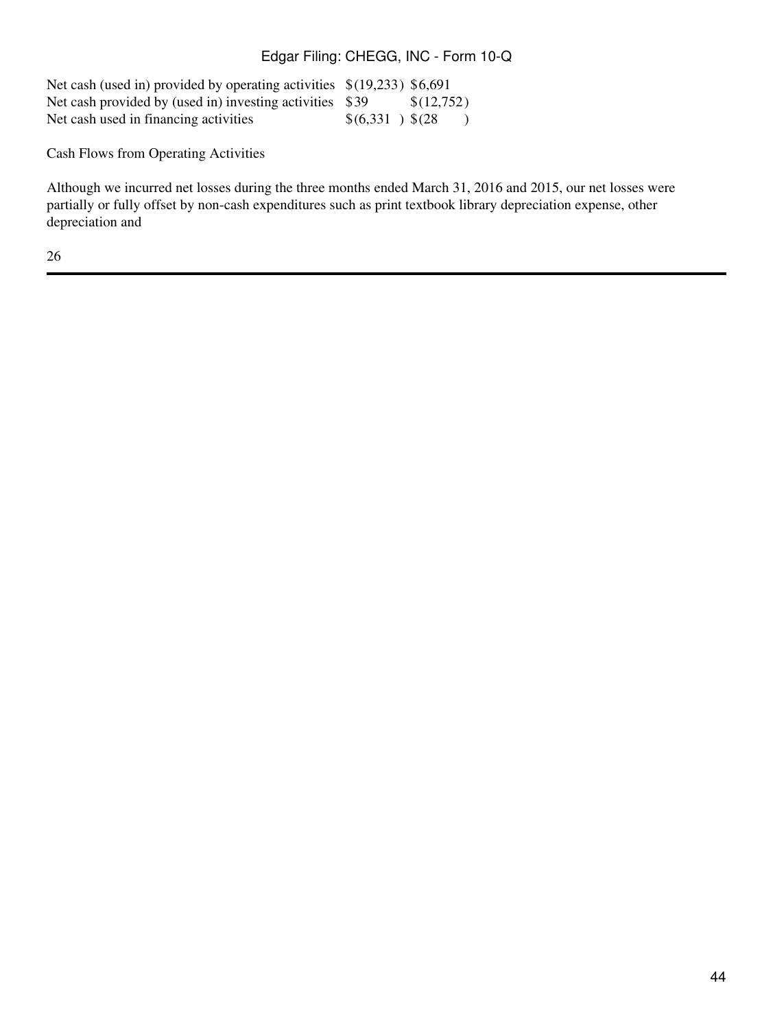| | | |
|---|---|---|
| Net cash (used in) provided by operating activities | $(19,233) | $6,691 |
| Net cash provided by (used in) investing activities | $39 | $(12,752) |
| Net cash used in financing activities | $(6,331) | $(28) |

Cash Flows from Operating Activities

Although we incurred net losses during the three months ended March 31, 2016 and 2015, our net losses were partially or fully offset by non-cash expenditures such as print textbook library depreciation expense, other depreciation and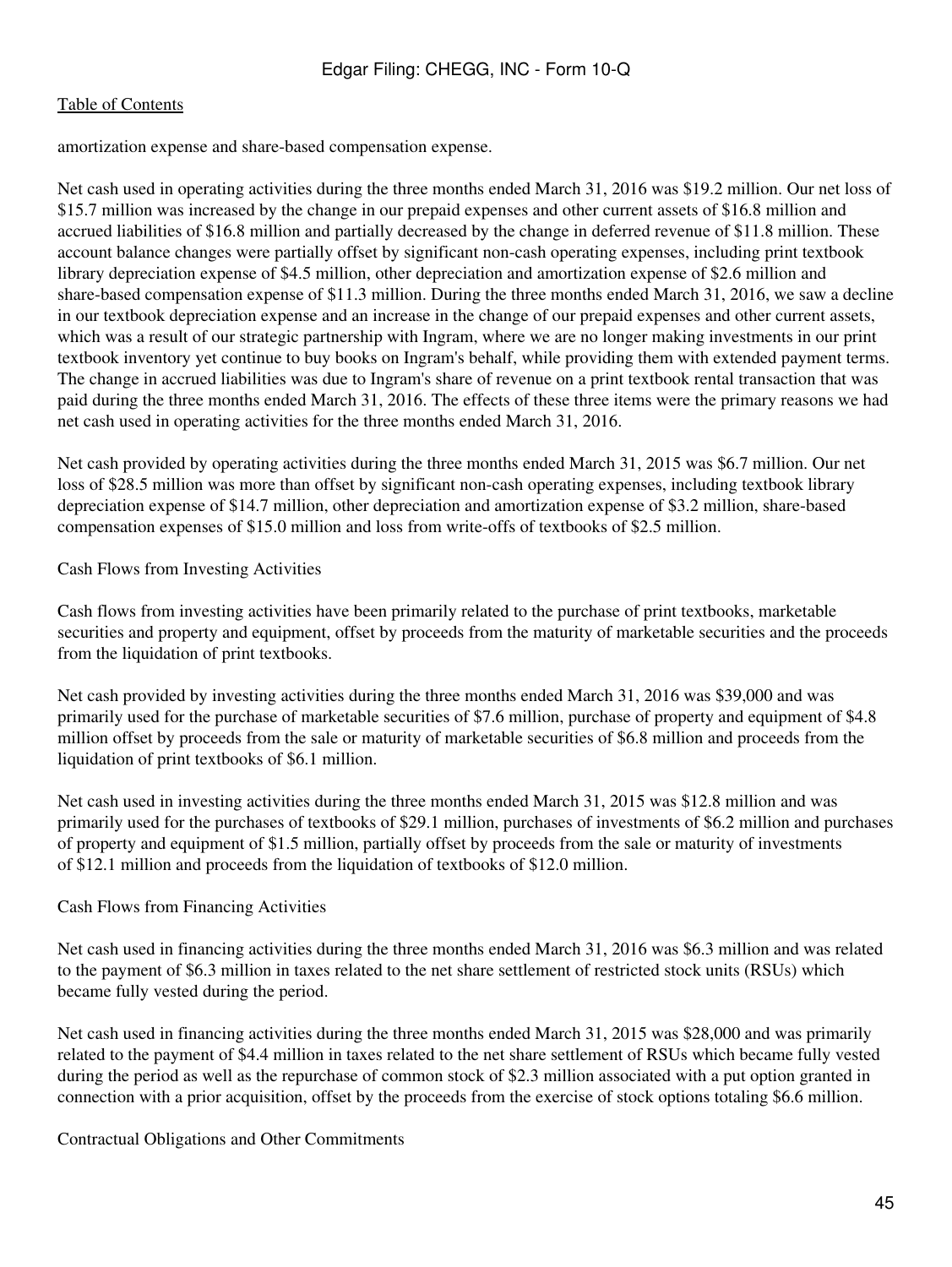amortization expense and share-based compensation expense.

Net cash used in operating activities during the three months ended March 31, 2016 was $19.2 million. Our net loss of $15.7 million was increased by the change in our prepaid expenses and other current assets of $16.8 million and accrued liabilities of $16.8 million and partially decreased by the change in deferred revenue of $11.8 million. These account balance changes were partially offset by significant non-cash operating expenses, including print textbook library depreciation expense of $4.5 million, other depreciation and amortization expense of $2.6 million and share-based compensation expense of $11.3 million. During the three months ended March 31, 2016, we saw a decline in our textbook depreciation expense and an increase in the change of our prepaid expenses and other current assets, which was a result of our strategic partnership with Ingram, where we are no longer making investments in our print textbook inventory yet continue to buy books on Ingram's behalf, while providing them with extended payment terms. The change in accrued liabilities was due to Ingram's share of revenue on a print textbook rental transaction that was paid during the three months ended March 31, 2016. The effects of these three items were the primary reasons we had net cash used in operating activities for the three months ended March 31, 2016.

Net cash provided by operating activities during the three months ended March 31, 2015 was $6.7 million. Our net loss of $28.5 million was more than offset by significant non-cash operating expenses, including textbook library depreciation expense of $14.7 million, other depreciation and amortization expense of $3.2 million, share-based compensation expenses of $15.0 million and loss from write-offs of textbooks of $2.5 million.

Cash Flows from Investing Activities

Cash flows from investing activities have been primarily related to the purchase of print textbooks, marketable securities and property and equipment, offset by proceeds from the maturity of marketable securities and the proceeds from the liquidation of print textbooks.

Net cash provided by investing activities during the three months ended March 31, 2016 was $39,000 and was primarily used for the purchase of marketable securities of $7.6 million, purchase of property and equipment of $4.8 million offset by proceeds from the sale or maturity of marketable securities of $6.8 million and proceeds from the liquidation of print textbooks of $6.1 million.

Net cash used in investing activities during the three months ended March 31, 2015 was $12.8 million and was primarily used for the purchases of textbooks of $29.1 million, purchases of investments of $6.2 million and purchases of property and equipment of $1.5 million, partially offset by proceeds from the sale or maturity of investments of $12.1 million and proceeds from the liquidation of textbooks of $12.0 million.

Cash Flows from Financing Activities

Net cash used in financing activities during the three months ended March 31, 2016 was $6.3 million and was related to the payment of $6.3 million in taxes related to the net share settlement of restricted stock units (RSUs) which became fully vested during the period.

Net cash used in financing activities during the three months ended March 31, 2015 was $28,000 and was primarily related to the payment of $4.4 million in taxes related to the net share settlement of RSUs which became fully vested during the period as well as the repurchase of common stock of $2.3 million associated with a put option granted in connection with a prior acquisition, offset by the proceeds from the exercise of stock options totaling $6.6 million.

Contractual Obligations and Other Commitments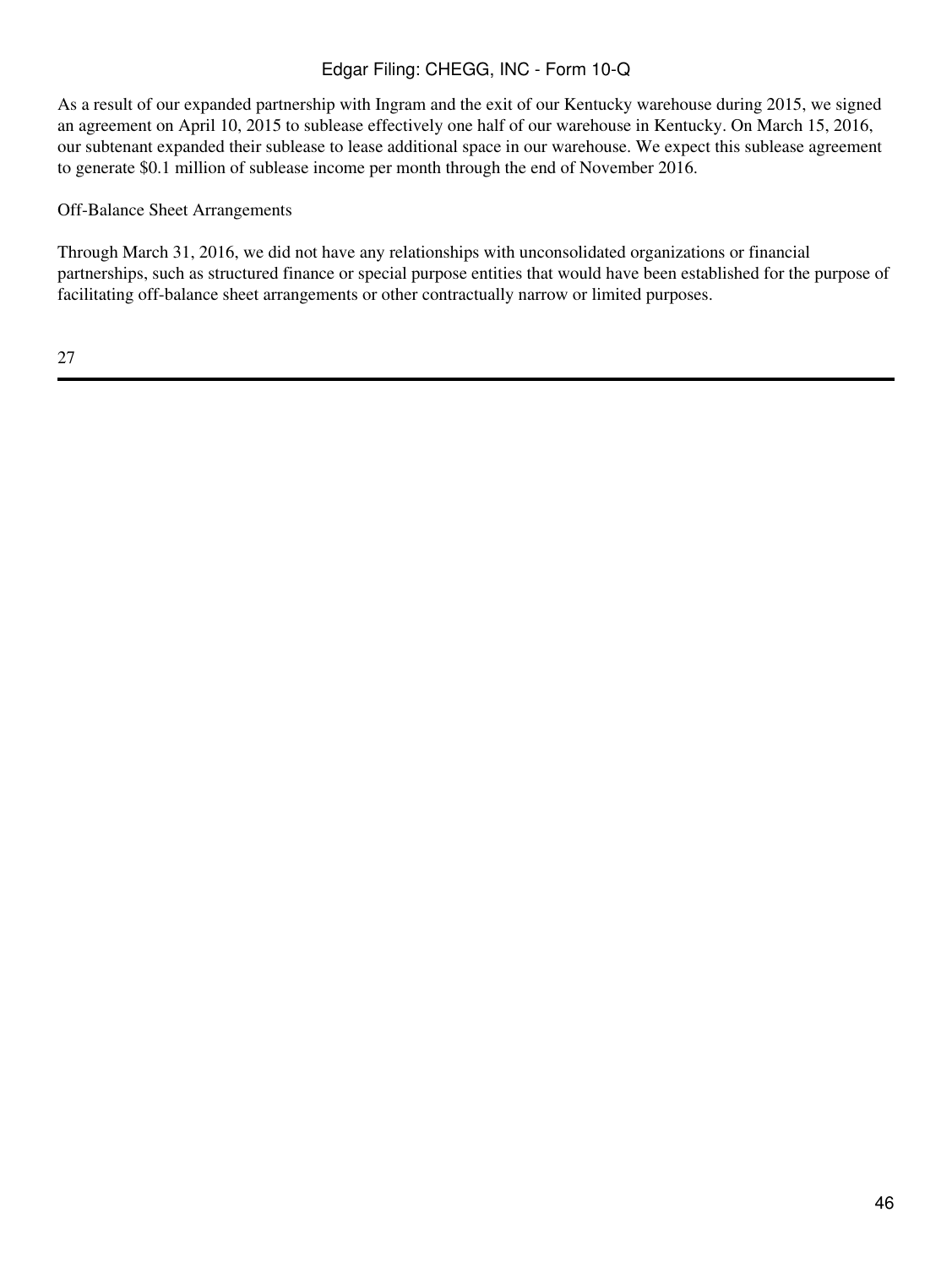As a result of our expanded partnership with Ingram and the exit of our Kentucky warehouse during 2015, we signed an agreement on April 10, 2015 to sublease effectively one half of our warehouse in Kentucky. On March 15, 2016, our subtenant expanded their sublease to lease additional space in our warehouse. We expect this sublease agreement to generate $0.1 million of sublease income per month through the end of November 2016.

Off-Balance Sheet Arrangements

Through March 31, 2016, we did not have any relationships with unconsolidated organizations or financial partnerships, such as structured finance or special purpose entities that would have been established for the purpose of facilitating off-balance sheet arrangements or other contractually narrow or limited purposes.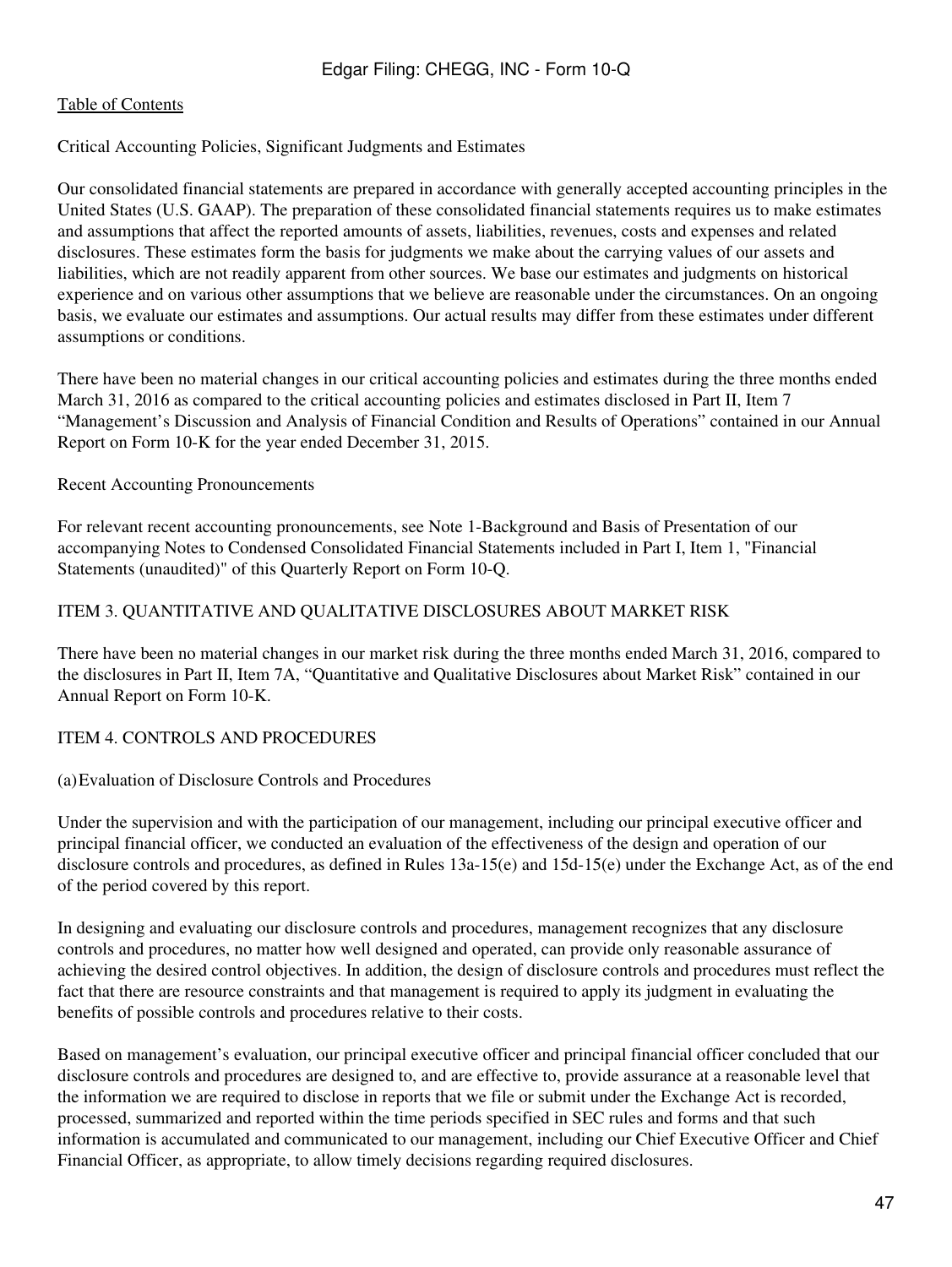Critical Accounting Policies, Significant Judgments and Estimates

Our consolidated financial statements are prepared in accordance with generally accepted accounting principles in the United States (U.S. GAAP). The preparation of these consolidated financial statements requires us to make estimates and assumptions that affect the reported amounts of assets, liabilities, revenues, costs and expenses and related disclosures. These estimates form the basis for judgments we make about the carrying values of our assets and liabilities, which are not readily apparent from other sources. We base our estimates and judgments on historical experience and on various other assumptions that we believe are reasonable under the circumstances. On an ongoing basis, we evaluate our estimates and assumptions. Our actual results may differ from these estimates under different assumptions or conditions.

There have been no material changes in our critical accounting policies and estimates during the three months ended March 31, 2016 as compared to the critical accounting policies and estimates disclosed in Part II, Item 7 “Management’s Discussion and Analysis of Financial Condition and Results of Operations” contained in our Annual Report on Form 10-K for the year ended December 31, 2015.

Recent Accounting Pronouncements

For relevant recent accounting pronouncements, see Note 1-Background and Basis of Presentation of our accompanying Notes to Condensed Consolidated Financial Statements included in Part I, Item 1, "Financial Statements (unaudited)" of this Quarterly Report on Form 10-Q.

## ITEM 3. QUANTITATIVE AND QUALITATIVE DISCLOSURES ABOUT MARKET RISK

There have been no material changes in our market risk during the three months ended March 31, 2016, compared to the disclosures in Part II, Item 7A, “Quantitative and Qualitative Disclosures about Market Risk” contained in our Annual Report on Form 10-K.

## ITEM 4. CONTROLS AND PROCEDURES

(a) Evaluation of Disclosure Controls and Procedures

Under the supervision and with the participation of our management, including our principal executive officer and principal financial officer, we conducted an evaluation of the effectiveness of the design and operation of our disclosure controls and procedures, as defined in Rules 13a-15(e) and 15d-15(e) under the Exchange Act, as of the end of the period covered by this report.

In designing and evaluating our disclosure controls and procedures, management recognizes that any disclosure controls and procedures, no matter how well designed and operated, can provide only reasonable assurance of achieving the desired control objectives. In addition, the design of disclosure controls and procedures must reflect the fact that there are resource constraints and that management is required to apply its judgment in evaluating the benefits of possible controls and procedures relative to their costs.

Based on management’s evaluation, our principal executive officer and principal financial officer concluded that our disclosure controls and procedures are designed to, and are effective to, provide assurance at a reasonable level that the information we are required to disclose in reports that we file or submit under the Exchange Act is recorded, processed, summarized and reported within the time periods specified in SEC rules and forms and that such information is accumulated and communicated to our management, including our Chief Executive Officer and Chief Financial Officer, as appropriate, to allow timely decisions regarding required disclosures.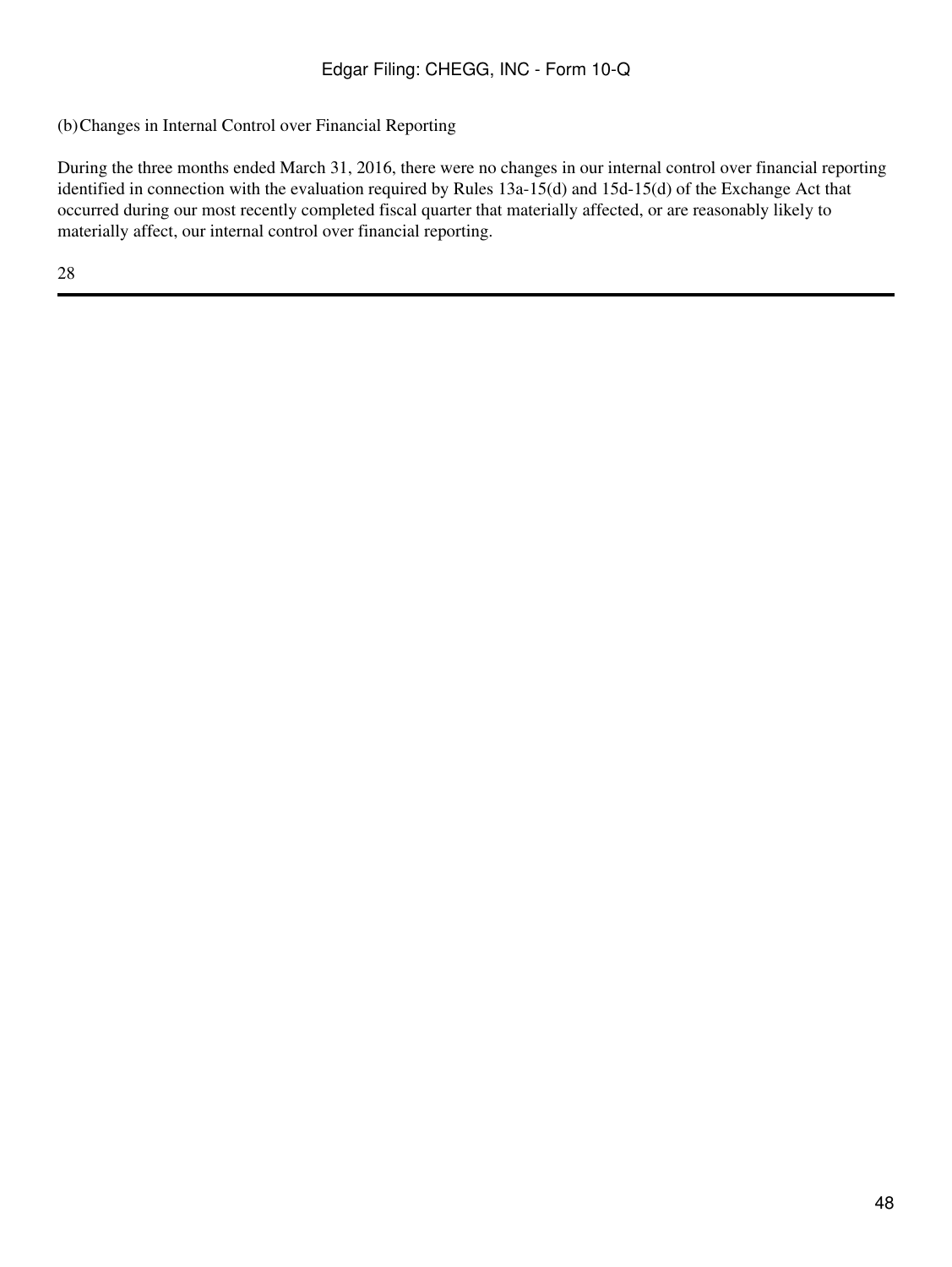(b) Changes in Internal Control over Financial Reporting

During the three months ended March 31, 2016, there were no changes in our internal control over financial reporting identified in connection with the evaluation required by Rules 13a-15(d) and 15d-15(d) of the Exchange Act that occurred during our most recently completed fiscal quarter that materially affected, or are reasonably likely to materially affect, our internal control over financial reporting.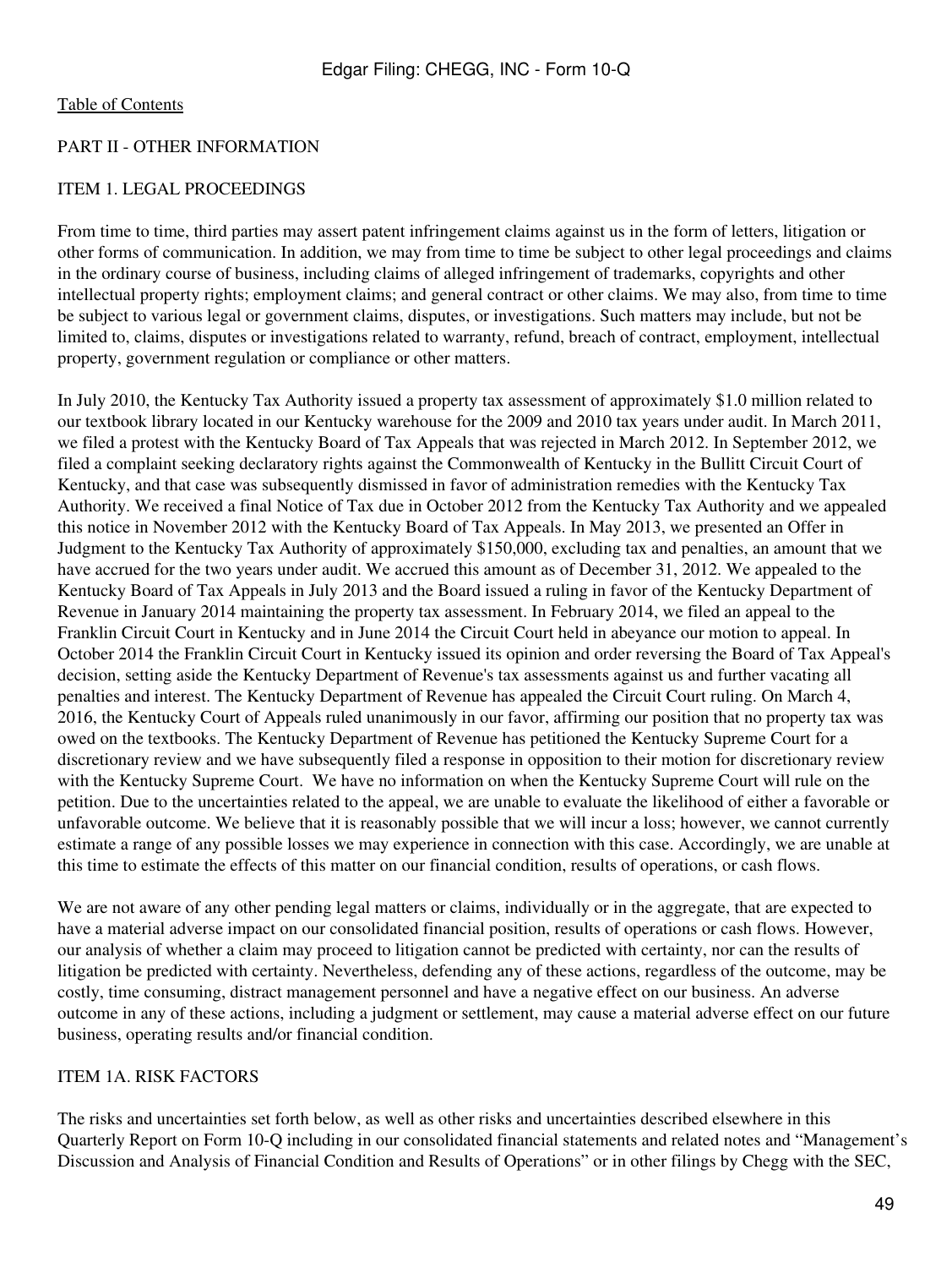[Table of Contents](#)

## PART II - OTHER INFORMATION

### ITEM 1. LEGAL PROCEEDINGS

From time to time, third parties may assert patent infringement claims against us in the form of letters, litigation or other forms of communication. In addition, we may from time to time be subject to other legal proceedings and claims in the ordinary course of business, including claims of alleged infringement of trademarks, copyrights and other intellectual property rights; employment claims; and general contract or other claims. We may also, from time to time be subject to various legal or government claims, disputes, or investigations. Such matters may include, but not be limited to, claims, disputes or investigations related to warranty, refund, breach of contract, employment, intellectual property, government regulation or compliance or other matters.

In July 2010, the Kentucky Tax Authority issued a property tax assessment of approximately $1.0 million related to our textbook library located in our Kentucky warehouse for the 2009 and 2010 tax years under audit. In March 2011, we filed a protest with the Kentucky Board of Tax Appeals that was rejected in March 2012. In September 2012, we filed a complaint seeking declaratory rights against the Commonwealth of Kentucky in the Bullitt Circuit Court of Kentucky, and that case was subsequently dismissed in favor of administration remedies with the Kentucky Tax Authority. We received a final Notice of Tax due in October 2012 from the Kentucky Tax Authority and we appealed this notice in November 2012 with the Kentucky Board of Tax Appeals. In May 2013, we presented an Offer in Judgment to the Kentucky Tax Authority of approximately $150,000, excluding tax and penalties, an amount that we have accrued for the two years under audit. We accrued this amount as of December 31, 2012. We appealed to the Kentucky Board of Tax Appeals in July 2013 and the Board issued a ruling in favor of the Kentucky Department of Revenue in January 2014 maintaining the property tax assessment. In February 2014, we filed an appeal to the Franklin Circuit Court in Kentucky and in June 2014 the Circuit Court held in abeyance our motion to appeal. In October 2014 the Franklin Circuit Court in Kentucky issued its opinion and order reversing the Board of Tax Appeal's decision, setting aside the Kentucky Department of Revenue's tax assessments against us and further vacating all penalties and interest. The Kentucky Department of Revenue has appealed the Circuit Court ruling. On March 4, 2016, the Kentucky Court of Appeals ruled unanimously in our favor, affirming our position that no property tax was owed on the textbooks. The Kentucky Department of Revenue has petitioned the Kentucky Supreme Court for a discretionary review and we have subsequently filed a response in opposition to their motion for discretionary review with the Kentucky Supreme Court. We have no information on when the Kentucky Supreme Court will rule on the petition. Due to the uncertainties related to the appeal, we are unable to evaluate the likelihood of either a favorable or unfavorable outcome. We believe that it is reasonably possible that we will incur a loss; however, we cannot currently estimate a range of any possible losses we may experience in connection with this case. Accordingly, we are unable at this time to estimate the effects of this matter on our financial condition, results of operations, or cash flows.

We are not aware of any other pending legal matters or claims, individually or in the aggregate, that are expected to have a material adverse impact on our consolidated financial position, results of operations or cash flows. However, our analysis of whether a claim may proceed to litigation cannot be predicted with certainty, nor can the results of litigation be predicted with certainty. Nevertheless, defending any of these actions, regardless of the outcome, may be costly, time consuming, distract management personnel and have a negative effect on our business. An adverse outcome in any of these actions, including a judgment or settlement, may cause a material adverse effect on our future business, operating results and/or financial condition.

### ITEM 1A. RISK FACTORS

The risks and uncertainties set forth below, as well as other risks and uncertainties described elsewhere in this Quarterly Report on Form 10-Q including in our consolidated financial statements and related notes and "Management's Discussion and Analysis of Financial Condition and Results of Operations" or in other filings by Chegg with the SEC,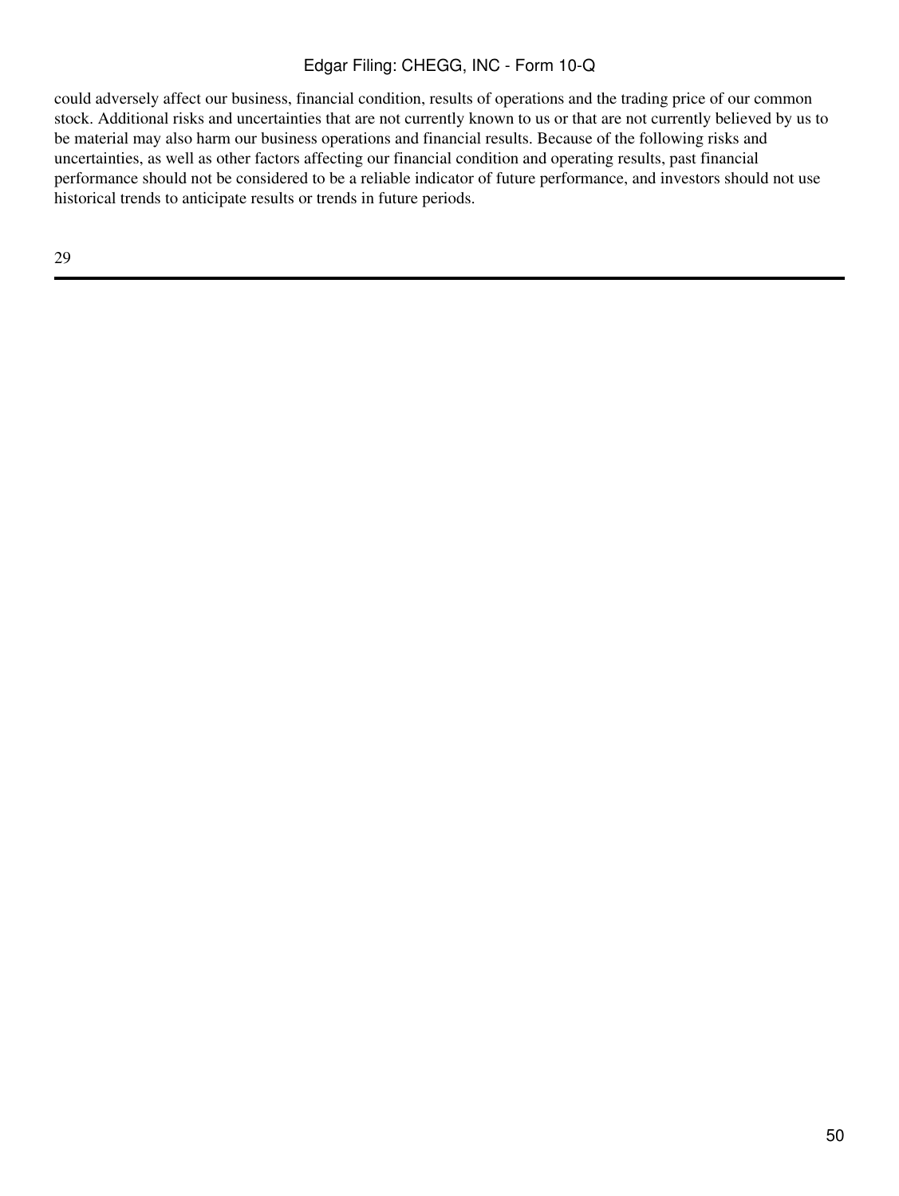could adversely affect our business, financial condition, results of operations and the trading price of our common stock. Additional risks and uncertainties that are not currently known to us or that are not currently believed by us to be material may also harm our business operations and financial results. Because of the following risks and uncertainties, as well as other factors affecting our financial condition and operating results, past financial performance should not be considered to be a reliable indicator of future performance, and investors should not use historical trends to anticipate results or trends in future periods.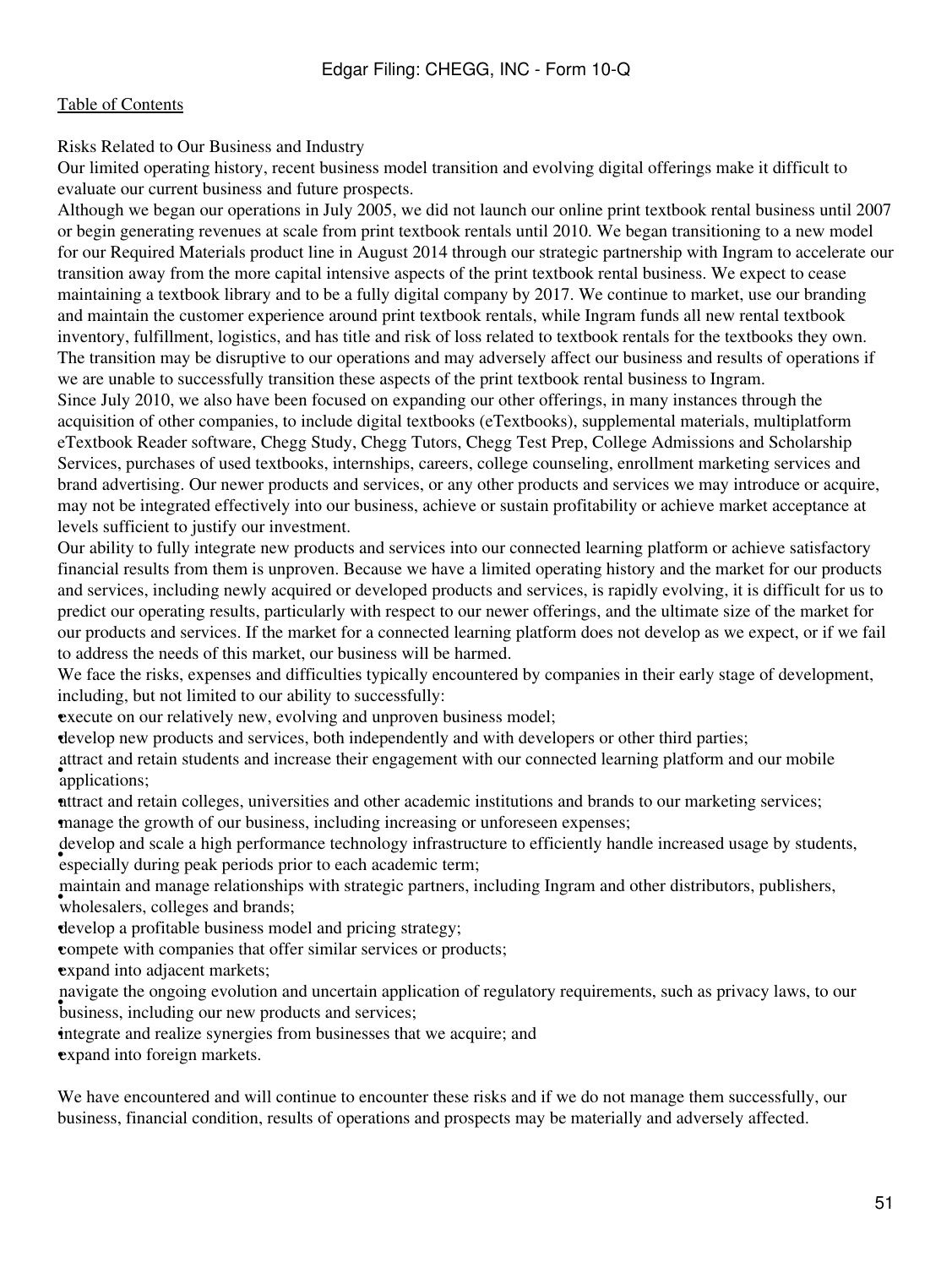Risks Related to Our Business and Industry

Our limited operating history, recent business model transition and evolving digital offerings make it difficult to evaluate our current business and future prospects.

Although we began our operations in July 2005, we did not launch our online print textbook rental business until 2007 or begin generating revenues at scale from print textbook rentals until 2010. We began transitioning to a new model for our Required Materials product line in August 2014 through our strategic partnership with Ingram to accelerate our transition away from the more capital intensive aspects of the print textbook rental business. We expect to cease maintaining a textbook library and to be a fully digital company by 2017. We continue to market, use our branding and maintain the customer experience around print textbook rentals, while Ingram funds all new rental textbook inventory, fulfillment, logistics, and has title and risk of loss related to textbook rentals for the textbooks they own. The transition may be disruptive to our operations and may adversely affect our business and results of operations if we are unable to successfully transition these aspects of the print textbook rental business to Ingram.

Since July 2010, we also have been focused on expanding our other offerings, in many instances through the acquisition of other companies, to include digital textbooks (eTextbooks), supplemental materials, multiplatform eTextbook Reader software, Chegg Study, Chegg Tutors, Chegg Test Prep, College Admissions and Scholarship Services, purchases of used textbooks, internships, careers, college counseling, enrollment marketing services and brand advertising. Our newer products and services, or any other products and services we may introduce or acquire, may not be integrated effectively into our business, achieve or sustain profitability or achieve market acceptance at levels sufficient to justify our investment.

Our ability to fully integrate new products and services into our connected learning platform or achieve satisfactory financial results from them is unproven. Because we have a limited operating history and the market for our products and services, including newly acquired or developed products and services, is rapidly evolving, it is difficult for us to predict our operating results, particularly with respect to our newer offerings, and the ultimate size of the market for our products and services. If the market for a connected learning platform does not develop as we expect, or if we fail to address the needs of this market, our business will be harmed.

We face the risks, expenses and difficulties typically encountered by companies in their early stage of development, including, but not limited to our ability to successfully:

- execute on our relatively new, evolving and unproven business model;
- develop new products and services, both independently and with developers or other third parties;
- attract and retain students and increase their engagement with our connected learning platform and our mobile applications;
- attract and retain colleges, universities and other academic institutions and brands to our marketing services;
- manage the growth of our business, including increasing or unforeseen expenses;
- develop and scale a high performance technology infrastructure to efficiently handle increased usage by students, especially during peak periods prior to each academic term;
- maintain and manage relationships with strategic partners, including Ingram and other distributors, publishers, wholesalers, colleges and brands;
- develop a profitable business model and pricing strategy;
- compete with companies that offer similar services or products;
- expand into adjacent markets;
- navigate the ongoing evolution and uncertain application of regulatory requirements, such as privacy laws, to our business, including our new products and services;
- integrate and realize synergies from businesses that we acquire; and
- expand into foreign markets.

We have encountered and will continue to encounter these risks and if we do not manage them successfully, our business, financial condition, results of operations and prospects may be materially and adversely affected.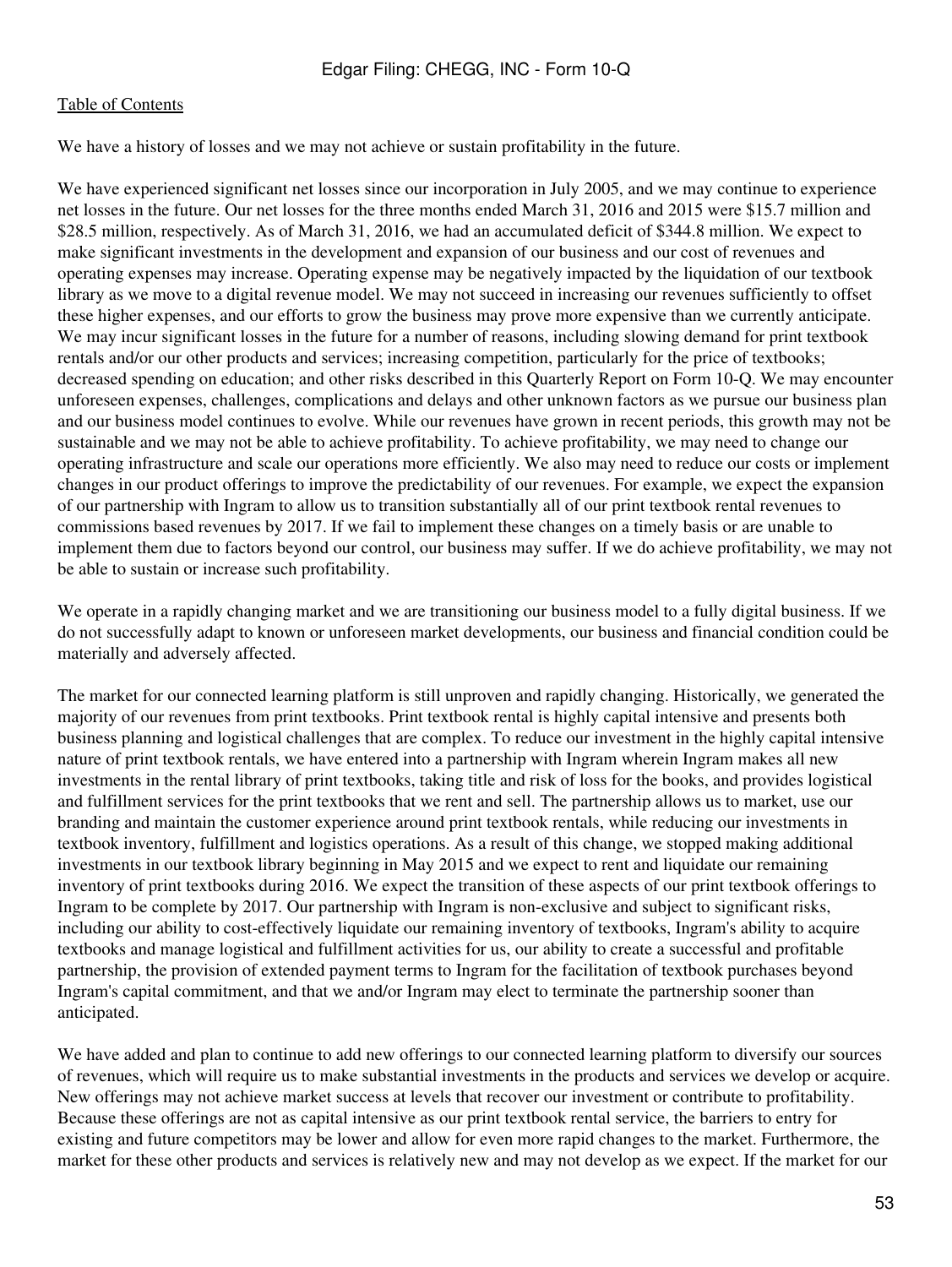We have a history of losses and we may not achieve or sustain profitability in the future.

We have experienced significant net losses since our incorporation in July 2005, and we may continue to experience net losses in the future. Our net losses for the three months ended March 31, 2016 and 2015 were $15.7 million and $28.5 million, respectively. As of March 31, 2016, we had an accumulated deficit of $344.8 million. We expect to make significant investments in the development and expansion of our business and our cost of revenues and operating expenses may increase. Operating expense may be negatively impacted by the liquidation of our textbook library as we move to a digital revenue model. We may not succeed in increasing our revenues sufficiently to offset these higher expenses, and our efforts to grow the business may prove more expensive than we currently anticipate. We may incur significant losses in the future for a number of reasons, including slowing demand for print textbook rentals and/or our other products and services; increasing competition, particularly for the price of textbooks; decreased spending on education; and other risks described in this Quarterly Report on Form 10-Q. We may encounter unforeseen expenses, challenges, complications and delays and other unknown factors as we pursue our business plan and our business model continues to evolve. While our revenues have grown in recent periods, this growth may not be sustainable and we may not be able to achieve profitability. To achieve profitability, we may need to change our operating infrastructure and scale our operations more efficiently. We also may need to reduce our costs or implement changes in our product offerings to improve the predictability of our revenues. For example, we expect the expansion of our partnership with Ingram to allow us to transition substantially all of our print textbook rental revenues to commissions based revenues by 2017. If we fail to implement these changes on a timely basis or are unable to implement them due to factors beyond our control, our business may suffer. If we do achieve profitability, we may not be able to sustain or increase such profitability.

We operate in a rapidly changing market and we are transitioning our business model to a fully digital business. If we do not successfully adapt to known or unforeseen market developments, our business and financial condition could be materially and adversely affected.

The market for our connected learning platform is still unproven and rapidly changing. Historically, we generated the majority of our revenues from print textbooks. Print textbook rental is highly capital intensive and presents both business planning and logistical challenges that are complex. To reduce our investment in the highly capital intensive nature of print textbook rentals, we have entered into a partnership with Ingram wherein Ingram makes all new investments in the rental library of print textbooks, taking title and risk of loss for the books, and provides logistical and fulfillment services for the print textbooks that we rent and sell. The partnership allows us to market, use our branding and maintain the customer experience around print textbook rentals, while reducing our investments in textbook inventory, fulfillment and logistics operations. As a result of this change, we stopped making additional investments in our textbook library beginning in May 2015 and we expect to rent and liquidate our remaining inventory of print textbooks during 2016. We expect the transition of these aspects of our print textbook offerings to Ingram to be complete by 2017. Our partnership with Ingram is non-exclusive and subject to significant risks, including our ability to cost-effectively liquidate our remaining inventory of textbooks, Ingram's ability to acquire textbooks and manage logistical and fulfillment activities for us, our ability to create a successful and profitable partnership, the provision of extended payment terms to Ingram for the facilitation of textbook purchases beyond Ingram's capital commitment, and that we and/or Ingram may elect to terminate the partnership sooner than anticipated.

We have added and plan to continue to add new offerings to our connected learning platform to diversify our sources of revenues, which will require us to make substantial investments in the products and services we develop or acquire. New offerings may not achieve market success at levels that recover our investment or contribute to profitability. Because these offerings are not as capital intensive as our print textbook rental service, the barriers to entry for existing and future competitors may be lower and allow for even more rapid changes to the market. Furthermore, the market for these other products and services is relatively new and may not develop as we expect. If the market for our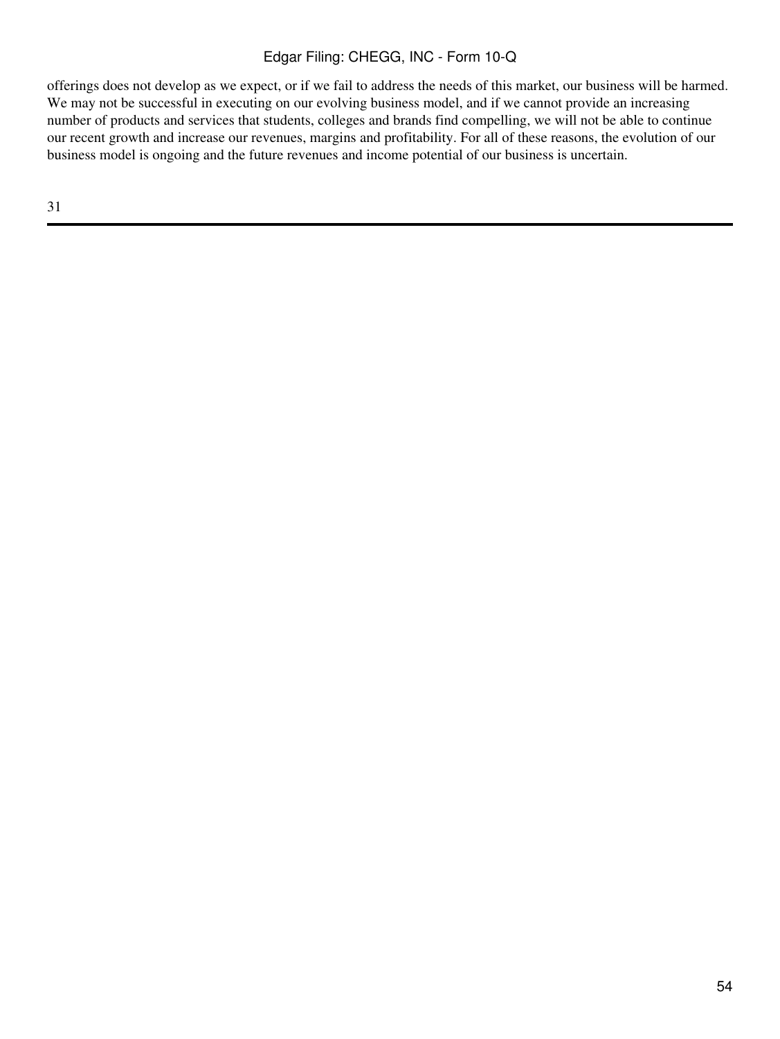offerings does not develop as we expect, or if we fail to address the needs of this market, our business will be harmed. We may not be successful in executing on our evolving business model, and if we cannot provide an increasing number of products and services that students, colleges and brands find compelling, we will not be able to continue our recent growth and increase our revenues, margins and profitability. For all of these reasons, the evolution of our business model is ongoing and the future revenues and income potential of our business is uncertain.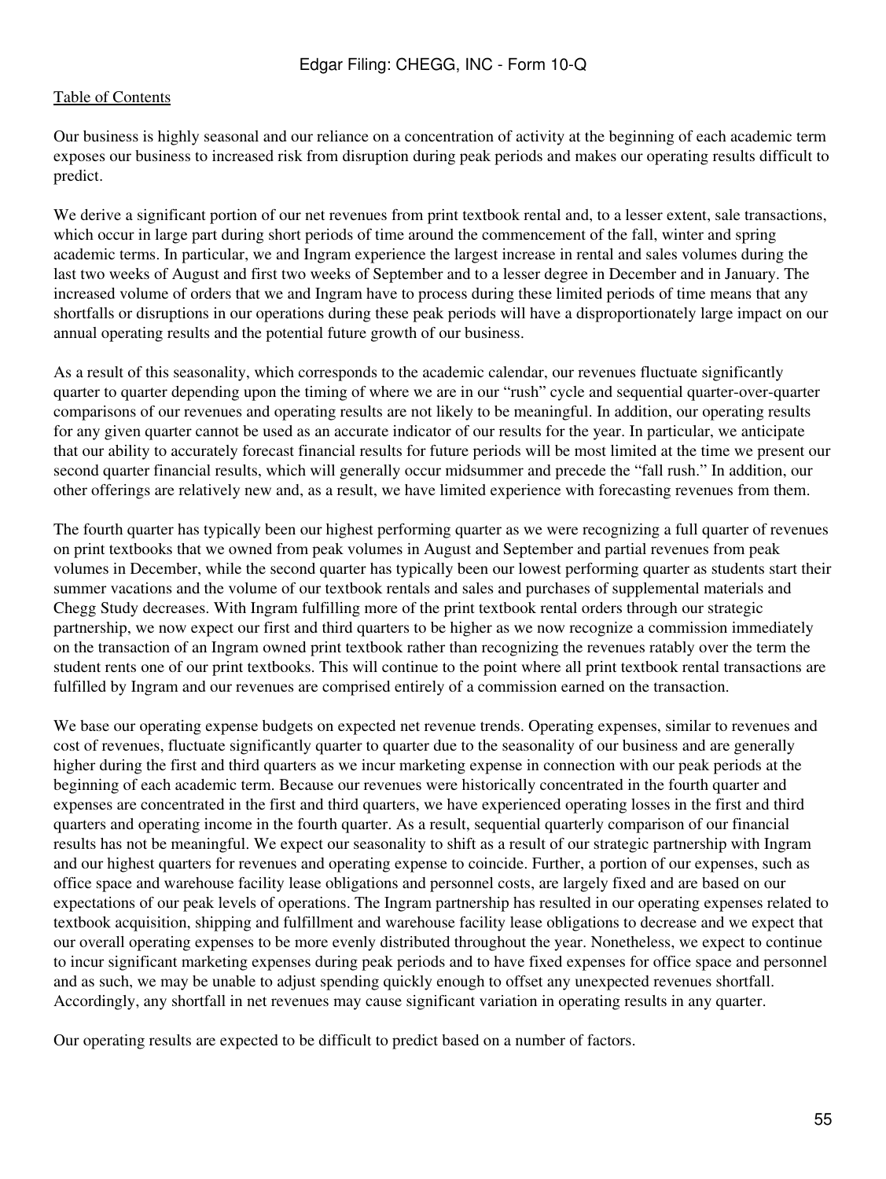Our business is highly seasonal and our reliance on a concentration of activity at the beginning of each academic term exposes our business to increased risk from disruption during peak periods and makes our operating results difficult to predict.

We derive a significant portion of our net revenues from print textbook rental and, to a lesser extent, sale transactions, which occur in large part during short periods of time around the commencement of the fall, winter and spring academic terms. In particular, we and Ingram experience the largest increase in rental and sales volumes during the last two weeks of August and first two weeks of September and to a lesser degree in December and in January. The increased volume of orders that we and Ingram have to process during these limited periods of time means that any shortfalls or disruptions in our operations during these peak periods will have a disproportionately large impact on our annual operating results and the potential future growth of our business.

As a result of this seasonality, which corresponds to the academic calendar, our revenues fluctuate significantly quarter to quarter depending upon the timing of where we are in our "rush" cycle and sequential quarter-over-quarter comparisons of our revenues and operating results are not likely to be meaningful. In addition, our operating results for any given quarter cannot be used as an accurate indicator of our results for the year. In particular, we anticipate that our ability to accurately forecast financial results for future periods will be most limited at the time we present our second quarter financial results, which will generally occur midsummer and precede the "fall rush." In addition, our other offerings are relatively new and, as a result, we have limited experience with forecasting revenues from them.

The fourth quarter has typically been our highest performing quarter as we were recognizing a full quarter of revenues on print textbooks that we owned from peak volumes in August and September and partial revenues from peak volumes in December, while the second quarter has typically been our lowest performing quarter as students start their summer vacations and the volume of our textbook rentals and sales and purchases of supplemental materials and Chegg Study decreases. With Ingram fulfilling more of the print textbook rental orders through our strategic partnership, we now expect our first and third quarters to be higher as we now recognize a commission immediately on the transaction of an Ingram owned print textbook rather than recognizing the revenues ratably over the term the student rents one of our print textbooks. This will continue to the point where all print textbook rental transactions are fulfilled by Ingram and our revenues are comprised entirely of a commission earned on the transaction.

We base our operating expense budgets on expected net revenue trends. Operating expenses, similar to revenues and cost of revenues, fluctuate significantly quarter to quarter due to the seasonality of our business and are generally higher during the first and third quarters as we incur marketing expense in connection with our peak periods at the beginning of each academic term. Because our revenues were historically concentrated in the fourth quarter and expenses are concentrated in the first and third quarters, we have experienced operating losses in the first and third quarters and operating income in the fourth quarter. As a result, sequential quarterly comparison of our financial results has not be meaningful. We expect our seasonality to shift as a result of our strategic partnership with Ingram and our highest quarters for revenues and operating expense to coincide. Further, a portion of our expenses, such as office space and warehouse facility lease obligations and personnel costs, are largely fixed and are based on our expectations of our peak levels of operations. The Ingram partnership has resulted in our operating expenses related to textbook acquisition, shipping and fulfillment and warehouse facility lease obligations to decrease and we expect that our overall operating expenses to be more evenly distributed throughout the year. Nonetheless, we expect to continue to incur significant marketing expenses during peak periods and to have fixed expenses for office space and personnel and as such, we may be unable to adjust spending quickly enough to offset any unexpected revenues shortfall. Accordingly, any shortfall in net revenues may cause significant variation in operating results in any quarter.

Our operating results are expected to be difficult to predict based on a number of factors.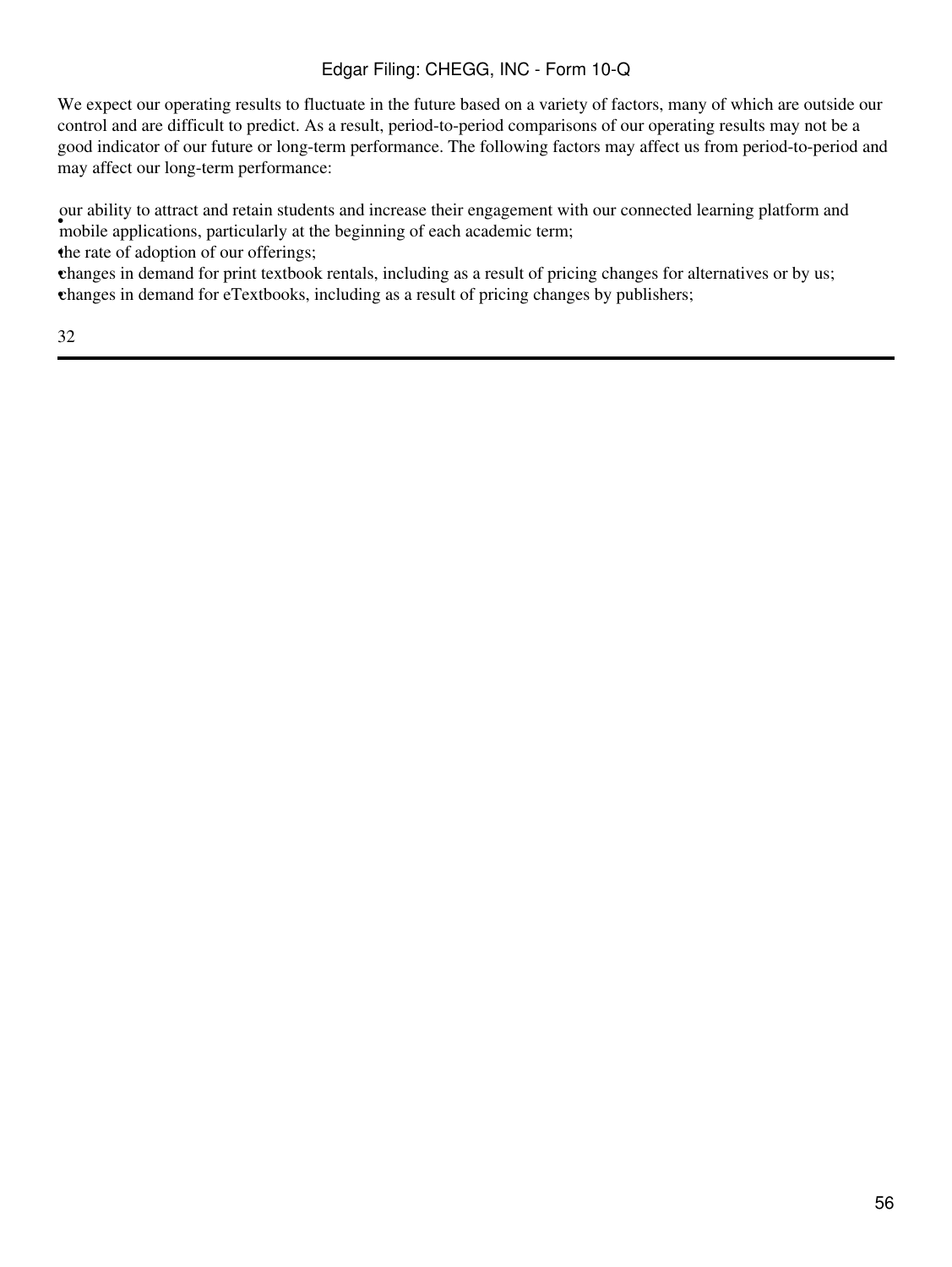We expect our operating results to fluctuate in the future based on a variety of factors, many of which are outside our control and are difficult to predict. As a result, period-to-period comparisons of our operating results may not be a good indicator of our future or long-term performance. The following factors may affect us from period-to-period and may affect our long-term performance:

- our ability to attract and retain students and increase their engagement with our connected learning platform and mobile applications, particularly at the beginning of each academic term;
- the rate of adoption of our offerings;
- changes in demand for print textbook rentals, including as a result of pricing changes for alternatives or by us;
- changes in demand for eTextbooks, including as a result of pricing changes by publishers;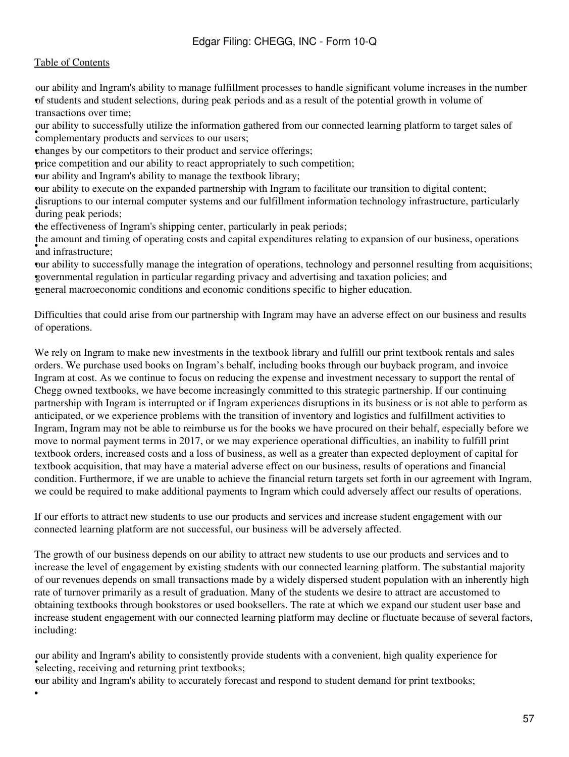- our ability and Ingram's ability to manage fulfillment processes to handle significant volume increases in the number of students and student selections, during peak periods and as a result of the potential growth in volume of transactions over time;
- our ability to successfully utilize the information gathered from our connected learning platform to target sales of complementary products and services to our users;
- changes by our competitors to their product and service offerings;
- price competition and our ability to react appropriately to such competition;
- our ability and Ingram's ability to manage the textbook library;
- our ability to execute on the expanded partnership with Ingram to facilitate our transition to digital content;
- disruptions to our internal computer systems and our fulfillment information technology infrastructure, particularly during peak periods;
- the effectiveness of Ingram's shipping center, particularly in peak periods;
- the amount and timing of operating costs and capital expenditures relating to expansion of our business, operations and infrastructure;
- our ability to successfully manage the integration of operations, technology and personnel resulting from acquisitions;
- governmental regulation in particular regarding privacy and advertising and taxation policies; and
- general macroeconomic conditions and economic conditions specific to higher education.

Difficulties that could arise from our partnership with Ingram may have an adverse effect on our business and results of operations.

We rely on Ingram to make new investments in the textbook library and fulfill our print textbook rentals and sales orders. We purchase used books on Ingram's behalf, including books through our buyback program, and invoice Ingram at cost. As we continue to focus on reducing the expense and investment necessary to support the rental of Chegg owned textbooks, we have become increasingly committed to this strategic partnership. If our continuing partnership with Ingram is interrupted or if Ingram experiences disruptions in its business or is not able to perform as anticipated, or we experience problems with the transition of inventory and logistics and fulfillment activities to Ingram, Ingram may not be able to reimburse us for the books we have procured on their behalf, especially before we move to normal payment terms in 2017, or we may experience operational difficulties, an inability to fulfill print textbook orders, increased costs and a loss of business, as well as a greater than expected deployment of capital for textbook acquisition, that may have a material adverse effect on our business, results of operations and financial condition. Furthermore, if we are unable to achieve the financial return targets set forth in our agreement with Ingram, we could be required to make additional payments to Ingram which could adversely affect our results of operations.

If our efforts to attract new students to use our products and services and increase student engagement with our connected learning platform are not successful, our business will be adversely affected.

The growth of our business depends on our ability to attract new students to use our products and services and to increase the level of engagement by existing students with our connected learning platform. The substantial majority of our revenues depends on small transactions made by a widely dispersed student population with an inherently high rate of turnover primarily as a result of graduation. Many of the students we desire to attract are accustomed to obtaining textbooks through bookstores or used booksellers. The rate at which we expand our student user base and increase student engagement with our connected learning platform may decline or fluctuate because of several factors, including:

- our ability and Ingram's ability to consistently provide students with a convenient, high quality experience for selecting, receiving and returning print textbooks;
- our ability and Ingram's ability to accurately forecast and respond to student demand for print textbooks;
-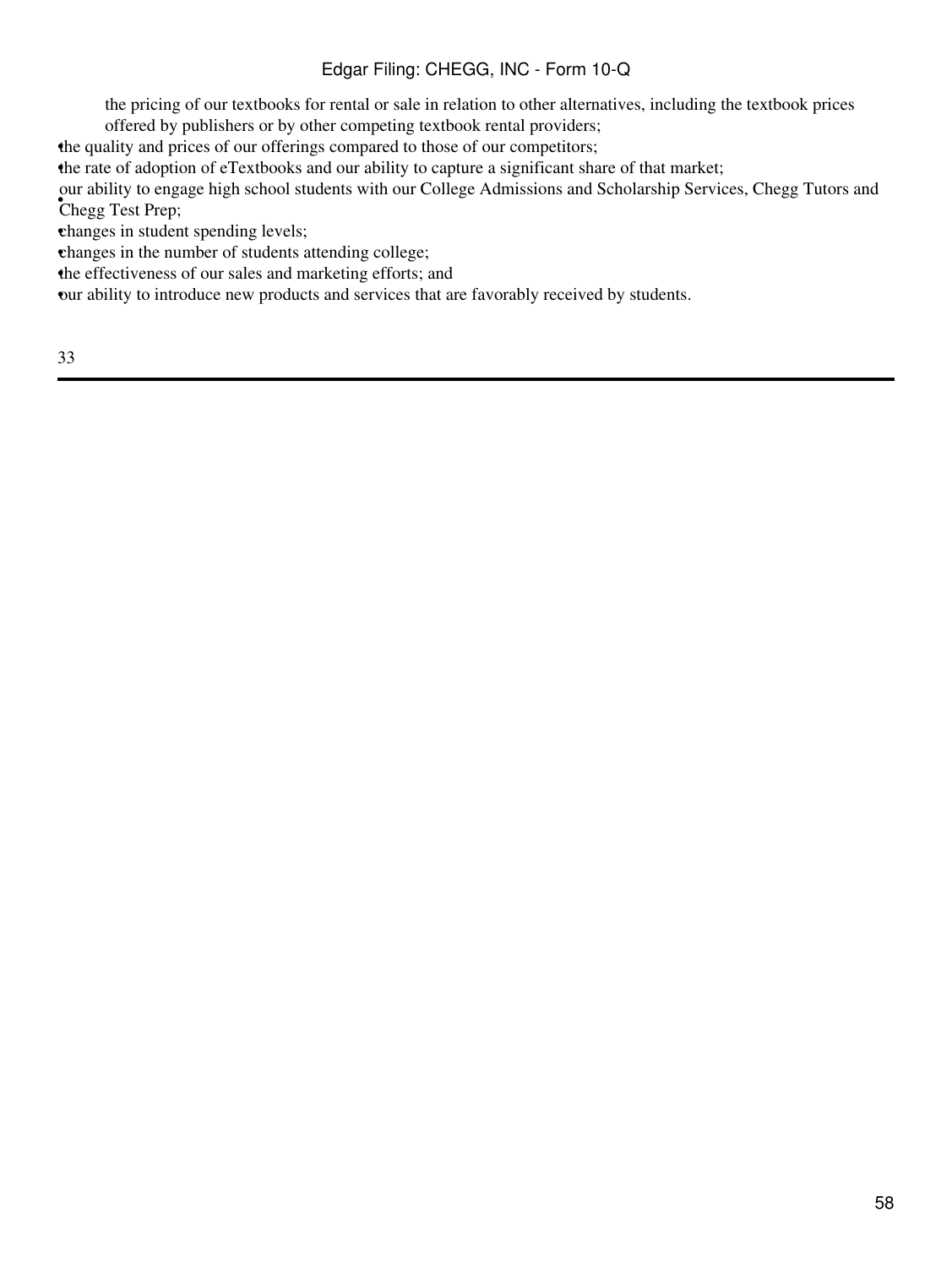the pricing of our textbooks for rental or sale in relation to other alternatives, including the textbook prices offered by publishers or by other competing textbook rental providers;

- the quality and prices of our offerings compared to those of our competitors;
- the rate of adoption of eTextbooks and our ability to capture a significant share of that market;
- our ability to engage high school students with our College Admissions and Scholarship Services, Chegg Tutors and Chegg Test Prep;
- changes in student spending levels;
- changes in the number of students attending college;
- the effectiveness of our sales and marketing efforts; and
- our ability to introduce new products and services that are favorably received by students.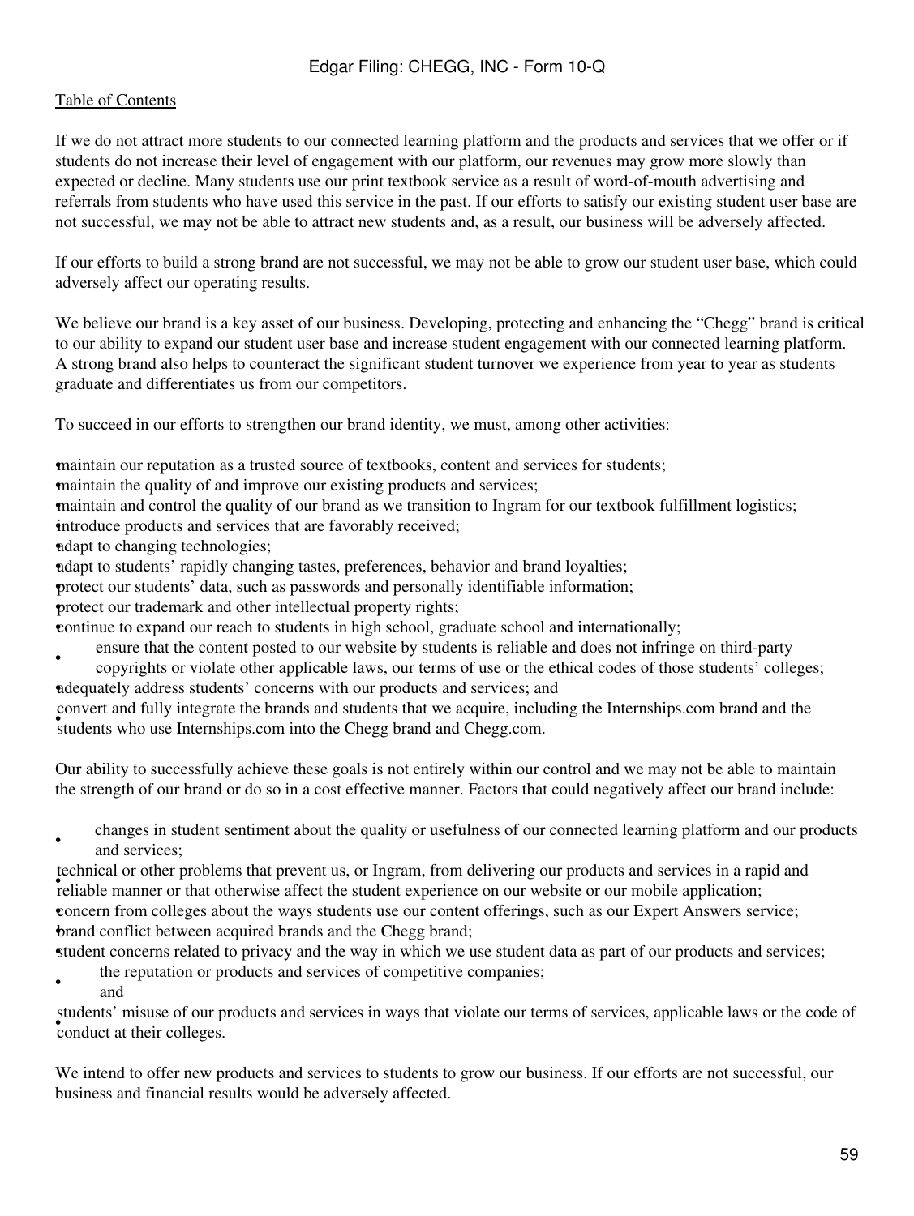If we do not attract more students to our connected learning platform and the products and services that we offer or if students do not increase their level of engagement with our platform, our revenues may grow more slowly than expected or decline. Many students use our print textbook service as a result of word-of-mouth advertising and referrals from students who have used this service in the past. If our efforts to satisfy our existing student user base are not successful, we may not be able to attract new students and, as a result, our business will be adversely affected.

If our efforts to build a strong brand are not successful, we may not be able to grow our student user base, which could adversely affect our operating results.

We believe our brand is a key asset of our business. Developing, protecting and enhancing the "Chegg" brand is critical to our ability to expand our student user base and increase student engagement with our connected learning platform. A strong brand also helps to counteract the significant student turnover we experience from year to year as students graduate and differentiates us from our competitors.

To succeed in our efforts to strengthen our brand identity, we must, among other activities:

- maintain our reputation as a trusted source of textbooks, content and services for students;
- maintain the quality of and improve our existing products and services;
- maintain and control the quality of our brand as we transition to Ingram for our textbook fulfillment logistics;
- introduce products and services that are favorably received;
- adapt to changing technologies;
- adapt to students' rapidly changing tastes, preferences, behavior and brand loyalties;
- protect our students' data, such as passwords and personally identifiable information;
- protect our trademark and other intellectual property rights;
- continue to expand our reach to students in high school, graduate school and internationally;
- ensure that the content posted to our website by students is reliable and does not infringe on third-party copyrights or violate other applicable laws, our terms of use or the ethical codes of those students' colleges;
- adequately address students' concerns with our products and services; and
- convert and fully integrate the brands and students that we acquire, including the Internships.com brand and the students who use Internships.com into the Chegg brand and Chegg.com.

Our ability to successfully achieve these goals is not entirely within our control and we may not be able to maintain the strength of our brand or do so in a cost effective manner. Factors that could negatively affect our brand include:

- changes in student sentiment about the quality or usefulness of our connected learning platform and our products and services;
- technical or other problems that prevent us, or Ingram, from delivering our products and services in a rapid and reliable manner or that otherwise affect the student experience on our website or our mobile application;
- concern from colleges about the ways students use our content offerings, such as our Expert Answers service;
- brand conflict between acquired brands and the Chegg brand;
- student concerns related to privacy and the way in which we use student data as part of our products and services;
- the reputation or products and services of competitive companies; and
- students' misuse of our products and services in ways that violate our terms of services, applicable laws or the code of conduct at their colleges.

We intend to offer new products and services to students to grow our business. If our efforts are not successful, our business and financial results would be adversely affected.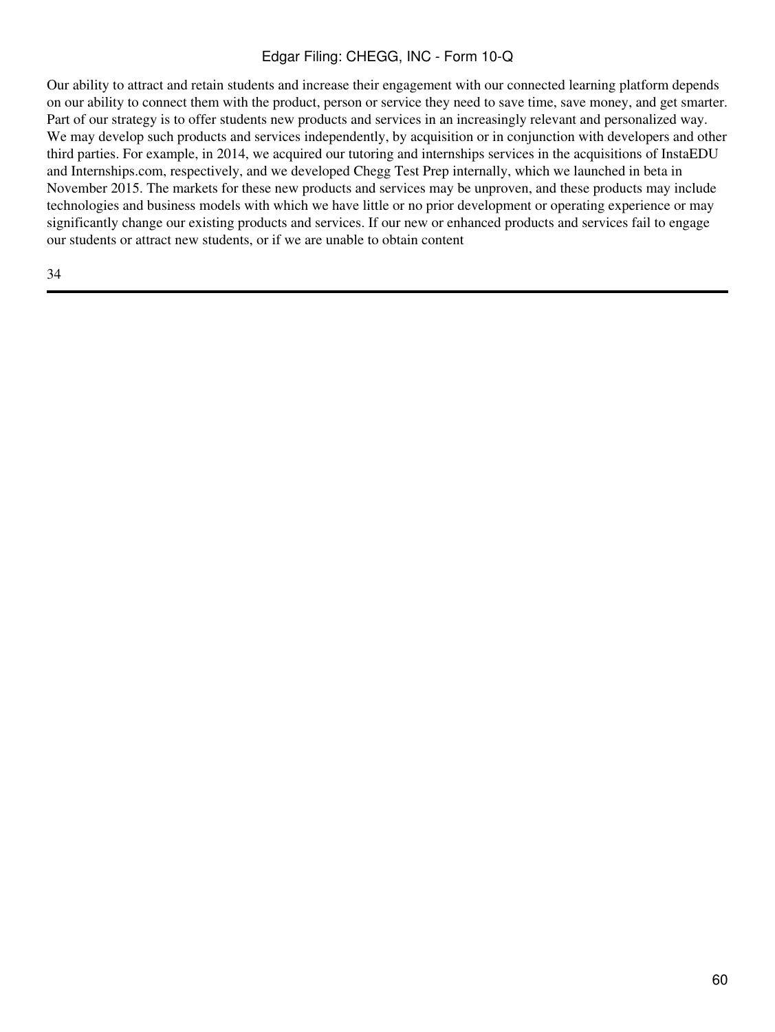Our ability to attract and retain students and increase their engagement with our connected learning platform depends on our ability to connect them with the product, person or service they need to save time, save money, and get smarter. Part of our strategy is to offer students new products and services in an increasingly relevant and personalized way. We may develop such products and services independently, by acquisition or in conjunction with developers and other third parties. For example, in 2014, we acquired our tutoring and internships services in the acquisitions of InstaEDU and Internships.com, respectively, and we developed Chegg Test Prep internally, which we launched in beta in November 2015. The markets for these new products and services may be unproven, and these products may include technologies and business models with which we have little or no prior development or operating experience or may significantly change our existing products and services. If our new or enhanced products and services fail to engage our students or attract new students, or if we are unable to obtain content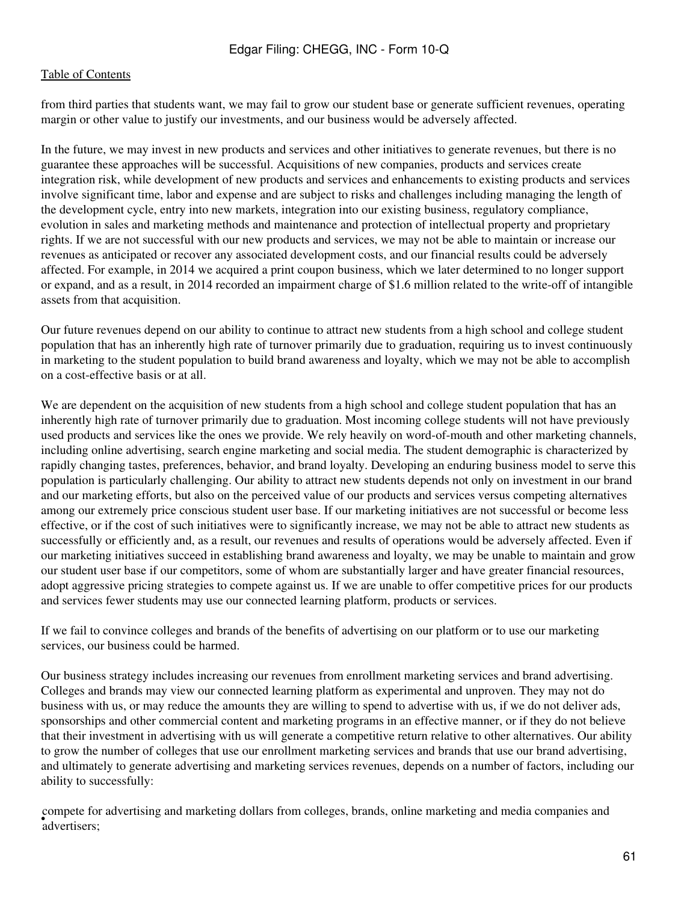from third parties that students want, we may fail to grow our student base or generate sufficient revenues, operating margin or other value to justify our investments, and our business would be adversely affected.

In the future, we may invest in new products and services and other initiatives to generate revenues, but there is no guarantee these approaches will be successful. Acquisitions of new companies, products and services create integration risk, while development of new products and services and enhancements to existing products and services involve significant time, labor and expense and are subject to risks and challenges including managing the length of the development cycle, entry into new markets, integration into our existing business, regulatory compliance, evolution in sales and marketing methods and maintenance and protection of intellectual property and proprietary rights. If we are not successful with our new products and services, we may not be able to maintain or increase our revenues as anticipated or recover any associated development costs, and our financial results could be adversely affected. For example, in 2014 we acquired a print coupon business, which we later determined to no longer support or expand, and as a result, in 2014 recorded an impairment charge of $1.6 million related to the write-off of intangible assets from that acquisition.

Our future revenues depend on our ability to continue to attract new students from a high school and college student population that has an inherently high rate of turnover primarily due to graduation, requiring us to invest continuously in marketing to the student population to build brand awareness and loyalty, which we may not be able to accomplish on a cost-effective basis or at all.

We are dependent on the acquisition of new students from a high school and college student population that has an inherently high rate of turnover primarily due to graduation. Most incoming college students will not have previously used products and services like the ones we provide. We rely heavily on word-of-mouth and other marketing channels, including online advertising, search engine marketing and social media. The student demographic is characterized by rapidly changing tastes, preferences, behavior, and brand loyalty. Developing an enduring business model to serve this population is particularly challenging. Our ability to attract new students depends not only on investment in our brand and our marketing efforts, but also on the perceived value of our products and services versus competing alternatives among our extremely price conscious student user base. If our marketing initiatives are not successful or become less effective, or if the cost of such initiatives were to significantly increase, we may not be able to attract new students as successfully or efficiently and, as a result, our revenues and results of operations would be adversely affected. Even if our marketing initiatives succeed in establishing brand awareness and loyalty, we may be unable to maintain and grow our student user base if our competitors, some of whom are substantially larger and have greater financial resources, adopt aggressive pricing strategies to compete against us. If we are unable to offer competitive prices for our products and services fewer students may use our connected learning platform, products or services.

If we fail to convince colleges and brands of the benefits of advertising on our platform or to use our marketing services, our business could be harmed.

Our business strategy includes increasing our revenues from enrollment marketing services and brand advertising. Colleges and brands may view our connected learning platform as experimental and unproven. They may not do business with us, or may reduce the amounts they are willing to spend to advertise with us, if we do not deliver ads, sponsorships and other commercial content and marketing programs in an effective manner, or if they do not believe that their investment in advertising with us will generate a competitive return relative to other alternatives. Our ability to grow the number of colleges that use our enrollment marketing services and brands that use our brand advertising, and ultimately to generate advertising and marketing services revenues, depends on a number of factors, including our ability to successfully:

- compete for advertising and marketing dollars from colleges, brands, online marketing and media companies and advertisers;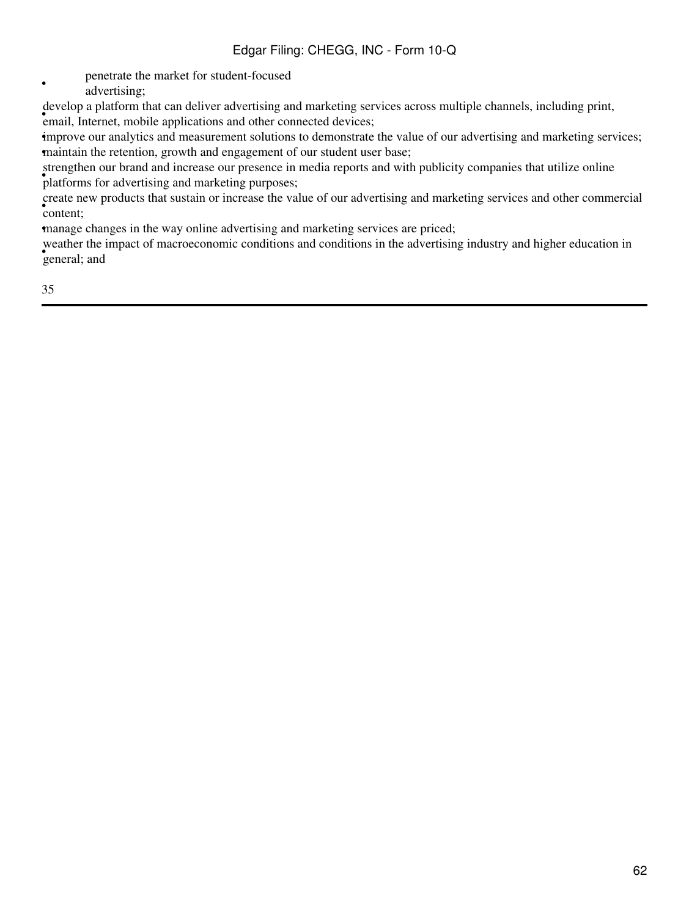- penetrate the market for student-focused advertising;
- develop a platform that can deliver advertising and marketing services across multiple channels, including print, email, Internet, mobile applications and other connected devices;
- improve our analytics and measurement solutions to demonstrate the value of our advertising and marketing services;
- maintain the retention, growth and engagement of our student user base;
- strengthen our brand and increase our presence in media reports and with publicity companies that utilize online platforms for advertising and marketing purposes;
- create new products that sustain or increase the value of our advertising and marketing services and other commercial content;
- manage changes in the way online advertising and marketing services are priced;
- weather the impact of macroeconomic conditions and conditions in the advertising industry and higher education in general; and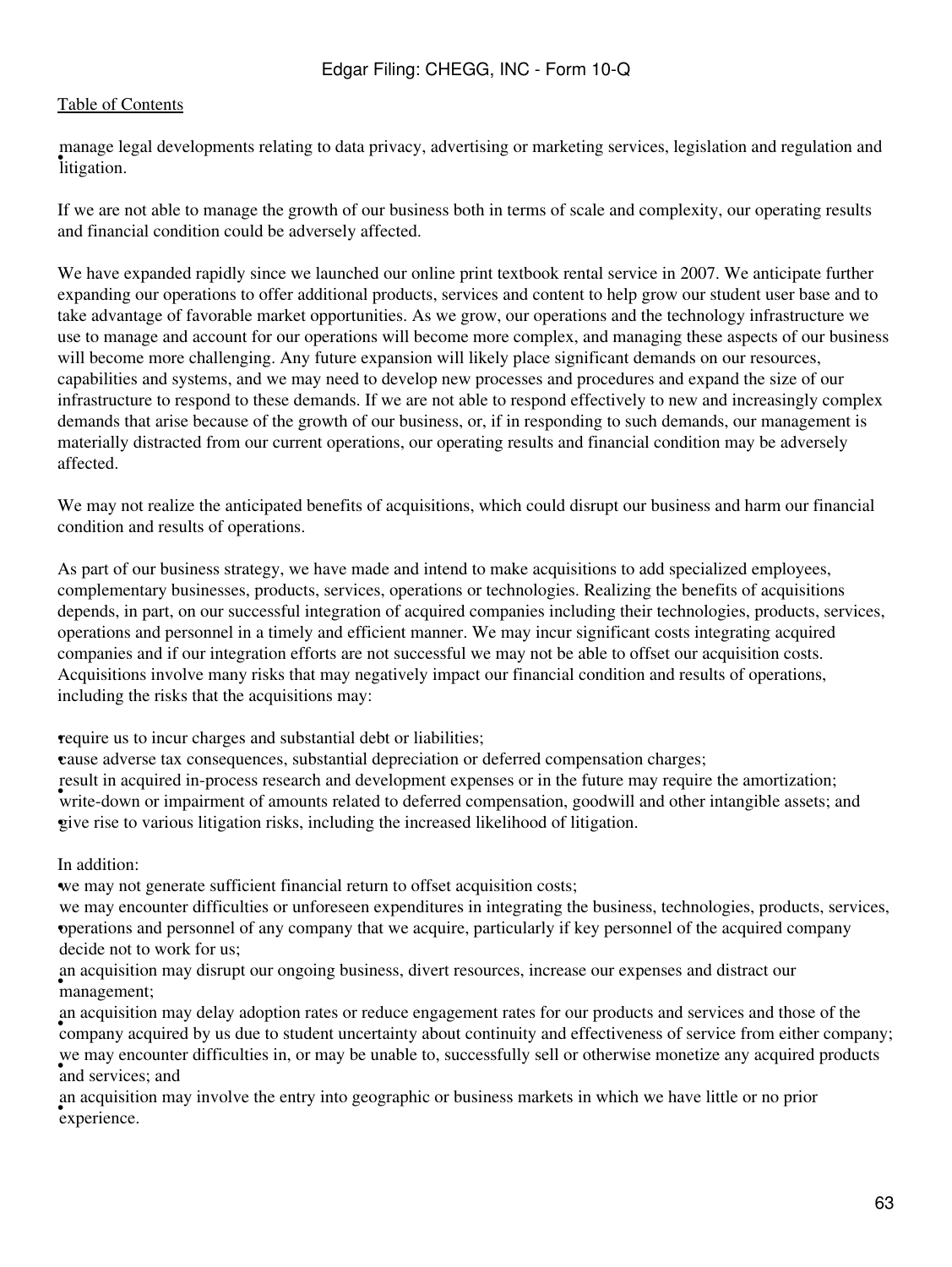- manage legal developments relating to data privacy, advertising or marketing services, legislation and regulation and litigation.

If we are not able to manage the growth of our business both in terms of scale and complexity, our operating results and financial condition could be adversely affected.

We have expanded rapidly since we launched our online print textbook rental service in 2007. We anticipate further expanding our operations to offer additional products, services and content to help grow our student user base and to take advantage of favorable market opportunities. As we grow, our operations and the technology infrastructure we use to manage and account for our operations will become more complex, and managing these aspects of our business will become more challenging. Any future expansion will likely place significant demands on our resources, capabilities and systems, and we may need to develop new processes and procedures and expand the size of our infrastructure to respond to these demands. If we are not able to respond effectively to new and increasingly complex demands that arise because of the growth of our business, or, if in responding to such demands, our management is materially distracted from our current operations, our operating results and financial condition may be adversely affected.

We may not realize the anticipated benefits of acquisitions, which could disrupt our business and harm our financial condition and results of operations.

As part of our business strategy, we have made and intend to make acquisitions to add specialized employees, complementary businesses, products, services, operations or technologies. Realizing the benefits of acquisitions depends, in part, on our successful integration of acquired companies including their technologies, products, services, operations and personnel in a timely and efficient manner. We may incur significant costs integrating acquired companies and if our integration efforts are not successful we may not be able to offset our acquisition costs. Acquisitions involve many risks that may negatively impact our financial condition and results of operations, including the risks that the acquisitions may:

- require us to incur charges and substantial debt or liabilities;
- cause adverse tax consequences, substantial depreciation or deferred compensation charges;
- result in acquired in-process research and development expenses or in the future may require the amortization; write-down or impairment of amounts related to deferred compensation, goodwill and other intangible assets; and
- give rise to various litigation risks, including the increased likelihood of litigation.

In addition:

- we may not generate sufficient financial return to offset acquisition costs;
- we may encounter difficulties or unforeseen expenditures in integrating the business, technologies, products, services, operations and personnel of any company that we acquire, particularly if key personnel of the acquired company decide not to work for us;
- an acquisition may disrupt our ongoing business, divert resources, increase our expenses and distract our management;
- an acquisition may delay adoption rates or reduce engagement rates for our products and services and those of the company acquired by us due to student uncertainty about continuity and effectiveness of service from either company;
- we may encounter difficulties in, or may be unable to, successfully sell or otherwise monetize any acquired products and services; and
- an acquisition may involve the entry into geographic or business markets in which we have little or no prior experience.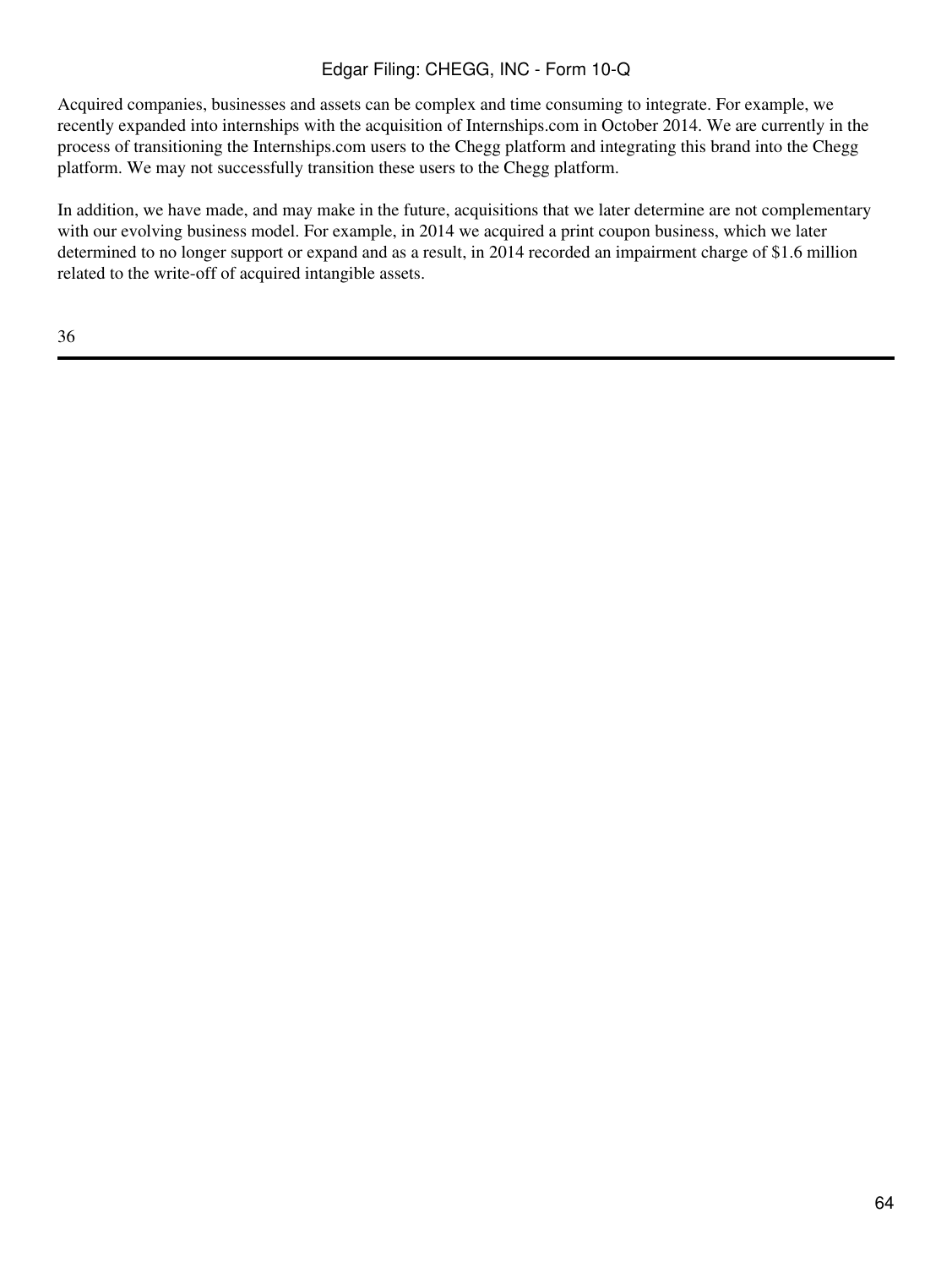Acquired companies, businesses and assets can be complex and time consuming to integrate. For example, we recently expanded into internships with the acquisition of Internships.com in October 2014. We are currently in the process of transitioning the Internships.com users to the Chegg platform and integrating this brand into the Chegg platform. We may not successfully transition these users to the Chegg platform.

In addition, we have made, and may make in the future, acquisitions that we later determine are not complementary with our evolving business model. For example, in 2014 we acquired a print coupon business, which we later determined to no longer support or expand and as a result, in 2014 recorded an impairment charge of $1.6 million related to the write-off of acquired intangible assets.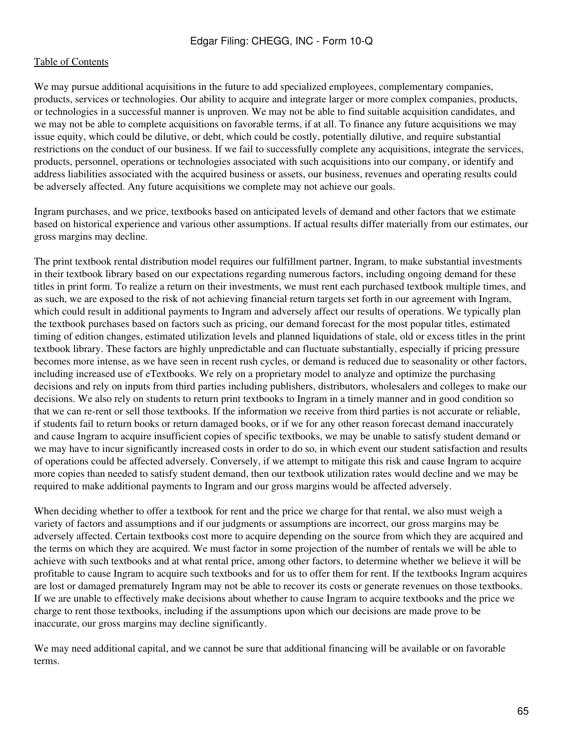We may pursue additional acquisitions in the future to add specialized employees, complementary companies, products, services or technologies. Our ability to acquire and integrate larger or more complex companies, products, or technologies in a successful manner is unproven. We may not be able to find suitable acquisition candidates, and we may not be able to complete acquisitions on favorable terms, if at all. To finance any future acquisitions we may issue equity, which could be dilutive, or debt, which could be costly, potentially dilutive, and require substantial restrictions on the conduct of our business. If we fail to successfully complete any acquisitions, integrate the services, products, personnel, operations or technologies associated with such acquisitions into our company, or identify and address liabilities associated with the acquired business or assets, our business, revenues and operating results could be adversely affected. Any future acquisitions we complete may not achieve our goals.

Ingram purchases, and we price, textbooks based on anticipated levels of demand and other factors that we estimate based on historical experience and various other assumptions. If actual results differ materially from our estimates, our gross margins may decline.

The print textbook rental distribution model requires our fulfillment partner, Ingram, to make substantial investments in their textbook library based on our expectations regarding numerous factors, including ongoing demand for these titles in print form. To realize a return on their investments, we must rent each purchased textbook multiple times, and as such, we are exposed to the risk of not achieving financial return targets set forth in our agreement with Ingram, which could result in additional payments to Ingram and adversely affect our results of operations. We typically plan the textbook purchases based on factors such as pricing, our demand forecast for the most popular titles, estimated timing of edition changes, estimated utilization levels and planned liquidations of stale, old or excess titles in the print textbook library. These factors are highly unpredictable and can fluctuate substantially, especially if pricing pressure becomes more intense, as we have seen in recent rush cycles, or demand is reduced due to seasonality or other factors, including increased use of eTextbooks. We rely on a proprietary model to analyze and optimize the purchasing decisions and rely on inputs from third parties including publishers, distributors, wholesalers and colleges to make our decisions. We also rely on students to return print textbooks to Ingram in a timely manner and in good condition so that we can re-rent or sell those textbooks. If the information we receive from third parties is not accurate or reliable, if students fail to return books or return damaged books, or if we for any other reason forecast demand inaccurately and cause Ingram to acquire insufficient copies of specific textbooks, we may be unable to satisfy student demand or we may have to incur significantly increased costs in order to do so, in which event our student satisfaction and results of operations could be affected adversely. Conversely, if we attempt to mitigate this risk and cause Ingram to acquire more copies than needed to satisfy student demand, then our textbook utilization rates would decline and we may be required to make additional payments to Ingram and our gross margins would be affected adversely.

When deciding whether to offer a textbook for rent and the price we charge for that rental, we also must weigh a variety of factors and assumptions and if our judgments or assumptions are incorrect, our gross margins may be adversely affected. Certain textbooks cost more to acquire depending on the source from which they are acquired and the terms on which they are acquired. We must factor in some projection of the number of rentals we will be able to achieve with such textbooks and at what rental price, among other factors, to determine whether we believe it will be profitable to cause Ingram to acquire such textbooks and for us to offer them for rent. If the textbooks Ingram acquires are lost or damaged prematurely Ingram may not be able to recover its costs or generate revenues on those textbooks. If we are unable to effectively make decisions about whether to cause Ingram to acquire textbooks and the price we charge to rent those textbooks, including if the assumptions upon which our decisions are made prove to be inaccurate, our gross margins may decline significantly.

We may need additional capital, and we cannot be sure that additional financing will be available or on favorable terms.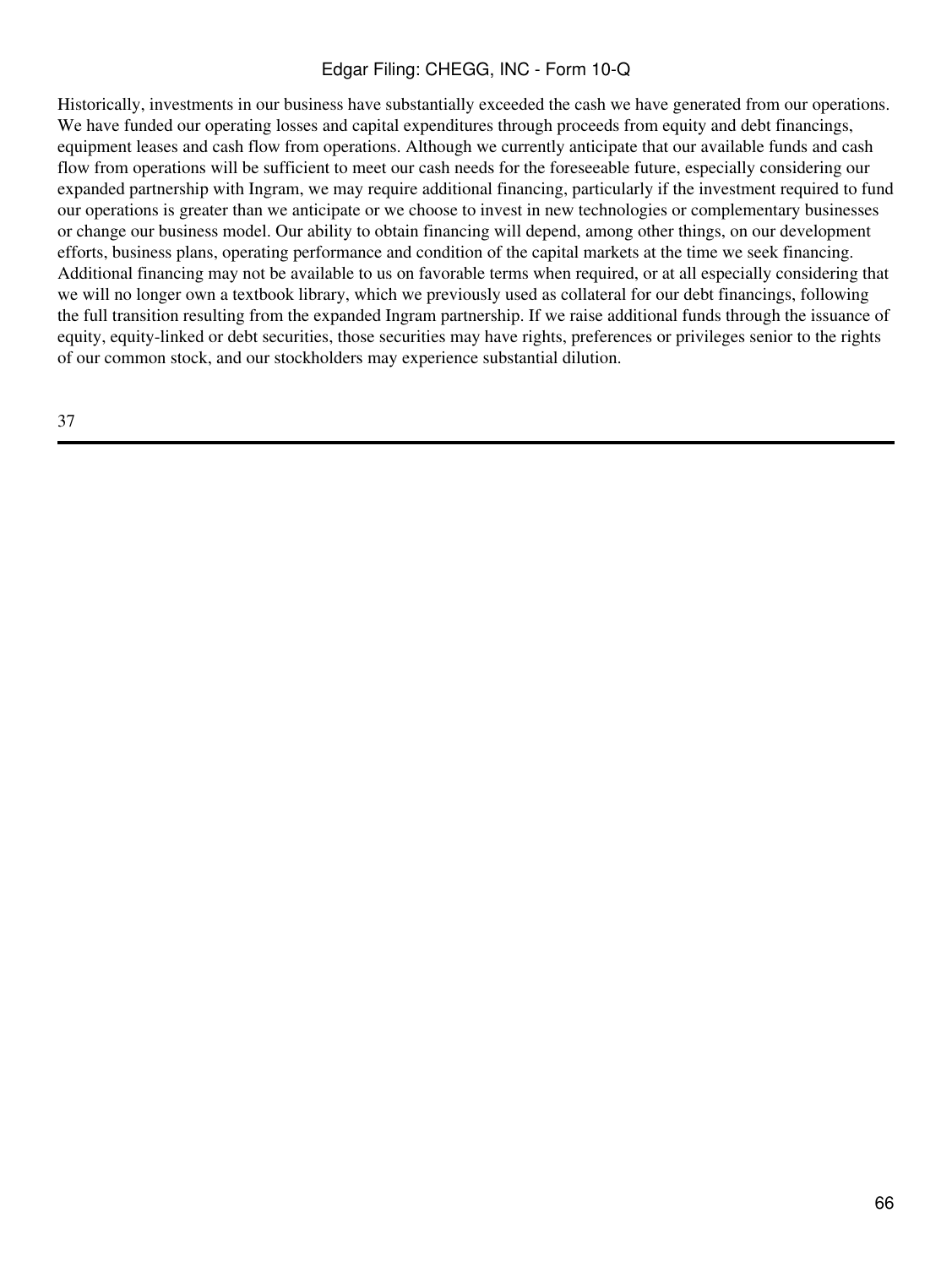Historically, investments in our business have substantially exceeded the cash we have generated from our operations. We have funded our operating losses and capital expenditures through proceeds from equity and debt financings, equipment leases and cash flow from operations. Although we currently anticipate that our available funds and cash flow from operations will be sufficient to meet our cash needs for the foreseeable future, especially considering our expanded partnership with Ingram, we may require additional financing, particularly if the investment required to fund our operations is greater than we anticipate or we choose to invest in new technologies or complementary businesses or change our business model. Our ability to obtain financing will depend, among other things, on our development efforts, business plans, operating performance and condition of the capital markets at the time we seek financing. Additional financing may not be available to us on favorable terms when required, or at all especially considering that we will no longer own a textbook library, which we previously used as collateral for our debt financings, following the full transition resulting from the expanded Ingram partnership. If we raise additional funds through the issuance of equity, equity-linked or debt securities, those securities may have rights, preferences or privileges senior to the rights of our common stock, and our stockholders may experience substantial dilution.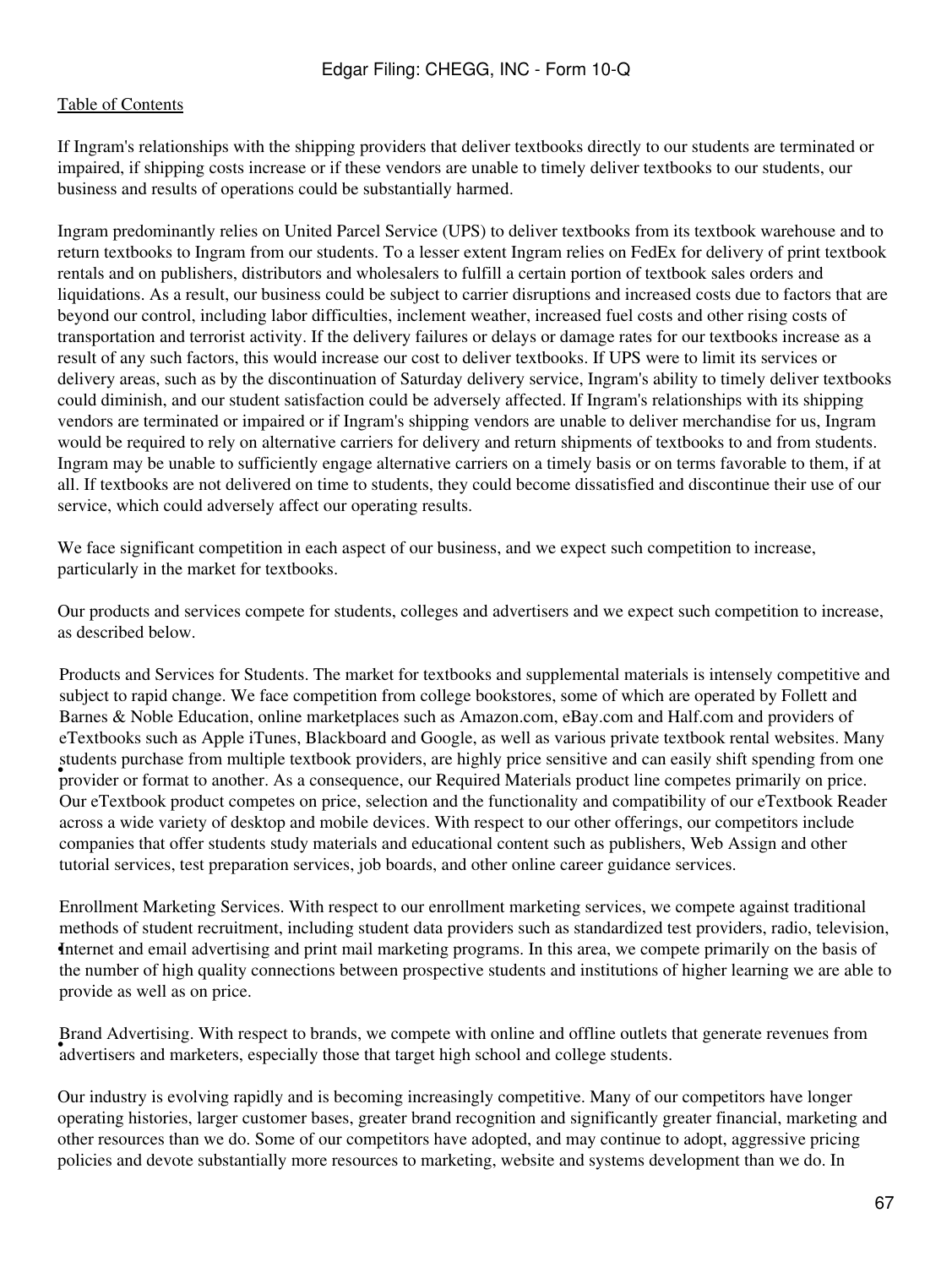If Ingram's relationships with the shipping providers that deliver textbooks directly to our students are terminated or impaired, if shipping costs increase or if these vendors are unable to timely deliver textbooks to our students, our business and results of operations could be substantially harmed.

Ingram predominantly relies on United Parcel Service (UPS) to deliver textbooks from its textbook warehouse and to return textbooks to Ingram from our students. To a lesser extent Ingram relies on FedEx for delivery of print textbook rentals and on publishers, distributors and wholesalers to fulfill a certain portion of textbook sales orders and liquidations. As a result, our business could be subject to carrier disruptions and increased costs due to factors that are beyond our control, including labor difficulties, inclement weather, increased fuel costs and other rising costs of transportation and terrorist activity. If the delivery failures or delays or damage rates for our textbooks increase as a result of any such factors, this would increase our cost to deliver textbooks. If UPS were to limit its services or delivery areas, such as by the discontinuation of Saturday delivery service, Ingram's ability to timely deliver textbooks could diminish, and our student satisfaction could be adversely affected. If Ingram's relationships with its shipping vendors are terminated or impaired or if Ingram's shipping vendors are unable to deliver merchandise for us, Ingram would be required to rely on alternative carriers for delivery and return shipments of textbooks to and from students. Ingram may be unable to sufficiently engage alternative carriers on a timely basis or on terms favorable to them, if at all. If textbooks are not delivered on time to students, they could become dissatisfied and discontinue their use of our service, which could adversely affect our operating results.

We face significant competition in each aspect of our business, and we expect such competition to increase, particularly in the market for textbooks.

Our products and services compete for students, colleges and advertisers and we expect such competition to increase, as described below.

- Products and Services for Students. The market for textbooks and supplemental materials is intensely competitive and subject to rapid change. We face competition from college bookstores, some of which are operated by Follett and Barnes & Noble Education, online marketplaces such as Amazon.com, eBay.com and Half.com and providers of eTextbooks such as Apple iTunes, Blackboard and Google, as well as various private textbook rental websites. Many students purchase from multiple textbook providers, are highly price sensitive and can easily shift spending from one provider or format to another. As a consequence, our Required Materials product line competes primarily on price. Our eTextbook product competes on price, selection and the functionality and compatibility of our eTextbook Reader across a wide variety of desktop and mobile devices. With respect to our other offerings, our competitors include companies that offer students study materials and educational content such as publishers, Web Assign and other tutorial services, test preparation services, job boards, and other online career guidance services.
- Enrollment Marketing Services. With respect to our enrollment marketing services, we compete against traditional methods of student recruitment, including student data providers such as standardized test providers, radio, television, Internet and email advertising and print mail marketing programs. In this area, we compete primarily on the basis of the number of high quality connections between prospective students and institutions of higher learning we are able to provide as well as on price.
- Brand Advertising. With respect to brands, we compete with online and offline outlets that generate revenues from advertisers and marketers, especially those that target high school and college students.

Our industry is evolving rapidly and is becoming increasingly competitive. Many of our competitors have longer operating histories, larger customer bases, greater brand recognition and significantly greater financial, marketing and other resources than we do. Some of our competitors have adopted, and may continue to adopt, aggressive pricing policies and devote substantially more resources to marketing, website and systems development than we do. In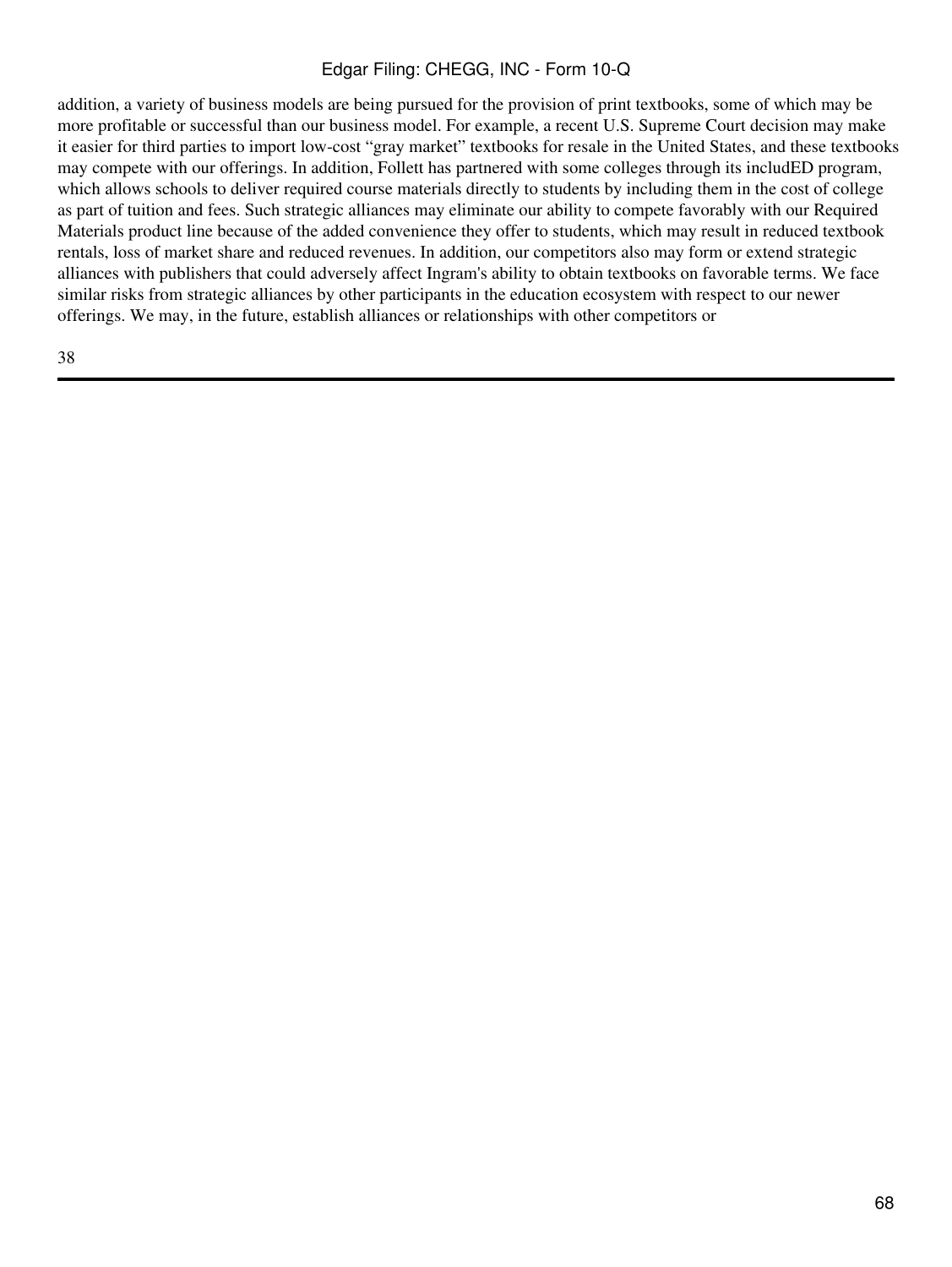addition, a variety of business models are being pursued for the provision of print textbooks, some of which may be more profitable or successful than our business model. For example, a recent U.S. Supreme Court decision may make it easier for third parties to import low-cost "gray market" textbooks for resale in the United States, and these textbooks may compete with our offerings. In addition, Follett has partnered with some colleges through its includED program, which allows schools to deliver required course materials directly to students by including them in the cost of college as part of tuition and fees. Such strategic alliances may eliminate our ability to compete favorably with our Required Materials product line because of the added convenience they offer to students, which may result in reduced textbook rentals, loss of market share and reduced revenues. In addition, our competitors also may form or extend strategic alliances with publishers that could adversely affect Ingram's ability to obtain textbooks on favorable terms. We face similar risks from strategic alliances by other participants in the education ecosystem with respect to our newer offerings. We may, in the future, establish alliances or relationships with other competitors or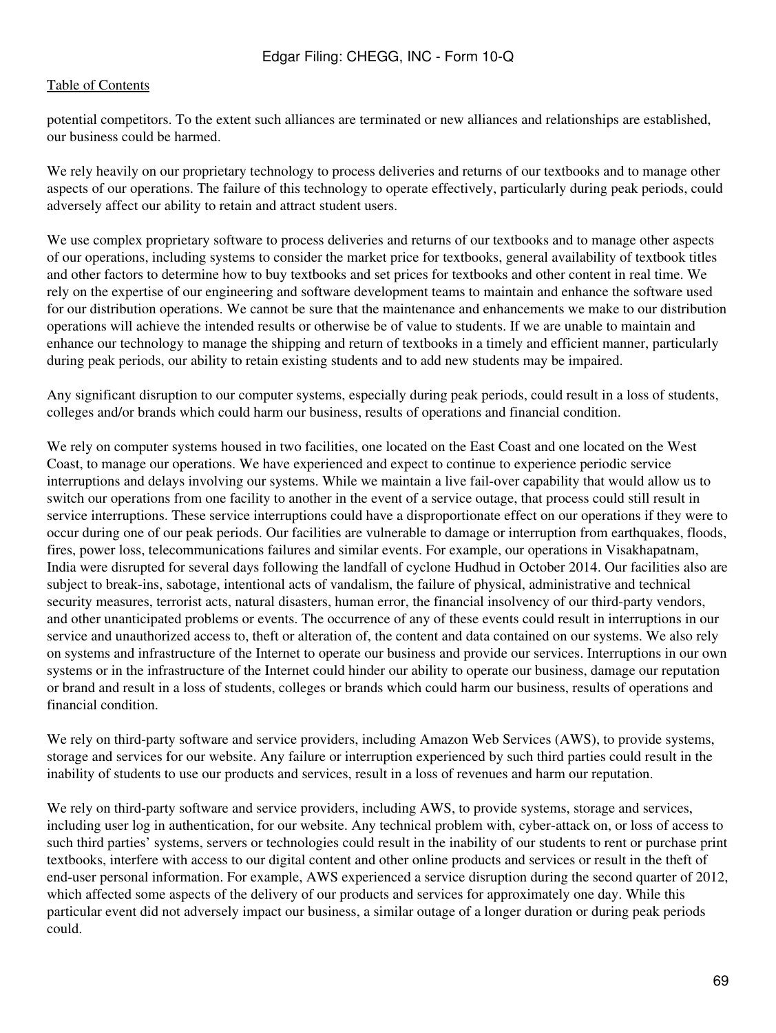potential competitors. To the extent such alliances are terminated or new alliances and relationships are established, our business could be harmed.

We rely heavily on our proprietary technology to process deliveries and returns of our textbooks and to manage other aspects of our operations. The failure of this technology to operate effectively, particularly during peak periods, could adversely affect our ability to retain and attract student users.

We use complex proprietary software to process deliveries and returns of our textbooks and to manage other aspects of our operations, including systems to consider the market price for textbooks, general availability of textbook titles and other factors to determine how to buy textbooks and set prices for textbooks and other content in real time. We rely on the expertise of our engineering and software development teams to maintain and enhance the software used for our distribution operations. We cannot be sure that the maintenance and enhancements we make to our distribution operations will achieve the intended results or otherwise be of value to students. If we are unable to maintain and enhance our technology to manage the shipping and return of textbooks in a timely and efficient manner, particularly during peak periods, our ability to retain existing students and to add new students may be impaired.

Any significant disruption to our computer systems, especially during peak periods, could result in a loss of students, colleges and/or brands which could harm our business, results of operations and financial condition.

We rely on computer systems housed in two facilities, one located on the East Coast and one located on the West Coast, to manage our operations. We have experienced and expect to continue to experience periodic service interruptions and delays involving our systems. While we maintain a live fail-over capability that would allow us to switch our operations from one facility to another in the event of a service outage, that process could still result in service interruptions. These service interruptions could have a disproportionate effect on our operations if they were to occur during one of our peak periods. Our facilities are vulnerable to damage or interruption from earthquakes, floods, fires, power loss, telecommunications failures and similar events. For example, our operations in Visakhapatnam, India were disrupted for several days following the landfall of cyclone Hudhud in October 2014. Our facilities also are subject to break-ins, sabotage, intentional acts of vandalism, the failure of physical, administrative and technical security measures, terrorist acts, natural disasters, human error, the financial insolvency of our third-party vendors, and other unanticipated problems or events. The occurrence of any of these events could result in interruptions in our service and unauthorized access to, theft or alteration of, the content and data contained on our systems. We also rely on systems and infrastructure of the Internet to operate our business and provide our services. Interruptions in our own systems or in the infrastructure of the Internet could hinder our ability to operate our business, damage our reputation or brand and result in a loss of students, colleges or brands which could harm our business, results of operations and financial condition.

We rely on third-party software and service providers, including Amazon Web Services (AWS), to provide systems, storage and services for our website. Any failure or interruption experienced by such third parties could result in the inability of students to use our products and services, result in a loss of revenues and harm our reputation.

We rely on third-party software and service providers, including AWS, to provide systems, storage and services, including user log in authentication, for our website. Any technical problem with, cyber-attack on, or loss of access to such third parties' systems, servers or technologies could result in the inability of our students to rent or purchase print textbooks, interfere with access to our digital content and other online products and services or result in the theft of end-user personal information. For example, AWS experienced a service disruption during the second quarter of 2012, which affected some aspects of the delivery of our products and services for approximately one day. While this particular event did not adversely impact our business, a similar outage of a longer duration or during peak periods could.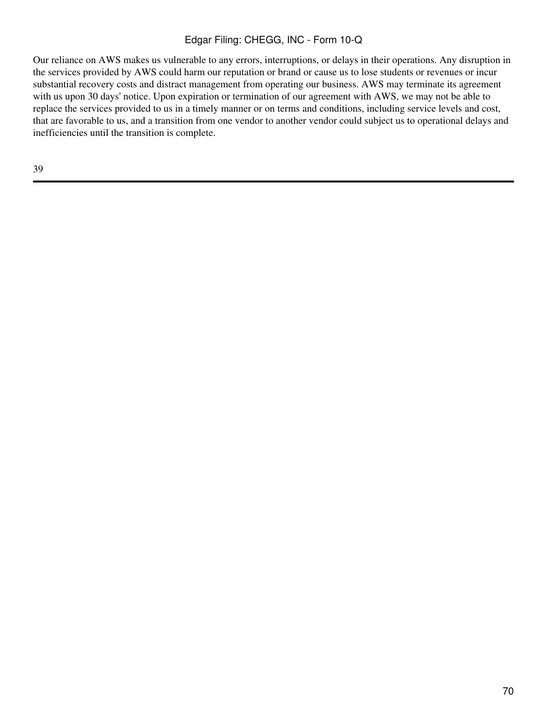Our reliance on AWS makes us vulnerable to any errors, interruptions, or delays in their operations. Any disruption in the services provided by AWS could harm our reputation or brand or cause us to lose students or revenues or incur substantial recovery costs and distract management from operating our business. AWS may terminate its agreement with us upon 30 days' notice. Upon expiration or termination of our agreement with AWS, we may not be able to replace the services provided to us in a timely manner or on terms and conditions, including service levels and cost, that are favorable to us, and a transition from one vendor to another vendor could subject us to operational delays and inefficiencies until the transition is complete.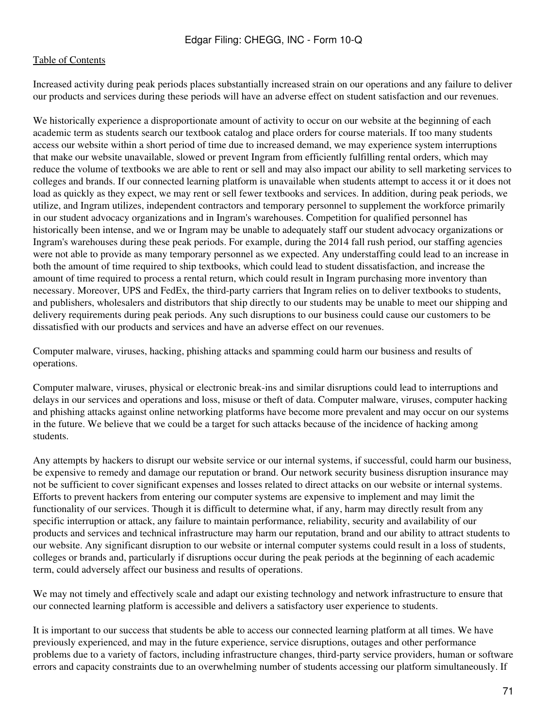Increased activity during peak periods places substantially increased strain on our operations and any failure to deliver our products and services during these periods will have an adverse effect on student satisfaction and our revenues.

We historically experience a disproportionate amount of activity to occur on our website at the beginning of each academic term as students search our textbook catalog and place orders for course materials. If too many students access our website within a short period of time due to increased demand, we may experience system interruptions that make our website unavailable, slowed or prevent Ingram from efficiently fulfilling rental orders, which may reduce the volume of textbooks we are able to rent or sell and may also impact our ability to sell marketing services to colleges and brands. If our connected learning platform is unavailable when students attempt to access it or it does not load as quickly as they expect, we may rent or sell fewer textbooks and services. In addition, during peak periods, we utilize, and Ingram utilizes, independent contractors and temporary personnel to supplement the workforce primarily in our student advocacy organizations and in Ingram's warehouses. Competition for qualified personnel has historically been intense, and we or Ingram may be unable to adequately staff our student advocacy organizations or Ingram's warehouses during these peak periods. For example, during the 2014 fall rush period, our staffing agencies were not able to provide as many temporary personnel as we expected. Any understaffing could lead to an increase in both the amount of time required to ship textbooks, which could lead to student dissatisfaction, and increase the amount of time required to process a rental return, which could result in Ingram purchasing more inventory than necessary. Moreover, UPS and FedEx, the third-party carriers that Ingram relies on to deliver textbooks to students, and publishers, wholesalers and distributors that ship directly to our students may be unable to meet our shipping and delivery requirements during peak periods. Any such disruptions to our business could cause our customers to be dissatisfied with our products and services and have an adverse effect on our revenues.

Computer malware, viruses, hacking, phishing attacks and spamming could harm our business and results of operations.

Computer malware, viruses, physical or electronic break-ins and similar disruptions could lead to interruptions and delays in our services and operations and loss, misuse or theft of data. Computer malware, viruses, computer hacking and phishing attacks against online networking platforms have become more prevalent and may occur on our systems in the future. We believe that we could be a target for such attacks because of the incidence of hacking among students.

Any attempts by hackers to disrupt our website service or our internal systems, if successful, could harm our business, be expensive to remedy and damage our reputation or brand. Our network security business disruption insurance may not be sufficient to cover significant expenses and losses related to direct attacks on our website or internal systems. Efforts to prevent hackers from entering our computer systems are expensive to implement and may limit the functionality of our services. Though it is difficult to determine what, if any, harm may directly result from any specific interruption or attack, any failure to maintain performance, reliability, security and availability of our products and services and technical infrastructure may harm our reputation, brand and our ability to attract students to our website. Any significant disruption to our website or internal computer systems could result in a loss of students, colleges or brands and, particularly if disruptions occur during the peak periods at the beginning of each academic term, could adversely affect our business and results of operations.

We may not timely and effectively scale and adapt our existing technology and network infrastructure to ensure that our connected learning platform is accessible and delivers a satisfactory user experience to students.

It is important to our success that students be able to access our connected learning platform at all times. We have previously experienced, and may in the future experience, service disruptions, outages and other performance problems due to a variety of factors, including infrastructure changes, third-party service providers, human or software errors and capacity constraints due to an overwhelming number of students accessing our platform simultaneously. If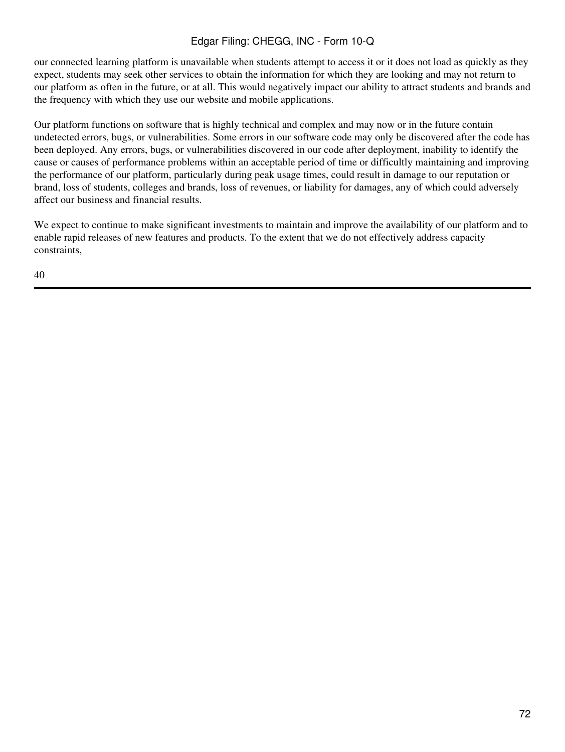our connected learning platform is unavailable when students attempt to access it or it does not load as quickly as they expect, students may seek other services to obtain the information for which they are looking and may not return to our platform as often in the future, or at all. This would negatively impact our ability to attract students and brands and the frequency with which they use our website and mobile applications.

Our platform functions on software that is highly technical and complex and may now or in the future contain undetected errors, bugs, or vulnerabilities. Some errors in our software code may only be discovered after the code has been deployed. Any errors, bugs, or vulnerabilities discovered in our code after deployment, inability to identify the cause or causes of performance problems within an acceptable period of time or difficultly maintaining and improving the performance of our platform, particularly during peak usage times, could result in damage to our reputation or brand, loss of students, colleges and brands, loss of revenues, or liability for damages, any of which could adversely affect our business and financial results.

We expect to continue to make significant investments to maintain and improve the availability of our platform and to enable rapid releases of new features and products. To the extent that we do not effectively address capacity constraints,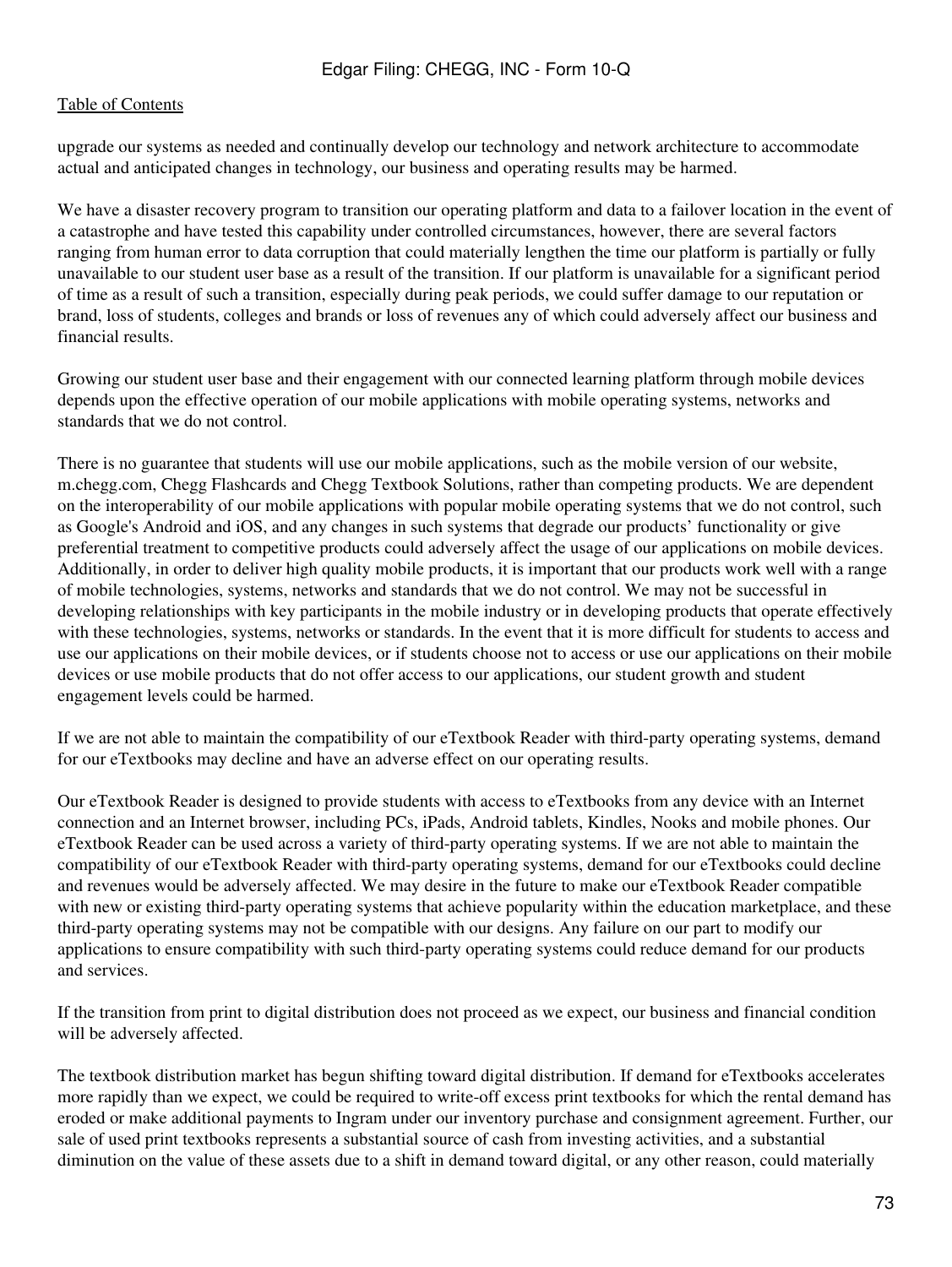upgrade our systems as needed and continually develop our technology and network architecture to accommodate actual and anticipated changes in technology, our business and operating results may be harmed.

We have a disaster recovery program to transition our operating platform and data to a failover location in the event of a catastrophe and have tested this capability under controlled circumstances, however, there are several factors ranging from human error to data corruption that could materially lengthen the time our platform is partially or fully unavailable to our student user base as a result of the transition. If our platform is unavailable for a significant period of time as a result of such a transition, especially during peak periods, we could suffer damage to our reputation or brand, loss of students, colleges and brands or loss of revenues any of which could adversely affect our business and financial results.

Growing our student user base and their engagement with our connected learning platform through mobile devices depends upon the effective operation of our mobile applications with mobile operating systems, networks and standards that we do not control.

There is no guarantee that students will use our mobile applications, such as the mobile version of our website, m.chegg.com, Chegg Flashcards and Chegg Textbook Solutions, rather than competing products. We are dependent on the interoperability of our mobile applications with popular mobile operating systems that we do not control, such as Google's Android and iOS, and any changes in such systems that degrade our products' functionality or give preferential treatment to competitive products could adversely affect the usage of our applications on mobile devices. Additionally, in order to deliver high quality mobile products, it is important that our products work well with a range of mobile technologies, systems, networks and standards that we do not control. We may not be successful in developing relationships with key participants in the mobile industry or in developing products that operate effectively with these technologies, systems, networks or standards. In the event that it is more difficult for students to access and use our applications on their mobile devices, or if students choose not to access or use our applications on their mobile devices or use mobile products that do not offer access to our applications, our student growth and student engagement levels could be harmed.

If we are not able to maintain the compatibility of our eTextbook Reader with third-party operating systems, demand for our eTextbooks may decline and have an adverse effect on our operating results.

Our eTextbook Reader is designed to provide students with access to eTextbooks from any device with an Internet connection and an Internet browser, including PCs, iPads, Android tablets, Kindles, Nooks and mobile phones. Our eTextbook Reader can be used across a variety of third-party operating systems. If we are not able to maintain the compatibility of our eTextbook Reader with third-party operating systems, demand for our eTextbooks could decline and revenues would be adversely affected. We may desire in the future to make our eTextbook Reader compatible with new or existing third-party operating systems that achieve popularity within the education marketplace, and these third-party operating systems may not be compatible with our designs. Any failure on our part to modify our applications to ensure compatibility with such third-party operating systems could reduce demand for our products and services.

If the transition from print to digital distribution does not proceed as we expect, our business and financial condition will be adversely affected.

The textbook distribution market has begun shifting toward digital distribution. If demand for eTextbooks accelerates more rapidly than we expect, we could be required to write-off excess print textbooks for which the rental demand has eroded or make additional payments to Ingram under our inventory purchase and consignment agreement. Further, our sale of used print textbooks represents a substantial source of cash from investing activities, and a substantial diminution on the value of these assets due to a shift in demand toward digital, or any other reason, could materially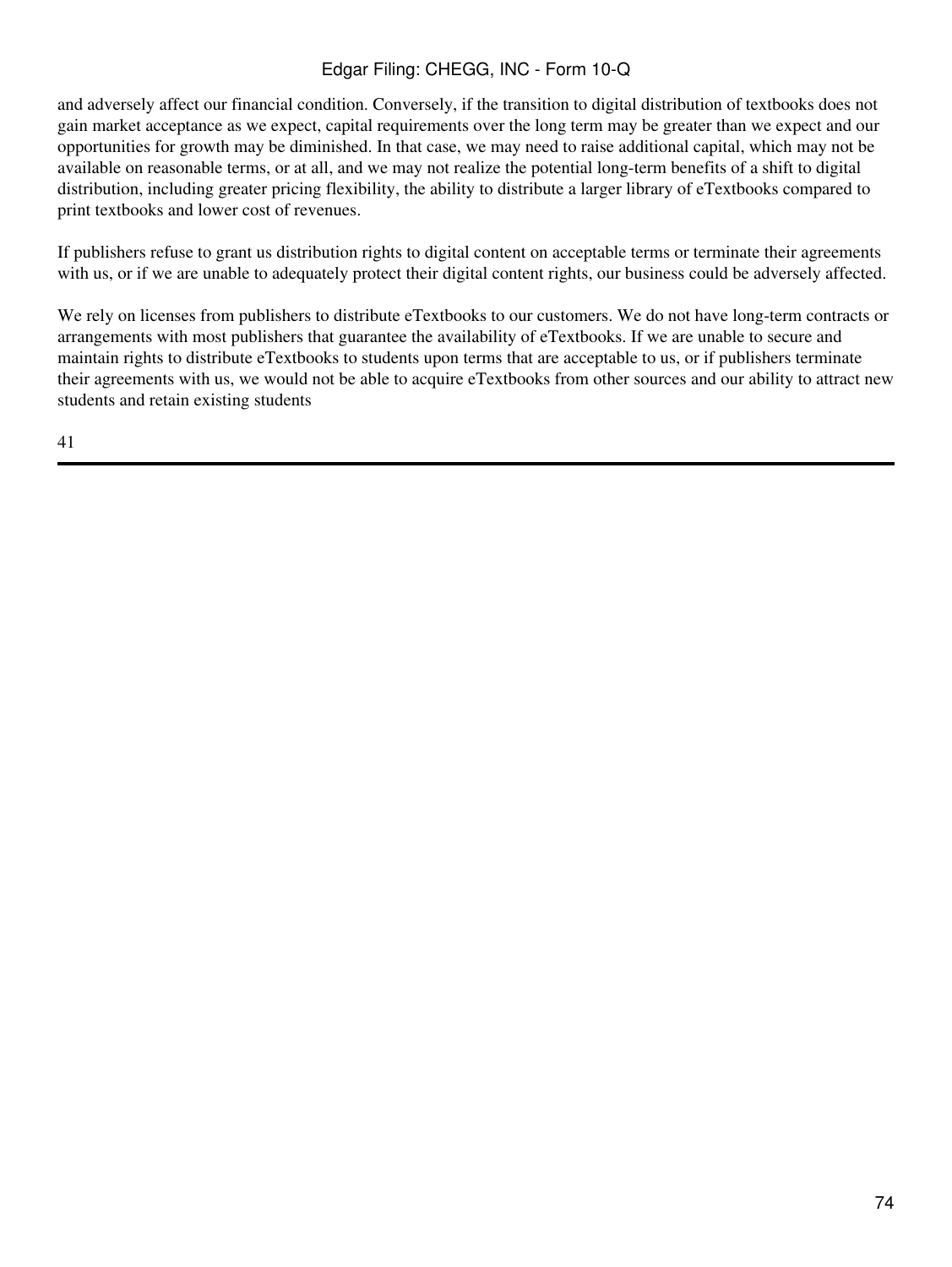and adversely affect our financial condition. Conversely, if the transition to digital distribution of textbooks does not gain market acceptance as we expect, capital requirements over the long term may be greater than we expect and our opportunities for growth may be diminished. In that case, we may need to raise additional capital, which may not be available on reasonable terms, or at all, and we may not realize the potential long-term benefits of a shift to digital distribution, including greater pricing flexibility, the ability to distribute a larger library of eTextbooks compared to print textbooks and lower cost of revenues.

If publishers refuse to grant us distribution rights to digital content on acceptable terms or terminate their agreements with us, or if we are unable to adequately protect their digital content rights, our business could be adversely affected.

We rely on licenses from publishers to distribute eTextbooks to our customers. We do not have long-term contracts or arrangements with most publishers that guarantee the availability of eTextbooks. If we are unable to secure and maintain rights to distribute eTextbooks to students upon terms that are acceptable to us, or if publishers terminate their agreements with us, we would not be able to acquire eTextbooks from other sources and our ability to attract new students and retain existing students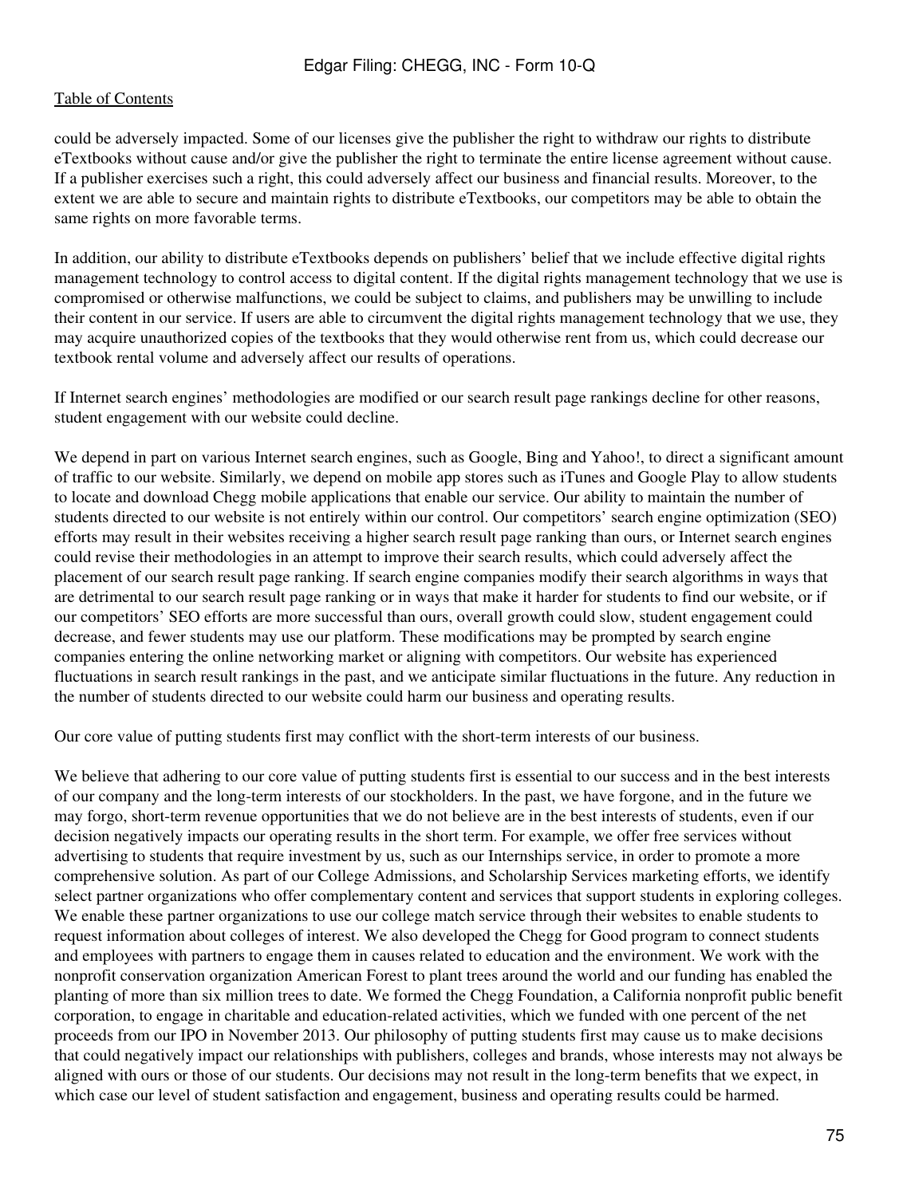could be adversely impacted. Some of our licenses give the publisher the right to withdraw our rights to distribute eTextbooks without cause and/or give the publisher the right to terminate the entire license agreement without cause. If a publisher exercises such a right, this could adversely affect our business and financial results. Moreover, to the extent we are able to secure and maintain rights to distribute eTextbooks, our competitors may be able to obtain the same rights on more favorable terms.

In addition, our ability to distribute eTextbooks depends on publishers' belief that we include effective digital rights management technology to control access to digital content. If the digital rights management technology that we use is compromised or otherwise malfunctions, we could be subject to claims, and publishers may be unwilling to include their content in our service. If users are able to circumvent the digital rights management technology that we use, they may acquire unauthorized copies of the textbooks that they would otherwise rent from us, which could decrease our textbook rental volume and adversely affect our results of operations.

If Internet search engines' methodologies are modified or our search result page rankings decline for other reasons, student engagement with our website could decline.

We depend in part on various Internet search engines, such as Google, Bing and Yahoo!, to direct a significant amount of traffic to our website. Similarly, we depend on mobile app stores such as iTunes and Google Play to allow students to locate and download Chegg mobile applications that enable our service. Our ability to maintain the number of students directed to our website is not entirely within our control. Our competitors' search engine optimization (SEO) efforts may result in their websites receiving a higher search result page ranking than ours, or Internet search engines could revise their methodologies in an attempt to improve their search results, which could adversely affect the placement of our search result page ranking. If search engine companies modify their search algorithms in ways that are detrimental to our search result page ranking or in ways that make it harder for students to find our website, or if our competitors' SEO efforts are more successful than ours, overall growth could slow, student engagement could decrease, and fewer students may use our platform. These modifications may be prompted by search engine companies entering the online networking market or aligning with competitors. Our website has experienced fluctuations in search result rankings in the past, and we anticipate similar fluctuations in the future. Any reduction in the number of students directed to our website could harm our business and operating results.

Our core value of putting students first may conflict with the short-term interests of our business.

We believe that adhering to our core value of putting students first is essential to our success and in the best interests of our company and the long-term interests of our stockholders. In the past, we have forgone, and in the future we may forgo, short-term revenue opportunities that we do not believe are in the best interests of students, even if our decision negatively impacts our operating results in the short term. For example, we offer free services without advertising to students that require investment by us, such as our Internships service, in order to promote a more comprehensive solution. As part of our College Admissions, and Scholarship Services marketing efforts, we identify select partner organizations who offer complementary content and services that support students in exploring colleges. We enable these partner organizations to use our college match service through their websites to enable students to request information about colleges of interest. We also developed the Chegg for Good program to connect students and employees with partners to engage them in causes related to education and the environment. We work with the nonprofit conservation organization American Forest to plant trees around the world and our funding has enabled the planting of more than six million trees to date. We formed the Chegg Foundation, a California nonprofit public benefit corporation, to engage in charitable and education-related activities, which we funded with one percent of the net proceeds from our IPO in November 2013. Our philosophy of putting students first may cause us to make decisions that could negatively impact our relationships with publishers, colleges and brands, whose interests may not always be aligned with ours or those of our students. Our decisions may not result in the long-term benefits that we expect, in which case our level of student satisfaction and engagement, business and operating results could be harmed.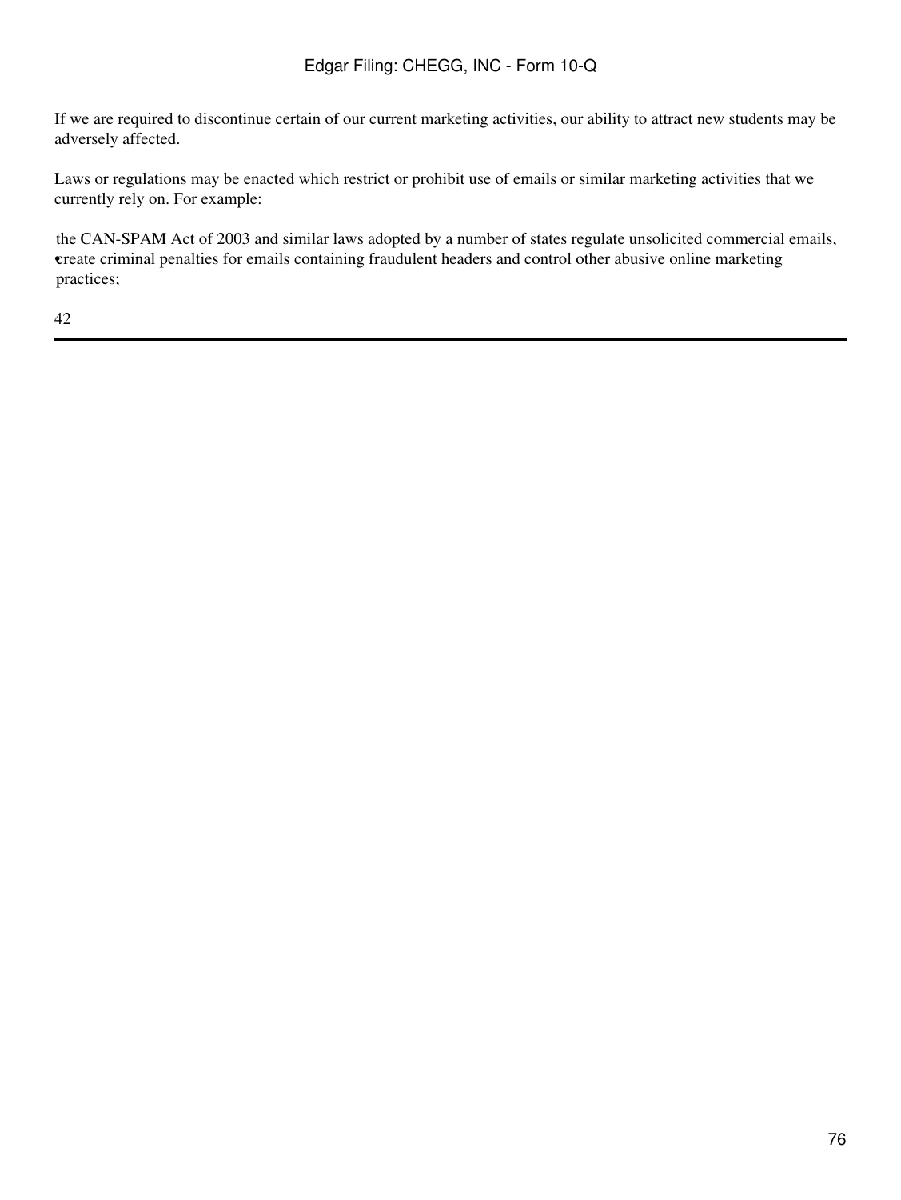If we are required to discontinue certain of our current marketing activities, our ability to attract new students may be adversely affected.

Laws or regulations may be enacted which restrict or prohibit use of emails or similar marketing activities that we currently rely on. For example:

- the CAN-SPAM Act of 2003 and similar laws adopted by a number of states regulate unsolicited commercial emails, create criminal penalties for emails containing fraudulent headers and control other abusive online marketing practices;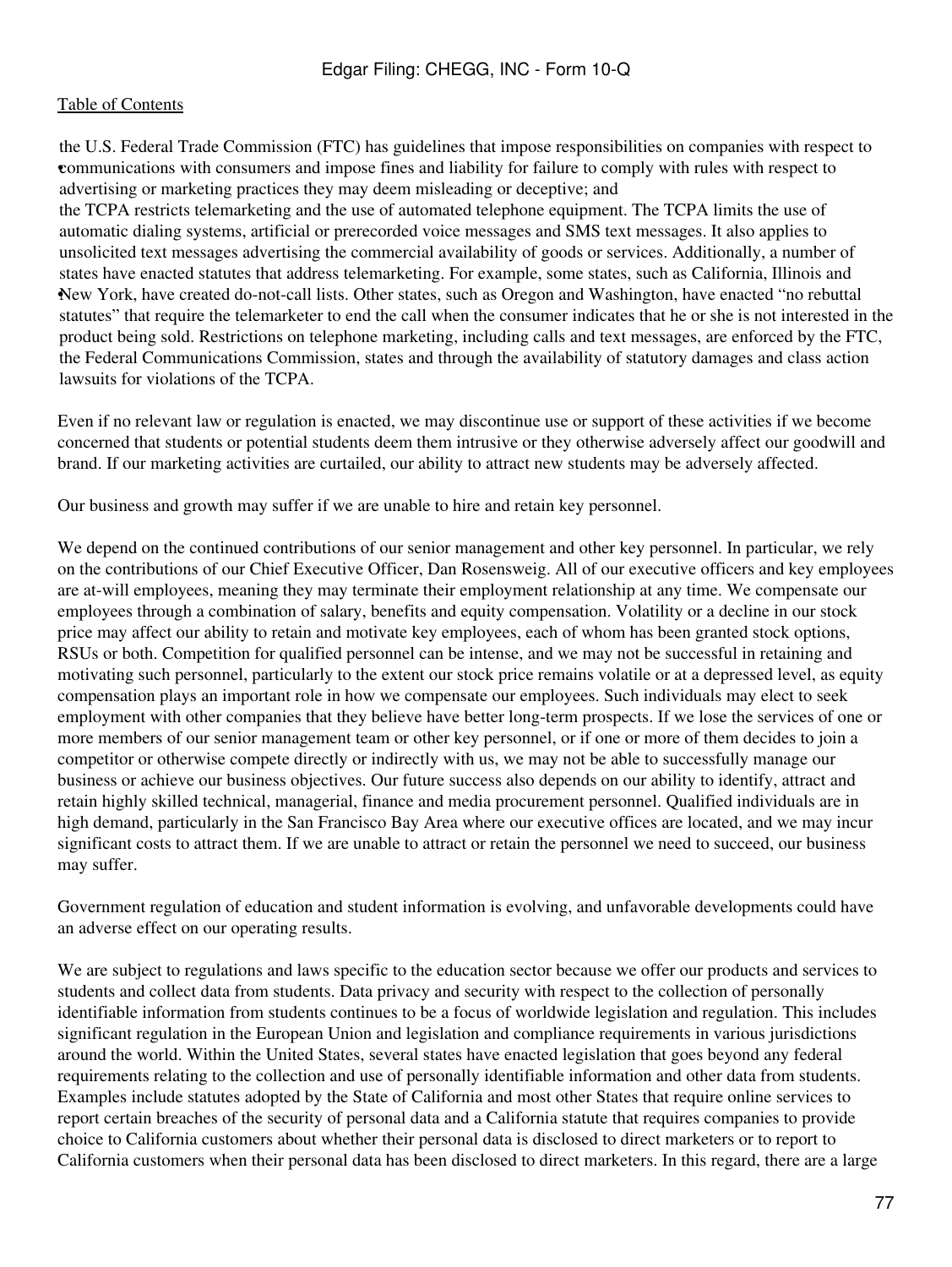- the U.S. Federal Trade Commission (FTC) has guidelines that impose responsibilities on companies with respect to communications with consumers and impose fines and liability for failure to comply with rules with respect to advertising or marketing practices they may deem misleading or deceptive; and
- the TCPA restricts telemarketing and the use of automated telephone equipment. The TCPA limits the use of automatic dialing systems, artificial or prerecorded voice messages and SMS text messages. It also applies to unsolicited text messages advertising the commercial availability of goods or services. Additionally, a number of states have enacted statutes that address telemarketing. For example, some states, such as California, Illinois and New York, have created do-not-call lists. Other states, such as Oregon and Washington, have enacted "no rebuttal statutes" that require the telemarketer to end the call when the consumer indicates that he or she is not interested in the product being sold. Restrictions on telephone marketing, including calls and text messages, are enforced by the FTC, the Federal Communications Commission, states and through the availability of statutory damages and class action lawsuits for violations of the TCPA.

Even if no relevant law or regulation is enacted, we may discontinue use or support of these activities if we become concerned that students or potential students deem them intrusive or they otherwise adversely affect our goodwill and brand. If our marketing activities are curtailed, our ability to attract new students may be adversely affected.

Our business and growth may suffer if we are unable to hire and retain key personnel.

We depend on the continued contributions of our senior management and other key personnel. In particular, we rely on the contributions of our Chief Executive Officer, Dan Rosensweig. All of our executive officers and key employees are at-will employees, meaning they may terminate their employment relationship at any time. We compensate our employees through a combination of salary, benefits and equity compensation. Volatility or a decline in our stock price may affect our ability to retain and motivate key employees, each of whom has been granted stock options, RSUs or both. Competition for qualified personnel can be intense, and we may not be successful in retaining and motivating such personnel, particularly to the extent our stock price remains volatile or at a depressed level, as equity compensation plays an important role in how we compensate our employees. Such individuals may elect to seek employment with other companies that they believe have better long-term prospects. If we lose the services of one or more members of our senior management team or other key personnel, or if one or more of them decides to join a competitor or otherwise compete directly or indirectly with us, we may not be able to successfully manage our business or achieve our business objectives. Our future success also depends on our ability to identify, attract and retain highly skilled technical, managerial, finance and media procurement personnel. Qualified individuals are in high demand, particularly in the San Francisco Bay Area where our executive offices are located, and we may incur significant costs to attract them. If we are unable to attract or retain the personnel we need to succeed, our business may suffer.

Government regulation of education and student information is evolving, and unfavorable developments could have an adverse effect on our operating results.

We are subject to regulations and laws specific to the education sector because we offer our products and services to students and collect data from students. Data privacy and security with respect to the collection of personally identifiable information from students continues to be a focus of worldwide legislation and regulation. This includes significant regulation in the European Union and legislation and compliance requirements in various jurisdictions around the world. Within the United States, several states have enacted legislation that goes beyond any federal requirements relating to the collection and use of personally identifiable information and other data from students. Examples include statutes adopted by the State of California and most other States that require online services to report certain breaches of the security of personal data and a California statute that requires companies to provide choice to California customers about whether their personal data is disclosed to direct marketers or to report to California customers when their personal data has been disclosed to direct marketers. In this regard, there are a large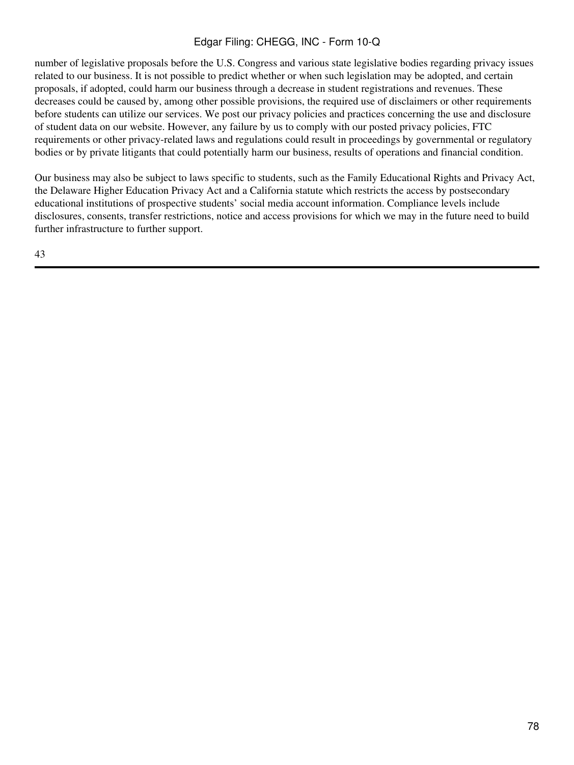number of legislative proposals before the U.S. Congress and various state legislative bodies regarding privacy issues related to our business. It is not possible to predict whether or when such legislation may be adopted, and certain proposals, if adopted, could harm our business through a decrease in student registrations and revenues. These decreases could be caused by, among other possible provisions, the required use of disclaimers or other requirements before students can utilize our services. We post our privacy policies and practices concerning the use and disclosure of student data on our website. However, any failure by us to comply with our posted privacy policies, FTC requirements or other privacy-related laws and regulations could result in proceedings by governmental or regulatory bodies or by private litigants that could potentially harm our business, results of operations and financial condition.

Our business may also be subject to laws specific to students, such as the Family Educational Rights and Privacy Act, the Delaware Higher Education Privacy Act and a California statute which restricts the access by postsecondary educational institutions of prospective students' social media account information. Compliance levels include disclosures, consents, transfer restrictions, notice and access provisions for which we may in the future need to build further infrastructure to further support.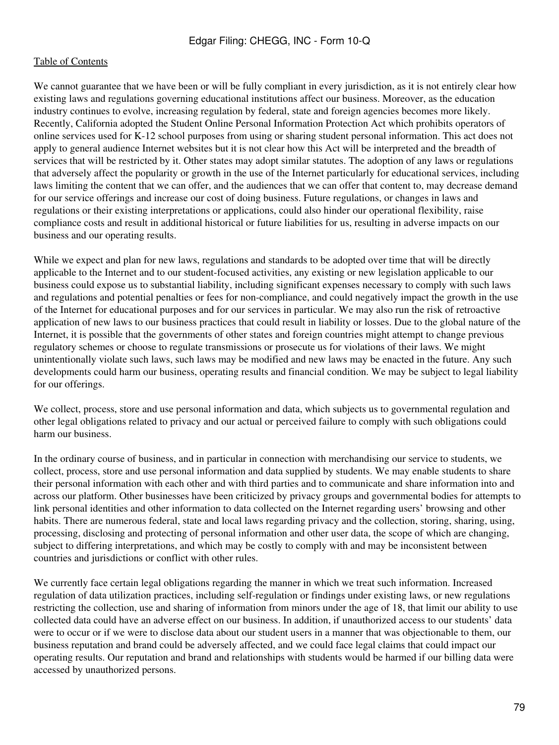We cannot guarantee that we have been or will be fully compliant in every jurisdiction, as it is not entirely clear how existing laws and regulations governing educational institutions affect our business. Moreover, as the education industry continues to evolve, increasing regulation by federal, state and foreign agencies becomes more likely. Recently, California adopted the Student Online Personal Information Protection Act which prohibits operators of online services used for K-12 school purposes from using or sharing student personal information. This act does not apply to general audience Internet websites but it is not clear how this Act will be interpreted and the breadth of services that will be restricted by it. Other states may adopt similar statutes. The adoption of any laws or regulations that adversely affect the popularity or growth in the use of the Internet particularly for educational services, including laws limiting the content that we can offer, and the audiences that we can offer that content to, may decrease demand for our service offerings and increase our cost of doing business. Future regulations, or changes in laws and regulations or their existing interpretations or applications, could also hinder our operational flexibility, raise compliance costs and result in additional historical or future liabilities for us, resulting in adverse impacts on our business and our operating results.

While we expect and plan for new laws, regulations and standards to be adopted over time that will be directly applicable to the Internet and to our student-focused activities, any existing or new legislation applicable to our business could expose us to substantial liability, including significant expenses necessary to comply with such laws and regulations and potential penalties or fees for non-compliance, and could negatively impact the growth in the use of the Internet for educational purposes and for our services in particular. We may also run the risk of retroactive application of new laws to our business practices that could result in liability or losses. Due to the global nature of the Internet, it is possible that the governments of other states and foreign countries might attempt to change previous regulatory schemes or choose to regulate transmissions or prosecute us for violations of their laws. We might unintentionally violate such laws, such laws may be modified and new laws may be enacted in the future. Any such developments could harm our business, operating results and financial condition. We may be subject to legal liability for our offerings.

We collect, process, store and use personal information and data, which subjects us to governmental regulation and other legal obligations related to privacy and our actual or perceived failure to comply with such obligations could harm our business.

In the ordinary course of business, and in particular in connection with merchandising our service to students, we collect, process, store and use personal information and data supplied by students. We may enable students to share their personal information with each other and with third parties and to communicate and share information into and across our platform. Other businesses have been criticized by privacy groups and governmental bodies for attempts to link personal identities and other information to data collected on the Internet regarding users' browsing and other habits. There are numerous federal, state and local laws regarding privacy and the collection, storing, sharing, using, processing, disclosing and protecting of personal information and other user data, the scope of which are changing, subject to differing interpretations, and which may be costly to comply with and may be inconsistent between countries and jurisdictions or conflict with other rules.

We currently face certain legal obligations regarding the manner in which we treat such information. Increased regulation of data utilization practices, including self-regulation or findings under existing laws, or new regulations restricting the collection, use and sharing of information from minors under the age of 18, that limit our ability to use collected data could have an adverse effect on our business. In addition, if unauthorized access to our students' data were to occur or if we were to disclose data about our student users in a manner that was objectionable to them, our business reputation and brand could be adversely affected, and we could face legal claims that could impact our operating results. Our reputation and brand and relationships with students would be harmed if our billing data were accessed by unauthorized persons.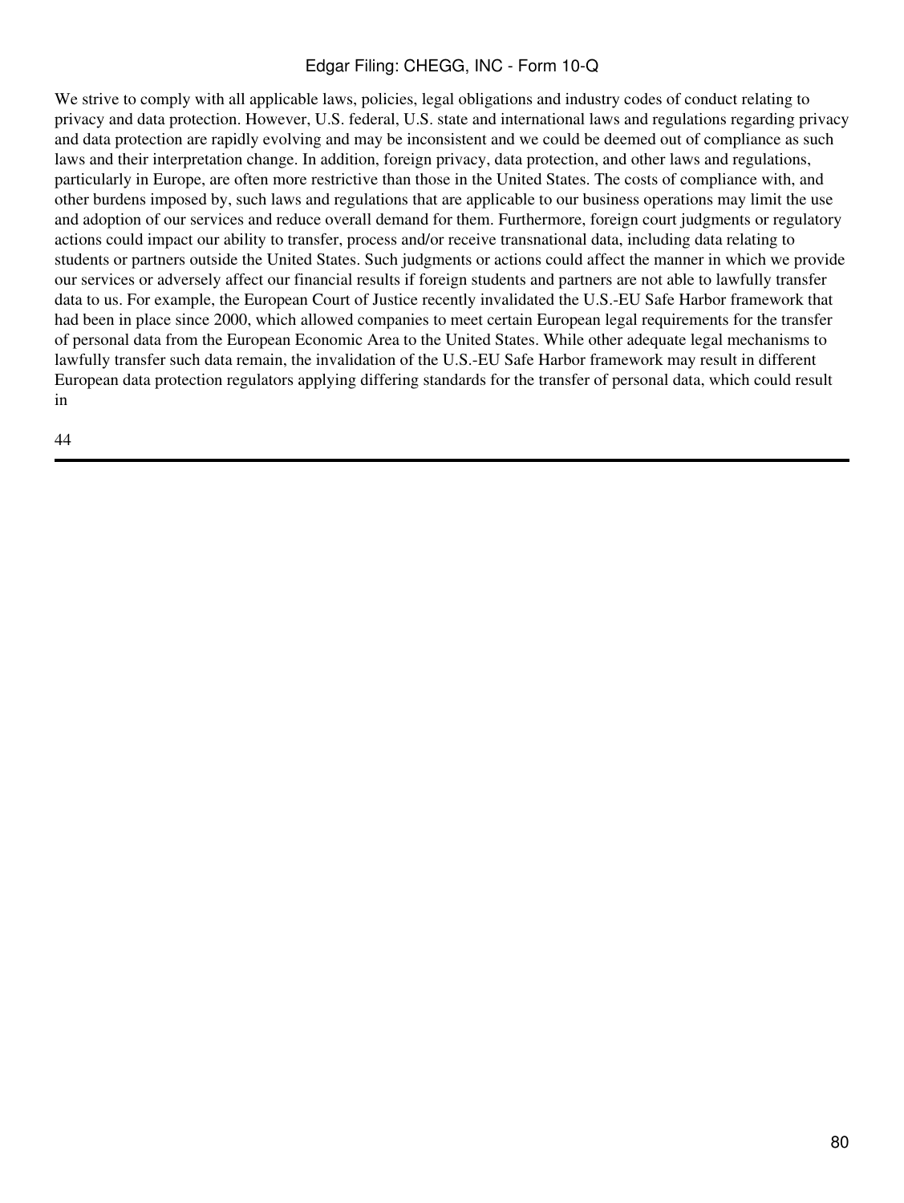We strive to comply with all applicable laws, policies, legal obligations and industry codes of conduct relating to privacy and data protection. However, U.S. federal, U.S. state and international laws and regulations regarding privacy and data protection are rapidly evolving and may be inconsistent and we could be deemed out of compliance as such laws and their interpretation change. In addition, foreign privacy, data protection, and other laws and regulations, particularly in Europe, are often more restrictive than those in the United States. The costs of compliance with, and other burdens imposed by, such laws and regulations that are applicable to our business operations may limit the use and adoption of our services and reduce overall demand for them. Furthermore, foreign court judgments or regulatory actions could impact our ability to transfer, process and/or receive transnational data, including data relating to students or partners outside the United States. Such judgments or actions could affect the manner in which we provide our services or adversely affect our financial results if foreign students and partners are not able to lawfully transfer data to us. For example, the European Court of Justice recently invalidated the U.S.-EU Safe Harbor framework that had been in place since 2000, which allowed companies to meet certain European legal requirements for the transfer of personal data from the European Economic Area to the United States. While other adequate legal mechanisms to lawfully transfer such data remain, the invalidation of the U.S.-EU Safe Harbor framework may result in different European data protection regulators applying differing standards for the transfer of personal data, which could result in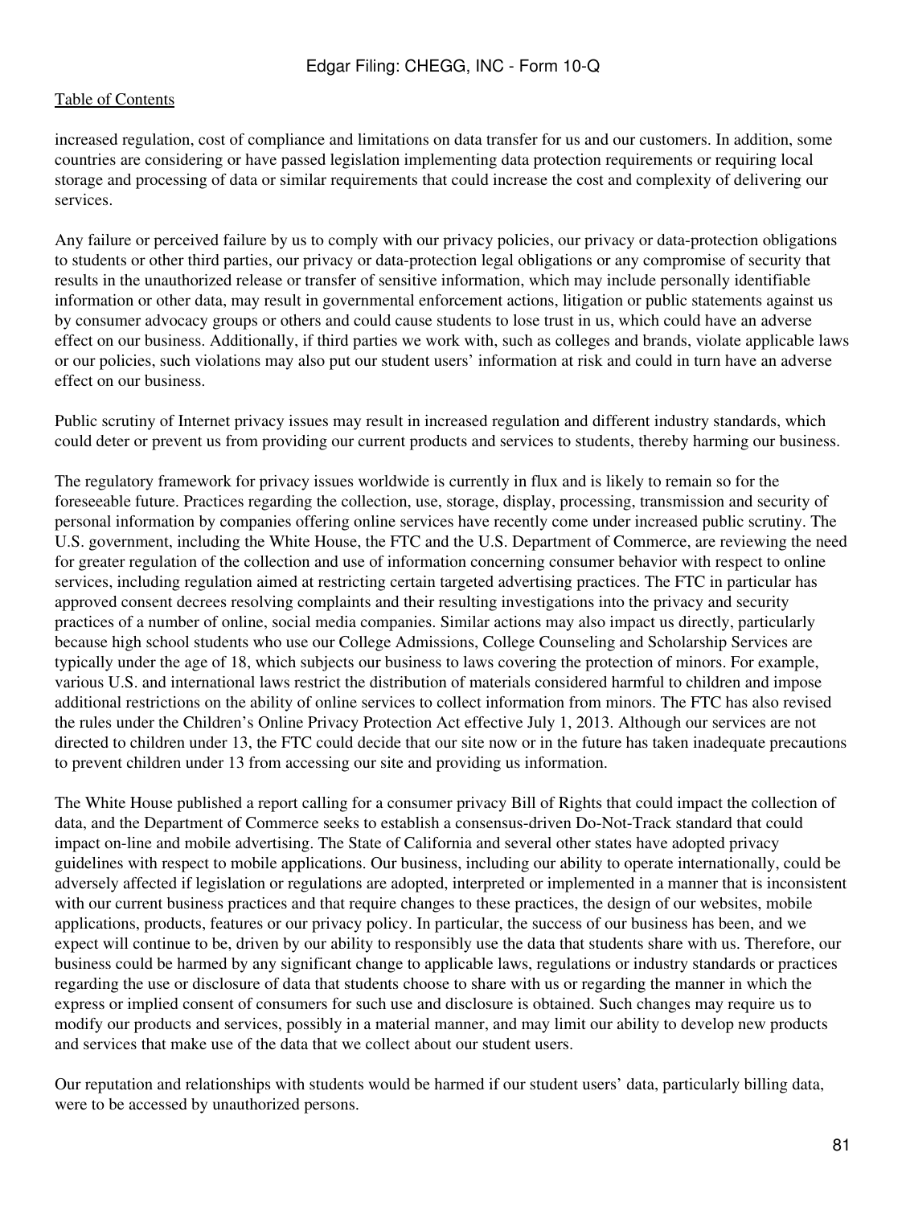increased regulation, cost of compliance and limitations on data transfer for us and our customers. In addition, some countries are considering or have passed legislation implementing data protection requirements or requiring local storage and processing of data or similar requirements that could increase the cost and complexity of delivering our services.

Any failure or perceived failure by us to comply with our privacy policies, our privacy or data-protection obligations to students or other third parties, our privacy or data-protection legal obligations or any compromise of security that results in the unauthorized release or transfer of sensitive information, which may include personally identifiable information or other data, may result in governmental enforcement actions, litigation or public statements against us by consumer advocacy groups or others and could cause students to lose trust in us, which could have an adverse effect on our business. Additionally, if third parties we work with, such as colleges and brands, violate applicable laws or our policies, such violations may also put our student users' information at risk and could in turn have an adverse effect on our business.

Public scrutiny of Internet privacy issues may result in increased regulation and different industry standards, which could deter or prevent us from providing our current products and services to students, thereby harming our business.

The regulatory framework for privacy issues worldwide is currently in flux and is likely to remain so for the foreseeable future. Practices regarding the collection, use, storage, display, processing, transmission and security of personal information by companies offering online services have recently come under increased public scrutiny. The U.S. government, including the White House, the FTC and the U.S. Department of Commerce, are reviewing the need for greater regulation of the collection and use of information concerning consumer behavior with respect to online services, including regulation aimed at restricting certain targeted advertising practices. The FTC in particular has approved consent decrees resolving complaints and their resulting investigations into the privacy and security practices of a number of online, social media companies. Similar actions may also impact us directly, particularly because high school students who use our College Admissions, College Counseling and Scholarship Services are typically under the age of 18, which subjects our business to laws covering the protection of minors. For example, various U.S. and international laws restrict the distribution of materials considered harmful to children and impose additional restrictions on the ability of online services to collect information from minors. The FTC has also revised the rules under the Children's Online Privacy Protection Act effective July 1, 2013. Although our services are not directed to children under 13, the FTC could decide that our site now or in the future has taken inadequate precautions to prevent children under 13 from accessing our site and providing us information.

The White House published a report calling for a consumer privacy Bill of Rights that could impact the collection of data, and the Department of Commerce seeks to establish a consensus-driven Do-Not-Track standard that could impact on-line and mobile advertising. The State of California and several other states have adopted privacy guidelines with respect to mobile applications. Our business, including our ability to operate internationally, could be adversely affected if legislation or regulations are adopted, interpreted or implemented in a manner that is inconsistent with our current business practices and that require changes to these practices, the design of our websites, mobile applications, products, features or our privacy policy. In particular, the success of our business has been, and we expect will continue to be, driven by our ability to responsibly use the data that students share with us. Therefore, our business could be harmed by any significant change to applicable laws, regulations or industry standards or practices regarding the use or disclosure of data that students choose to share with us or regarding the manner in which the express or implied consent of consumers for such use and disclosure is obtained. Such changes may require us to modify our products and services, possibly in a material manner, and may limit our ability to develop new products and services that make use of the data that we collect about our student users.

Our reputation and relationships with students would be harmed if our student users' data, particularly billing data, were to be accessed by unauthorized persons.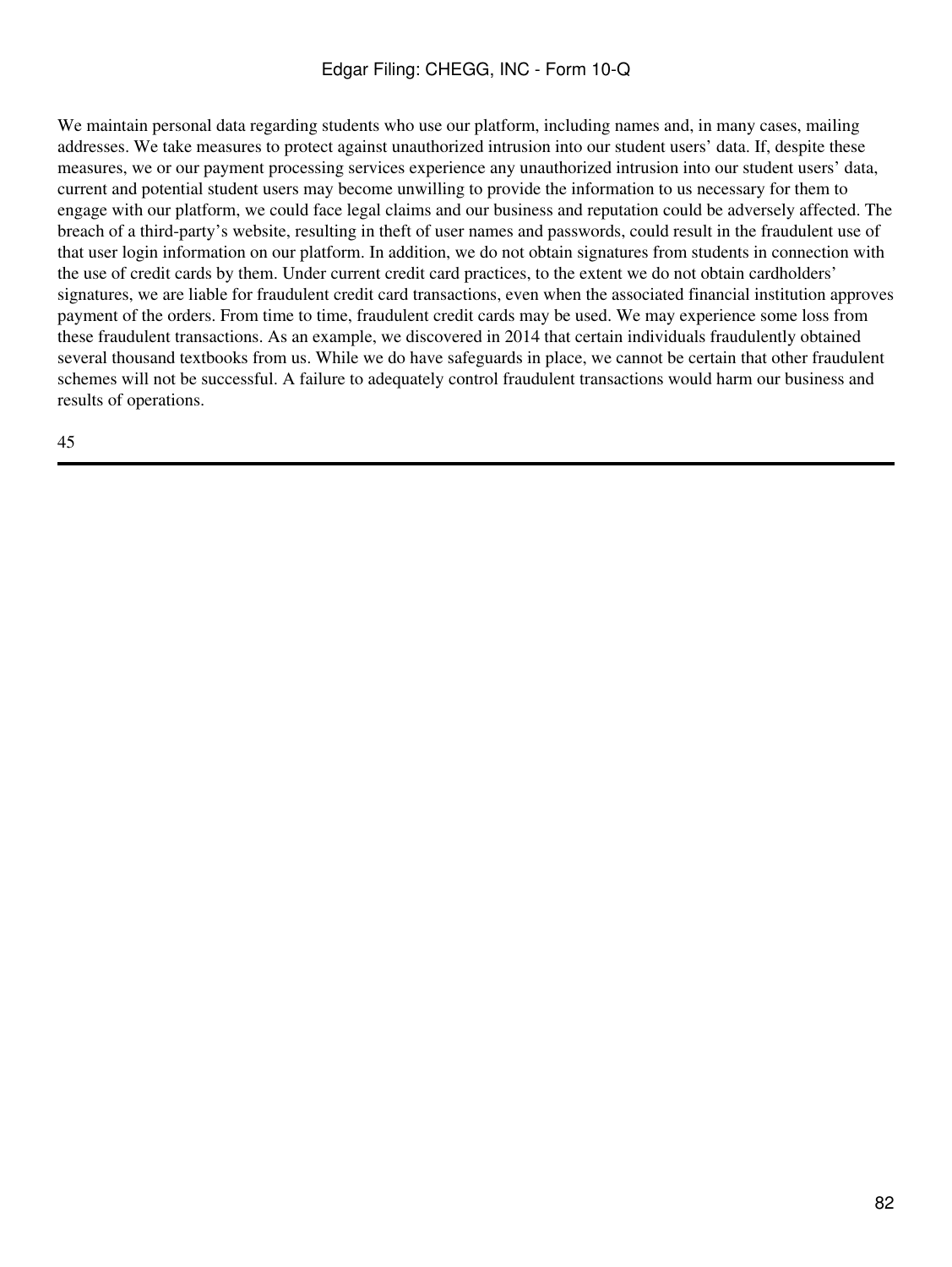We maintain personal data regarding students who use our platform, including names and, in many cases, mailing addresses. We take measures to protect against unauthorized intrusion into our student users' data. If, despite these measures, we or our payment processing services experience any unauthorized intrusion into our student users' data, current and potential student users may become unwilling to provide the information to us necessary for them to engage with our platform, we could face legal claims and our business and reputation could be adversely affected. The breach of a third-party's website, resulting in theft of user names and passwords, could result in the fraudulent use of that user login information on our platform. In addition, we do not obtain signatures from students in connection with the use of credit cards by them. Under current credit card practices, to the extent we do not obtain cardholders' signatures, we are liable for fraudulent credit card transactions, even when the associated financial institution approves payment of the orders. From time to time, fraudulent credit cards may be used. We may experience some loss from these fraudulent transactions. As an example, we discovered in 2014 that certain individuals fraudulently obtained several thousand textbooks from us. While we do have safeguards in place, we cannot be certain that other fraudulent schemes will not be successful. A failure to adequately control fraudulent transactions would harm our business and results of operations.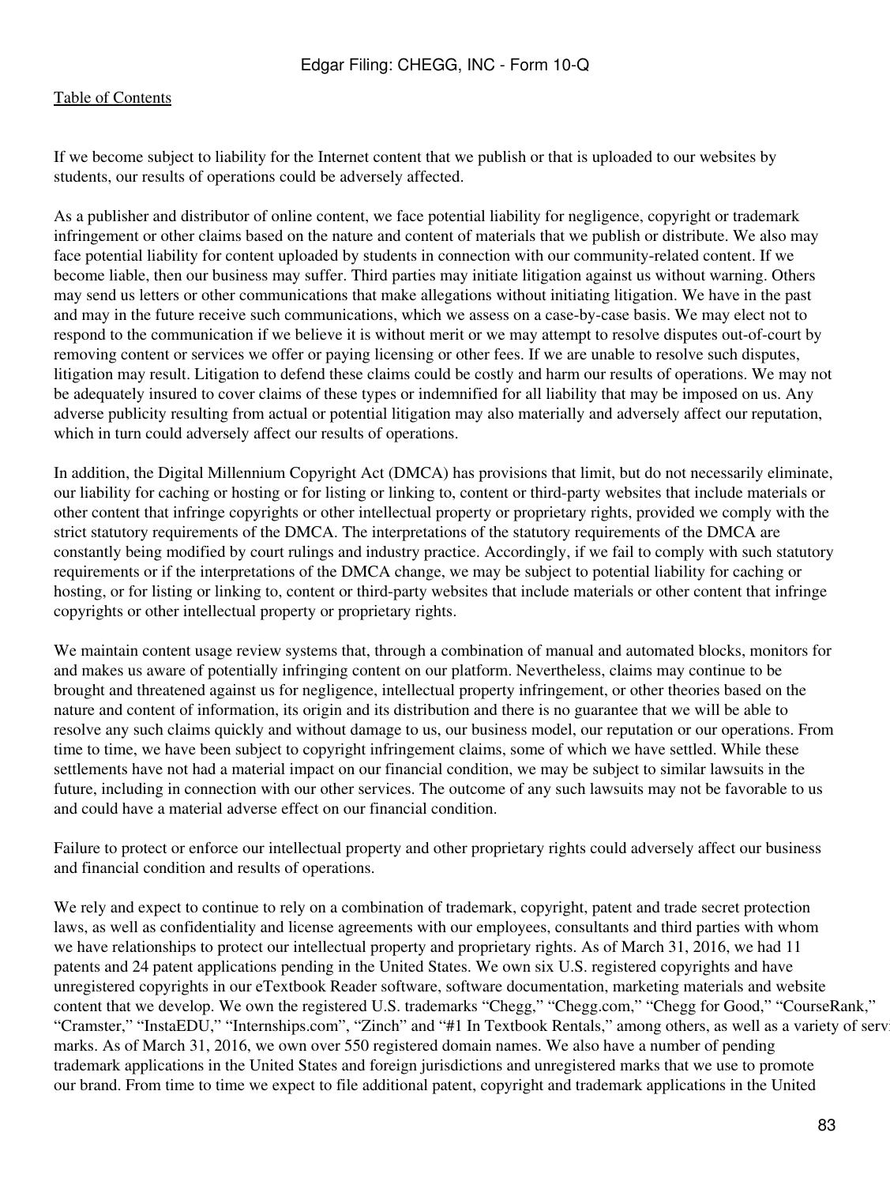If we become subject to liability for the Internet content that we publish or that is uploaded to our websites by students, our results of operations could be adversely affected.

As a publisher and distributor of online content, we face potential liability for negligence, copyright or trademark infringement or other claims based on the nature and content of materials that we publish or distribute. We also may face potential liability for content uploaded by students in connection with our community-related content. If we become liable, then our business may suffer. Third parties may initiate litigation against us without warning. Others may send us letters or other communications that make allegations without initiating litigation. We have in the past and may in the future receive such communications, which we assess on a case-by-case basis. We may elect not to respond to the communication if we believe it is without merit or we may attempt to resolve disputes out-of-court by removing content or services we offer or paying licensing or other fees. If we are unable to resolve such disputes, litigation may result. Litigation to defend these claims could be costly and harm our results of operations. We may not be adequately insured to cover claims of these types or indemnified for all liability that may be imposed on us. Any adverse publicity resulting from actual or potential litigation may also materially and adversely affect our reputation, which in turn could adversely affect our results of operations.

In addition, the Digital Millennium Copyright Act (DMCA) has provisions that limit, but do not necessarily eliminate, our liability for caching or hosting or for listing or linking to, content or third-party websites that include materials or other content that infringe copyrights or other intellectual property or proprietary rights, provided we comply with the strict statutory requirements of the DMCA. The interpretations of the statutory requirements of the DMCA are constantly being modified by court rulings and industry practice. Accordingly, if we fail to comply with such statutory requirements or if the interpretations of the DMCA change, we may be subject to potential liability for caching or hosting, or for listing or linking to, content or third-party websites that include materials or other content that infringe copyrights or other intellectual property or proprietary rights.

We maintain content usage review systems that, through a combination of manual and automated blocks, monitors for and makes us aware of potentially infringing content on our platform. Nevertheless, claims may continue to be brought and threatened against us for negligence, intellectual property infringement, or other theories based on the nature and content of information, its origin and its distribution and there is no guarantee that we will be able to resolve any such claims quickly and without damage to us, our business model, our reputation or our operations. From time to time, we have been subject to copyright infringement claims, some of which we have settled. While these settlements have not had a material impact on our financial condition, we may be subject to similar lawsuits in the future, including in connection with our other services. The outcome of any such lawsuits may not be favorable to us and could have a material adverse effect on our financial condition.

Failure to protect or enforce our intellectual property and other proprietary rights could adversely affect our business and financial condition and results of operations.

We rely and expect to continue to rely on a combination of trademark, copyright, patent and trade secret protection laws, as well as confidentiality and license agreements with our employees, consultants and third parties with whom we have relationships to protect our intellectual property and proprietary rights. As of March 31, 2016, we had 11 patents and 24 patent applications pending in the United States. We own six U.S. registered copyrights and have unregistered copyrights in our eTextbook Reader software, software documentation, marketing materials and website content that we develop. We own the registered U.S. trademarks "Chegg," "Chegg.com," "Chegg for Good," "CourseRank," "Cramster," "InstaEDU," "Internships.com", "Zinch" and "#1 In Textbook Rentals," among others, as well as a variety of serv marks. As of March 31, 2016, we own over 550 registered domain names. We also have a number of pending trademark applications in the United States and foreign jurisdictions and unregistered marks that we use to promote our brand. From time to time we expect to file additional patent, copyright and trademark applications in the United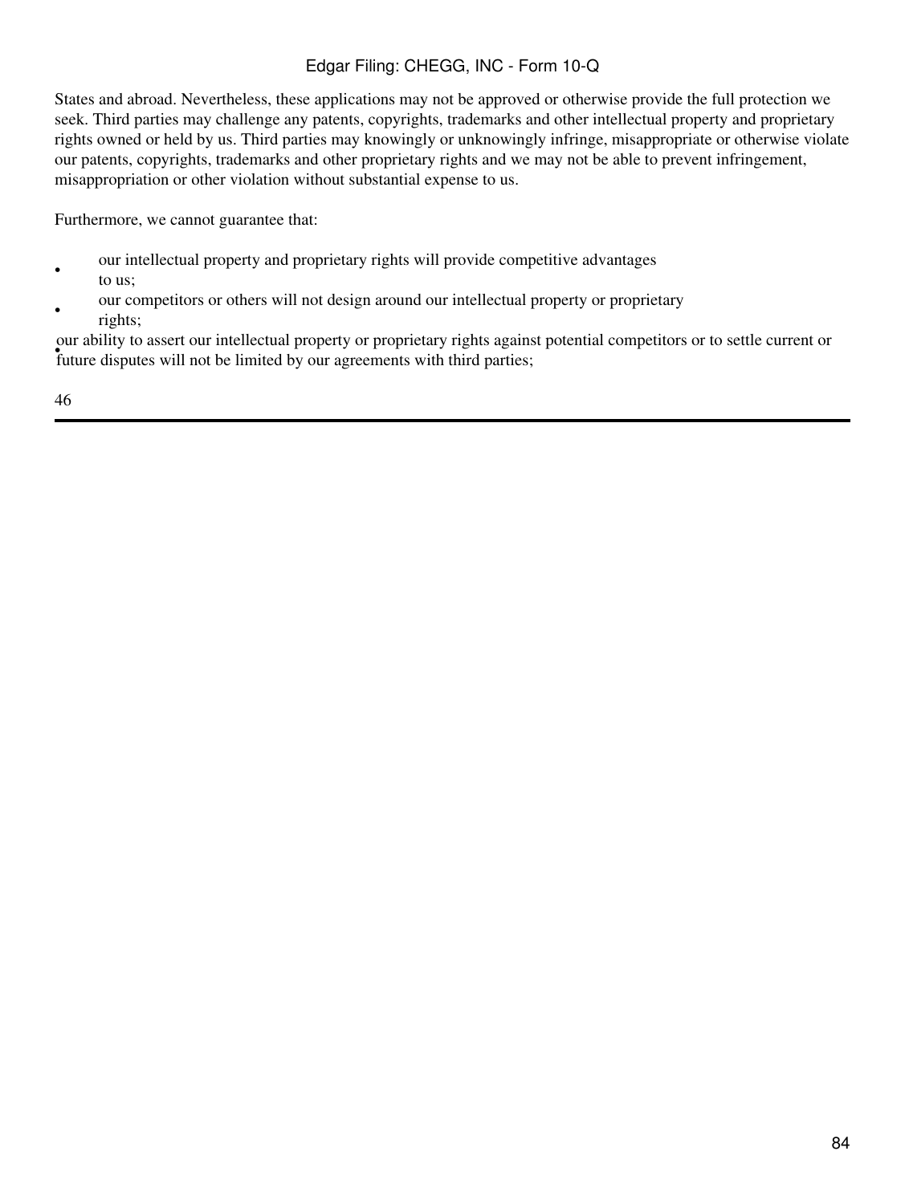States and abroad. Nevertheless, these applications may not be approved or otherwise provide the full protection we seek. Third parties may challenge any patents, copyrights, trademarks and other intellectual property and proprietary rights owned or held by us. Third parties may knowingly or unknowingly infringe, misappropriate or otherwise violate our patents, copyrights, trademarks and other proprietary rights and we may not be able to prevent infringement, misappropriation or other violation without substantial expense to us.

Furthermore, we cannot guarantee that:

- our intellectual property and proprietary rights will provide competitive advantages to us;
- our competitors or others will not design around our intellectual property or proprietary rights;
- our ability to assert our intellectual property or proprietary rights against potential competitors or to settle current or future disputes will not be limited by our agreements with third parties;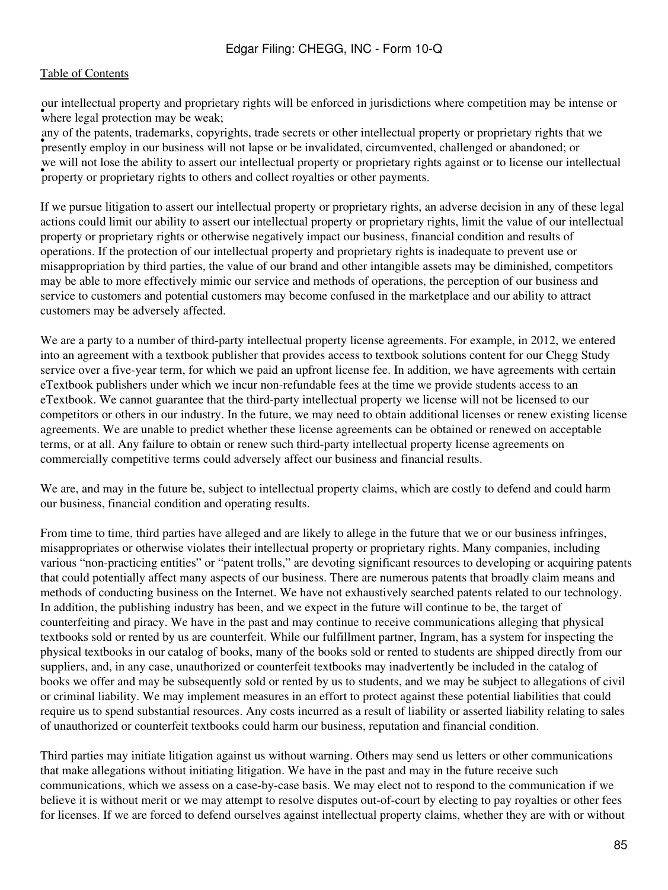- our intellectual property and proprietary rights will be enforced in jurisdictions where competition may be intense or where legal protection may be weak;
- any of the patents, trademarks, copyrights, trade secrets or other intellectual property or proprietary rights that we presently employ in our business will not lapse or be invalidated, circumvented, challenged or abandoned; or
- we will not lose the ability to assert our intellectual property or proprietary rights against or to license our intellectual property or proprietary rights to others and collect royalties or other payments.

If we pursue litigation to assert our intellectual property or proprietary rights, an adverse decision in any of these legal actions could limit our ability to assert our intellectual property or proprietary rights, limit the value of our intellectual property or proprietary rights or otherwise negatively impact our business, financial condition and results of operations. If the protection of our intellectual property and proprietary rights is inadequate to prevent use or misappropriation by third parties, the value of our brand and other intangible assets may be diminished, competitors may be able to more effectively mimic our service and methods of operations, the perception of our business and service to customers and potential customers may become confused in the marketplace and our ability to attract customers may be adversely affected.

We are a party to a number of third-party intellectual property license agreements. For example, in 2012, we entered into an agreement with a textbook publisher that provides access to textbook solutions content for our Chegg Study service over a five-year term, for which we paid an upfront license fee. In addition, we have agreements with certain eTextbook publishers under which we incur non-refundable fees at the time we provide students access to an eTextbook. We cannot guarantee that the third-party intellectual property we license will not be licensed to our competitors or others in our industry. In the future, we may need to obtain additional licenses or renew existing license agreements. We are unable to predict whether these license agreements can be obtained or renewed on acceptable terms, or at all. Any failure to obtain or renew such third-party intellectual property license agreements on commercially competitive terms could adversely affect our business and financial results.

We are, and may in the future be, subject to intellectual property claims, which are costly to defend and could harm our business, financial condition and operating results.

From time to time, third parties have alleged and are likely to allege in the future that we or our business infringes, misappropriates or otherwise violates their intellectual property or proprietary rights. Many companies, including various "non-practicing entities" or "patent trolls," are devoting significant resources to developing or acquiring patents that could potentially affect many aspects of our business. There are numerous patents that broadly claim means and methods of conducting business on the Internet. We have not exhaustively searched patents related to our technology. In addition, the publishing industry has been, and we expect in the future will continue to be, the target of counterfeiting and piracy. We have in the past and may continue to receive communications alleging that physical textbooks sold or rented by us are counterfeit. While our fulfillment partner, Ingram, has a system for inspecting the physical textbooks in our catalog of books, many of the books sold or rented to students are shipped directly from our suppliers, and, in any case, unauthorized or counterfeit textbooks may inadvertently be included in the catalog of books we offer and may be subsequently sold or rented by us to students, and we may be subject to allegations of civil or criminal liability. We may implement measures in an effort to protect against these potential liabilities that could require us to spend substantial resources. Any costs incurred as a result of liability or asserted liability relating to sales of unauthorized or counterfeit textbooks could harm our business, reputation and financial condition.

Third parties may initiate litigation against us without warning. Others may send us letters or other communications that make allegations without initiating litigation. We have in the past and may in the future receive such communications, which we assess on a case-by-case basis. We may elect not to respond to the communication if we believe it is without merit or we may attempt to resolve disputes out-of-court by electing to pay royalties or other fees for licenses. If we are forced to defend ourselves against intellectual property claims, whether they are with or without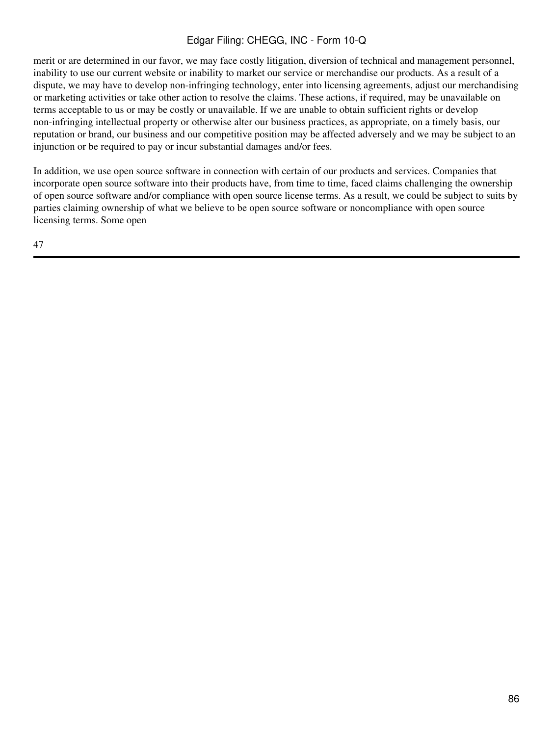merit or are determined in our favor, we may face costly litigation, diversion of technical and management personnel, inability to use our current website or inability to market our service or merchandise our products. As a result of a dispute, we may have to develop non-infringing technology, enter into licensing agreements, adjust our merchandising or marketing activities or take other action to resolve the claims. These actions, if required, may be unavailable on terms acceptable to us or may be costly or unavailable. If we are unable to obtain sufficient rights or develop non-infringing intellectual property or otherwise alter our business practices, as appropriate, on a timely basis, our reputation or brand, our business and our competitive position may be affected adversely and we may be subject to an injunction or be required to pay or incur substantial damages and/or fees.

In addition, we use open source software in connection with certain of our products and services. Companies that incorporate open source software into their products have, from time to time, faced claims challenging the ownership of open source software and/or compliance with open source license terms. As a result, we could be subject to suits by parties claiming ownership of what we believe to be open source software or noncompliance with open source licensing terms. Some open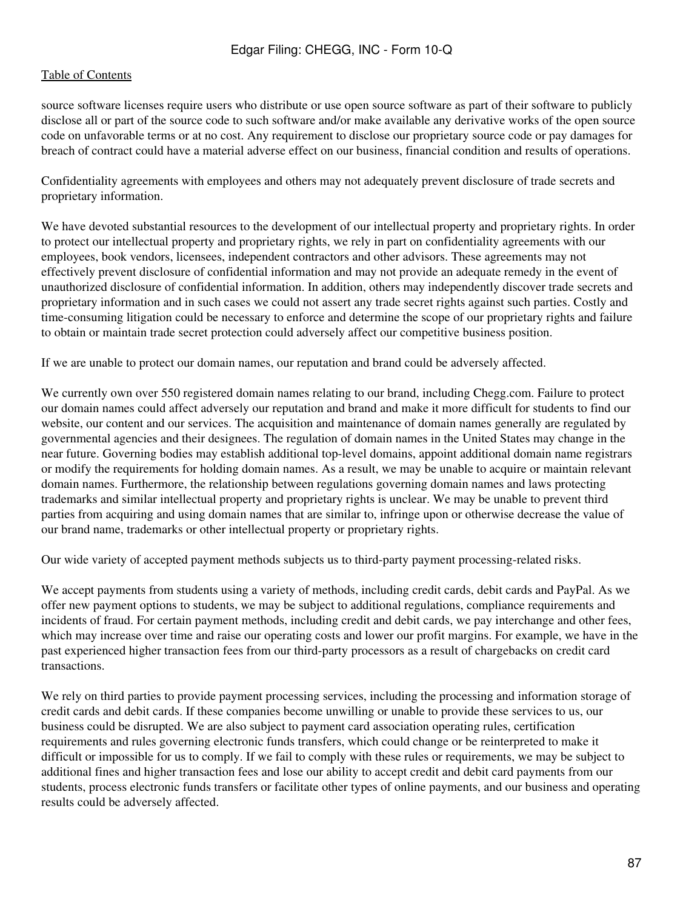source software licenses require users who distribute or use open source software as part of their software to publicly disclose all or part of the source code to such software and/or make available any derivative works of the open source code on unfavorable terms or at no cost. Any requirement to disclose our proprietary source code or pay damages for breach of contract could have a material adverse effect on our business, financial condition and results of operations.

Confidentiality agreements with employees and others may not adequately prevent disclosure of trade secrets and proprietary information.

We have devoted substantial resources to the development of our intellectual property and proprietary rights. In order to protect our intellectual property and proprietary rights, we rely in part on confidentiality agreements with our employees, book vendors, licensees, independent contractors and other advisors. These agreements may not effectively prevent disclosure of confidential information and may not provide an adequate remedy in the event of unauthorized disclosure of confidential information. In addition, others may independently discover trade secrets and proprietary information and in such cases we could not assert any trade secret rights against such parties. Costly and time-consuming litigation could be necessary to enforce and determine the scope of our proprietary rights and failure to obtain or maintain trade secret protection could adversely affect our competitive business position.

If we are unable to protect our domain names, our reputation and brand could be adversely affected.

We currently own over 550 registered domain names relating to our brand, including Chegg.com. Failure to protect our domain names could affect adversely our reputation and brand and make it more difficult for students to find our website, our content and our services. The acquisition and maintenance of domain names generally are regulated by governmental agencies and their designees. The regulation of domain names in the United States may change in the near future. Governing bodies may establish additional top-level domains, appoint additional domain name registrars or modify the requirements for holding domain names. As a result, we may be unable to acquire or maintain relevant domain names. Furthermore, the relationship between regulations governing domain names and laws protecting trademarks and similar intellectual property and proprietary rights is unclear. We may be unable to prevent third parties from acquiring and using domain names that are similar to, infringe upon or otherwise decrease the value of our brand name, trademarks or other intellectual property or proprietary rights.

Our wide variety of accepted payment methods subjects us to third-party payment processing-related risks.

We accept payments from students using a variety of methods, including credit cards, debit cards and PayPal. As we offer new payment options to students, we may be subject to additional regulations, compliance requirements and incidents of fraud. For certain payment methods, including credit and debit cards, we pay interchange and other fees, which may increase over time and raise our operating costs and lower our profit margins. For example, we have in the past experienced higher transaction fees from our third-party processors as a result of chargebacks on credit card transactions.

We rely on third parties to provide payment processing services, including the processing and information storage of credit cards and debit cards. If these companies become unwilling or unable to provide these services to us, our business could be disrupted. We are also subject to payment card association operating rules, certification requirements and rules governing electronic funds transfers, which could change or be reinterpreted to make it difficult or impossible for us to comply. If we fail to comply with these rules or requirements, we may be subject to additional fines and higher transaction fees and lose our ability to accept credit and debit card payments from our students, process electronic funds transfers or facilitate other types of online payments, and our business and operating results could be adversely affected.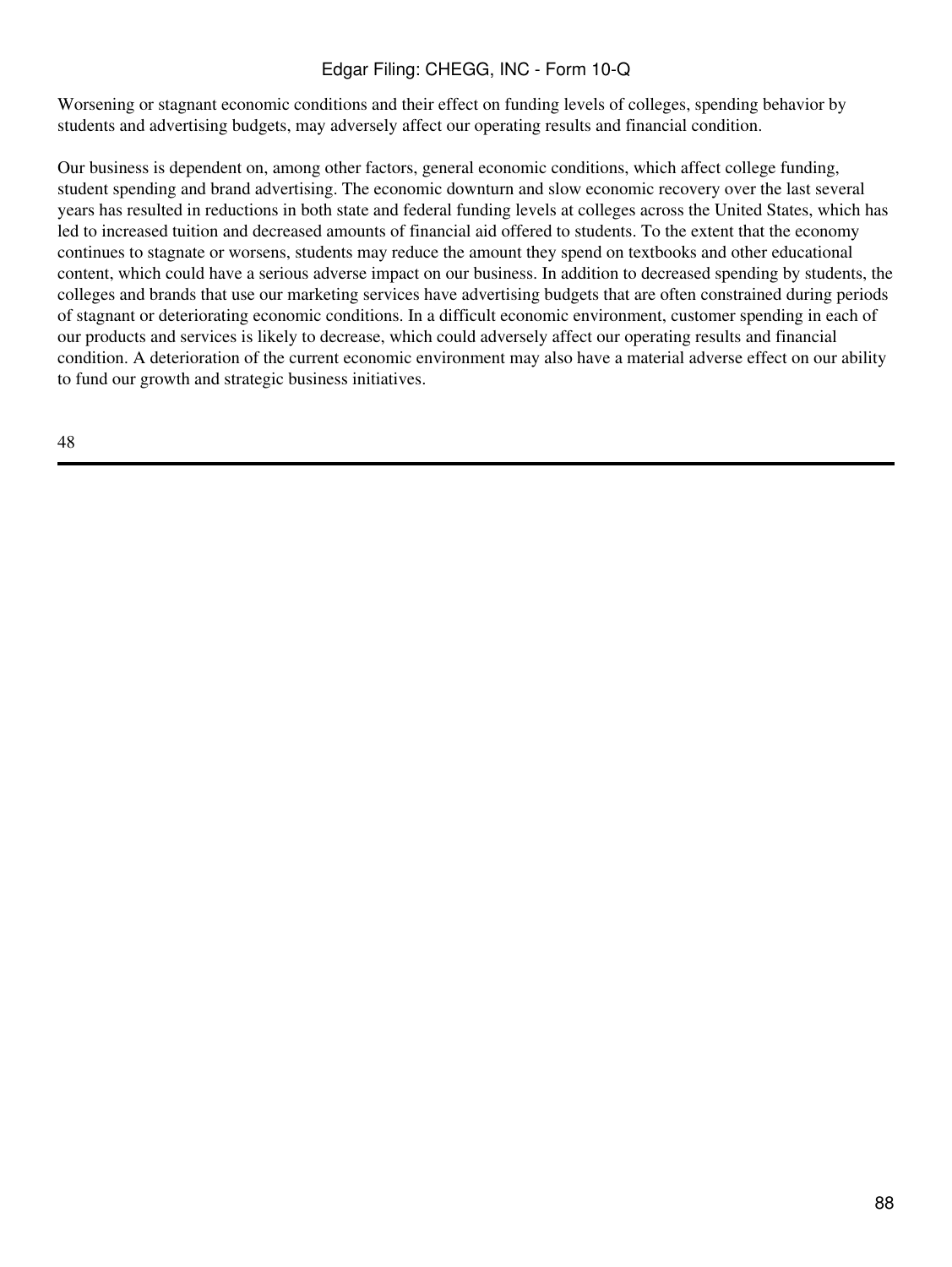Worsening or stagnant economic conditions and their effect on funding levels of colleges, spending behavior by students and advertising budgets, may adversely affect our operating results and financial condition.

Our business is dependent on, among other factors, general economic conditions, which affect college funding, student spending and brand advertising. The economic downturn and slow economic recovery over the last several years has resulted in reductions in both state and federal funding levels at colleges across the United States, which has led to increased tuition and decreased amounts of financial aid offered to students. To the extent that the economy continues to stagnate or worsens, students may reduce the amount they spend on textbooks and other educational content, which could have a serious adverse impact on our business. In addition to decreased spending by students, the colleges and brands that use our marketing services have advertising budgets that are often constrained during periods of stagnant or deteriorating economic conditions. In a difficult economic environment, customer spending in each of our products and services is likely to decrease, which could adversely affect our operating results and financial condition. A deterioration of the current economic environment may also have a material adverse effect on our ability to fund our growth and strategic business initiatives.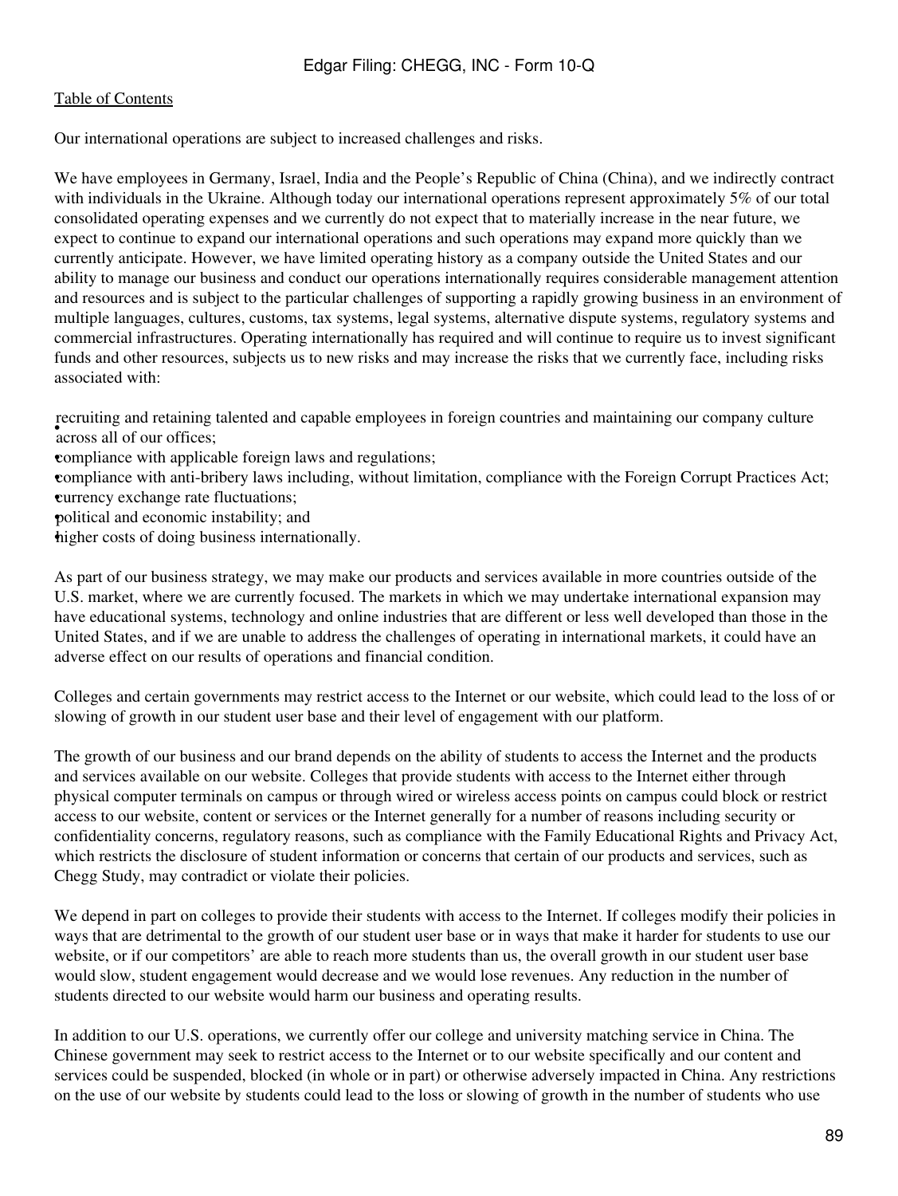Our international operations are subject to increased challenges and risks.

We have employees in Germany, Israel, India and the People's Republic of China (China), and we indirectly contract with individuals in the Ukraine. Although today our international operations represent approximately 5% of our total consolidated operating expenses and we currently do not expect that to materially increase in the near future, we expect to continue to expand our international operations and such operations may expand more quickly than we currently anticipate. However, we have limited operating history as a company outside the United States and our ability to manage our business and conduct our operations internationally requires considerable management attention and resources and is subject to the particular challenges of supporting a rapidly growing business in an environment of multiple languages, cultures, customs, tax systems, legal systems, alternative dispute systems, regulatory systems and commercial infrastructures. Operating internationally has required and will continue to require us to invest significant funds and other resources, subjects us to new risks and may increase the risks that we currently face, including risks associated with:

- recruiting and retaining talented and capable employees in foreign countries and maintaining our company culture across all of our offices;
- compliance with applicable foreign laws and regulations;
- compliance with anti-bribery laws including, without limitation, compliance with the Foreign Corrupt Practices Act;
- currency exchange rate fluctuations;
- political and economic instability; and
- higher costs of doing business internationally.

As part of our business strategy, we may make our products and services available in more countries outside of the U.S. market, where we are currently focused. The markets in which we may undertake international expansion may have educational systems, technology and online industries that are different or less well developed than those in the United States, and if we are unable to address the challenges of operating in international markets, it could have an adverse effect on our results of operations and financial condition.

Colleges and certain governments may restrict access to the Internet or our website, which could lead to the loss of or slowing of growth in our student user base and their level of engagement with our platform.

The growth of our business and our brand depends on the ability of students to access the Internet and the products and services available on our website. Colleges that provide students with access to the Internet either through physical computer terminals on campus or through wired or wireless access points on campus could block or restrict access to our website, content or services or the Internet generally for a number of reasons including security or confidentiality concerns, regulatory reasons, such as compliance with the Family Educational Rights and Privacy Act, which restricts the disclosure of student information or concerns that certain of our products and services, such as Chegg Study, may contradict or violate their policies.

We depend in part on colleges to provide their students with access to the Internet. If colleges modify their policies in ways that are detrimental to the growth of our student user base or in ways that make it harder for students to use our website, or if our competitors' are able to reach more students than us, the overall growth in our student user base would slow, student engagement would decrease and we would lose revenues. Any reduction in the number of students directed to our website would harm our business and operating results.

In addition to our U.S. operations, we currently offer our college and university matching service in China. The Chinese government may seek to restrict access to the Internet or to our website specifically and our content and services could be suspended, blocked (in whole or in part) or otherwise adversely impacted in China. Any restrictions on the use of our website by students could lead to the loss or slowing of growth in the number of students who use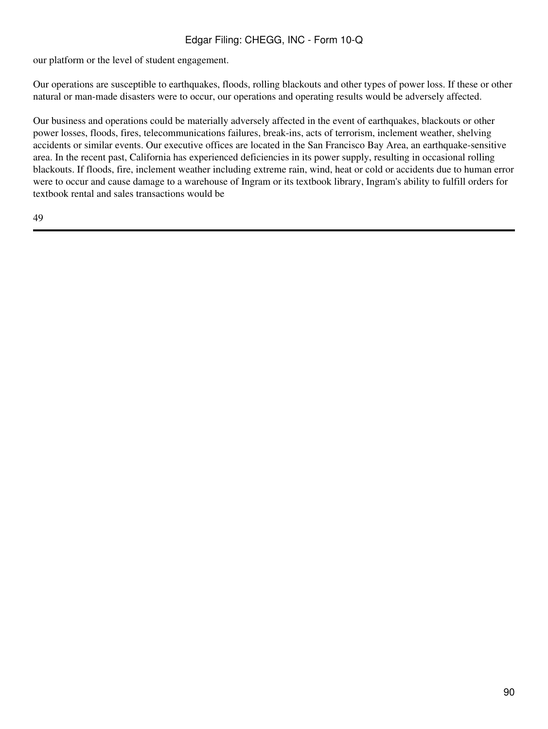our platform or the level of student engagement.

Our operations are susceptible to earthquakes, floods, rolling blackouts and other types of power loss. If these or other natural or man-made disasters were to occur, our operations and operating results would be adversely affected.

Our business and operations could be materially adversely affected in the event of earthquakes, blackouts or other power losses, floods, fires, telecommunications failures, break-ins, acts of terrorism, inclement weather, shelving accidents or similar events. Our executive offices are located in the San Francisco Bay Area, an earthquake-sensitive area. In the recent past, California has experienced deficiencies in its power supply, resulting in occasional rolling blackouts. If floods, fire, inclement weather including extreme rain, wind, heat or cold or accidents due to human error were to occur and cause damage to a warehouse of Ingram or its textbook library, Ingram's ability to fulfill orders for textbook rental and sales transactions would be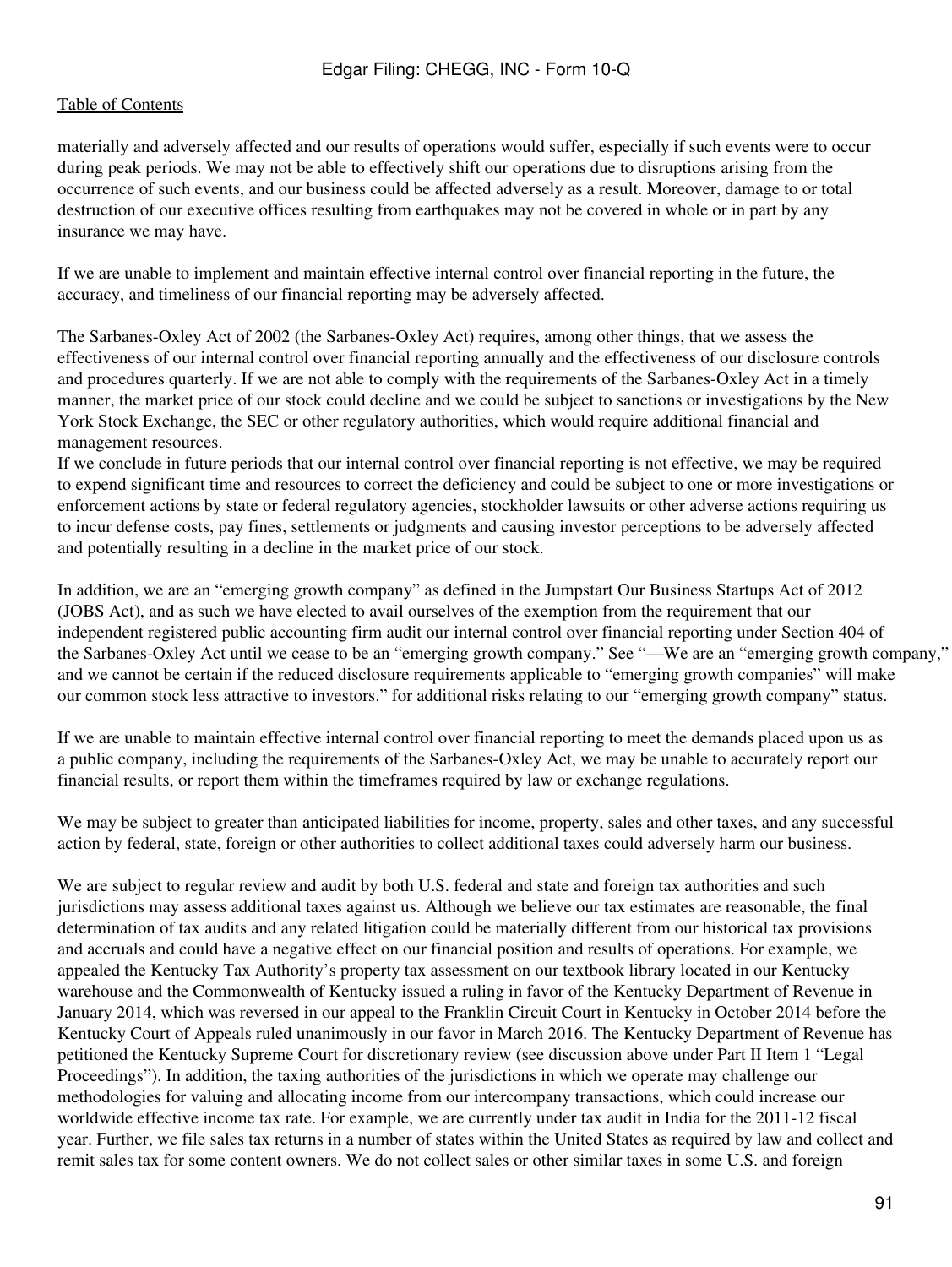materially and adversely affected and our results of operations would suffer, especially if such events were to occur during peak periods. We may not be able to effectively shift our operations due to disruptions arising from the occurrence of such events, and our business could be affected adversely as a result. Moreover, damage to or total destruction of our executive offices resulting from earthquakes may not be covered in whole or in part by any insurance we may have.

If we are unable to implement and maintain effective internal control over financial reporting in the future, the accuracy, and timeliness of our financial reporting may be adversely affected.

The Sarbanes-Oxley Act of 2002 (the Sarbanes-Oxley Act) requires, among other things, that we assess the effectiveness of our internal control over financial reporting annually and the effectiveness of our disclosure controls and procedures quarterly. If we are not able to comply with the requirements of the Sarbanes-Oxley Act in a timely manner, the market price of our stock could decline and we could be subject to sanctions or investigations by the New York Stock Exchange, the SEC or other regulatory authorities, which would require additional financial and management resources.
If we conclude in future periods that our internal control over financial reporting is not effective, we may be required to expend significant time and resources to correct the deficiency and could be subject to one or more investigations or enforcement actions by state or federal regulatory agencies, stockholder lawsuits or other adverse actions requiring us to incur defense costs, pay fines, settlements or judgments and causing investor perceptions to be adversely affected and potentially resulting in a decline in the market price of our stock.

In addition, we are an "emerging growth company" as defined in the Jumpstart Our Business Startups Act of 2012 (JOBS Act), and as such we have elected to avail ourselves of the exemption from the requirement that our independent registered public accounting firm audit our internal control over financial reporting under Section 404 of the Sarbanes-Oxley Act until we cease to be an "emerging growth company." See "—We are an "emerging growth company," and we cannot be certain if the reduced disclosure requirements applicable to "emerging growth companies" will make our common stock less attractive to investors." for additional risks relating to our "emerging growth company" status.

If we are unable to maintain effective internal control over financial reporting to meet the demands placed upon us as a public company, including the requirements of the Sarbanes-Oxley Act, we may be unable to accurately report our financial results, or report them within the timeframes required by law or exchange regulations.

We may be subject to greater than anticipated liabilities for income, property, sales and other taxes, and any successful action by federal, state, foreign or other authorities to collect additional taxes could adversely harm our business.

We are subject to regular review and audit by both U.S. federal and state and foreign tax authorities and such jurisdictions may assess additional taxes against us. Although we believe our tax estimates are reasonable, the final determination of tax audits and any related litigation could be materially different from our historical tax provisions and accruals and could have a negative effect on our financial position and results of operations. For example, we appealed the Kentucky Tax Authority's property tax assessment on our textbook library located in our Kentucky warehouse and the Commonwealth of Kentucky issued a ruling in favor of the Kentucky Department of Revenue in January 2014, which was reversed in our appeal to the Franklin Circuit Court in Kentucky in October 2014 before the Kentucky Court of Appeals ruled unanimously in our favor in March 2016. The Kentucky Department of Revenue has petitioned the Kentucky Supreme Court for discretionary review (see discussion above under Part II Item 1 "Legal Proceedings"). In addition, the taxing authorities of the jurisdictions in which we operate may challenge our methodologies for valuing and allocating income from our intercompany transactions, which could increase our worldwide effective income tax rate. For example, we are currently under tax audit in India for the 2011-12 fiscal year. Further, we file sales tax returns in a number of states within the United States as required by law and collect and remit sales tax for some content owners. We do not collect sales or other similar taxes in some U.S. and foreign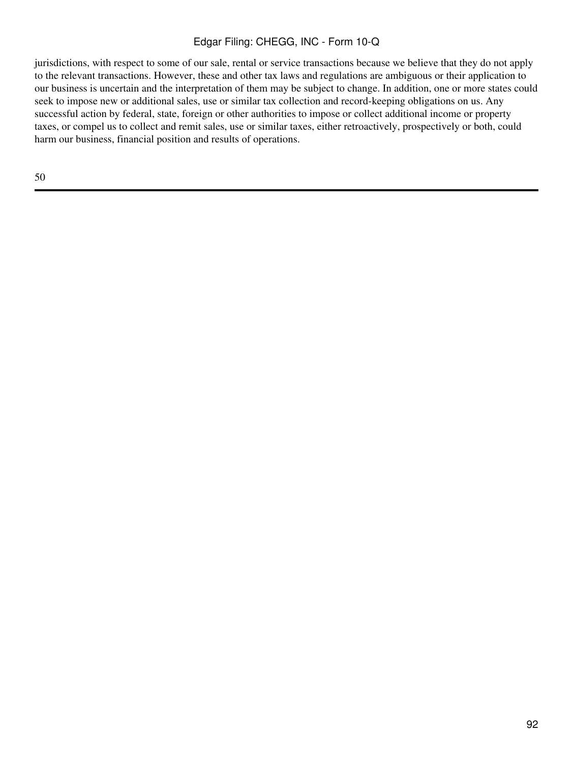jurisdictions, with respect to some of our sale, rental or service transactions because we believe that they do not apply to the relevant transactions. However, these and other tax laws and regulations are ambiguous or their application to our business is uncertain and the interpretation of them may be subject to change. In addition, one or more states could seek to impose new or additional sales, use or similar tax collection and record-keeping obligations on us. Any successful action by federal, state, foreign or other authorities to impose or collect additional income or property taxes, or compel us to collect and remit sales, use or similar taxes, either retroactively, prospectively or both, could harm our business, financial position and results of operations.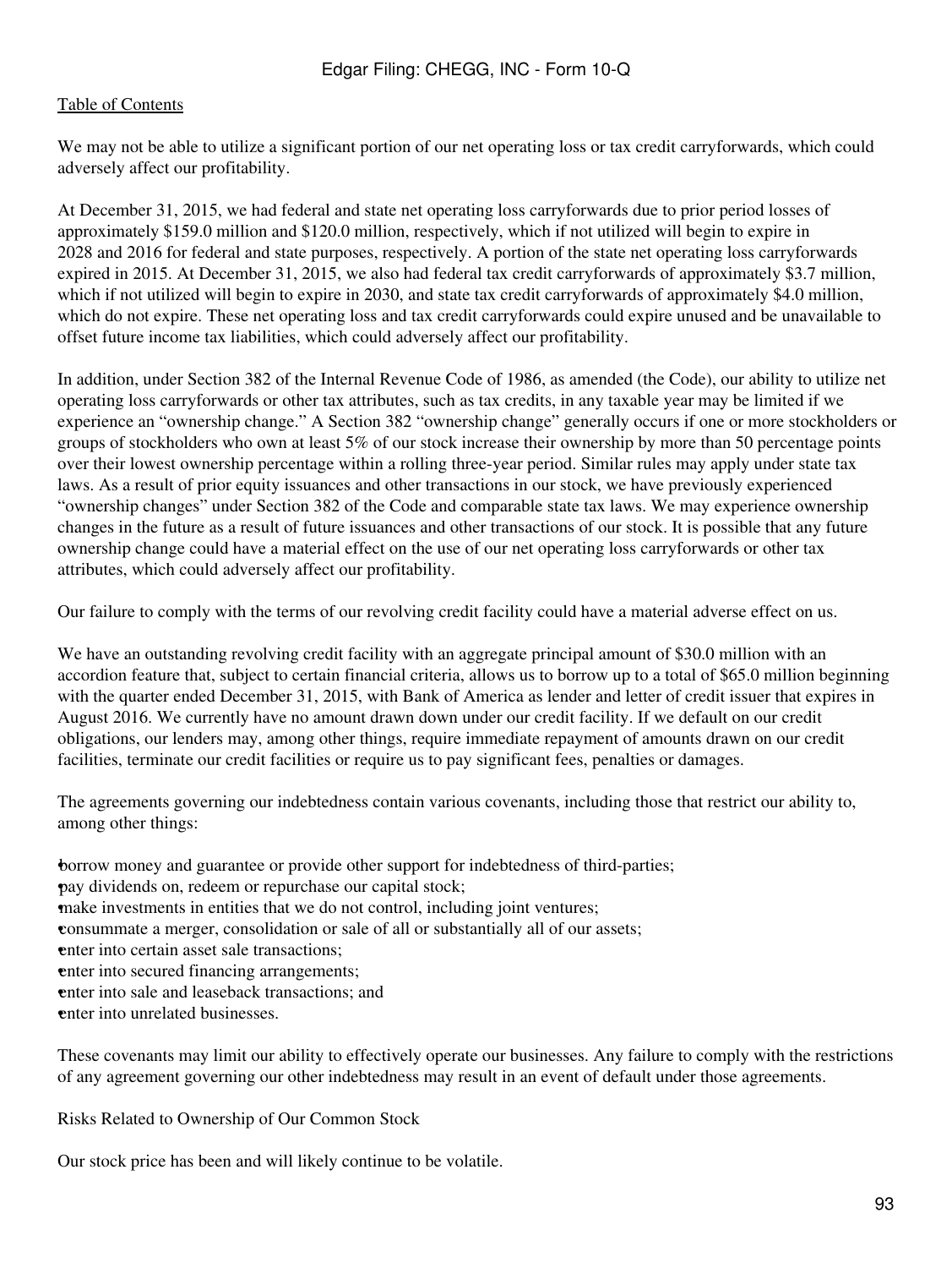We may not be able to utilize a significant portion of our net operating loss or tax credit carryforwards, which could adversely affect our profitability.

At December 31, 2015, we had federal and state net operating loss carryforwards due to prior period losses of approximately $159.0 million and $120.0 million, respectively, which if not utilized will begin to expire in 2028 and 2016 for federal and state purposes, respectively. A portion of the state net operating loss carryforwards expired in 2015. At December 31, 2015, we also had federal tax credit carryforwards of approximately $3.7 million, which if not utilized will begin to expire in 2030, and state tax credit carryforwards of approximately $4.0 million, which do not expire. These net operating loss and tax credit carryforwards could expire unused and be unavailable to offset future income tax liabilities, which could adversely affect our profitability.

In addition, under Section 382 of the Internal Revenue Code of 1986, as amended (the Code), our ability to utilize net operating loss carryforwards or other tax attributes, such as tax credits, in any taxable year may be limited if we experience an "ownership change." A Section 382 "ownership change" generally occurs if one or more stockholders or groups of stockholders who own at least 5% of our stock increase their ownership by more than 50 percentage points over their lowest ownership percentage within a rolling three-year period. Similar rules may apply under state tax laws. As a result of prior equity issuances and other transactions in our stock, we have previously experienced "ownership changes" under Section 382 of the Code and comparable state tax laws. We may experience ownership changes in the future as a result of future issuances and other transactions of our stock. It is possible that any future ownership change could have a material effect on the use of our net operating loss carryforwards or other tax attributes, which could adversely affect our profitability.

Our failure to comply with the terms of our revolving credit facility could have a material adverse effect on us.

We have an outstanding revolving credit facility with an aggregate principal amount of $30.0 million with an accordion feature that, subject to certain financial criteria, allows us to borrow up to a total of $65.0 million beginning with the quarter ended December 31, 2015, with Bank of America as lender and letter of credit issuer that expires in August 2016. We currently have no amount drawn down under our credit facility. If we default on our credit obligations, our lenders may, among other things, require immediate repayment of amounts drawn on our credit facilities, terminate our credit facilities or require us to pay significant fees, penalties or damages.

The agreements governing our indebtedness contain various covenants, including those that restrict our ability to, among other things:

- borrow money and guarantee or provide other support for indebtedness of third-parties;
- pay dividends on, redeem or repurchase our capital stock;
- make investments in entities that we do not control, including joint ventures;
- consummate a merger, consolidation or sale of all or substantially all of our assets;
- enter into certain asset sale transactions;
- enter into secured financing arrangements;
- enter into sale and leaseback transactions; and
- enter into unrelated businesses.

These covenants may limit our ability to effectively operate our businesses. Any failure to comply with the restrictions of any agreement governing our other indebtedness may result in an event of default under those agreements.

Risks Related to Ownership of Our Common Stock

Our stock price has been and will likely continue to be volatile.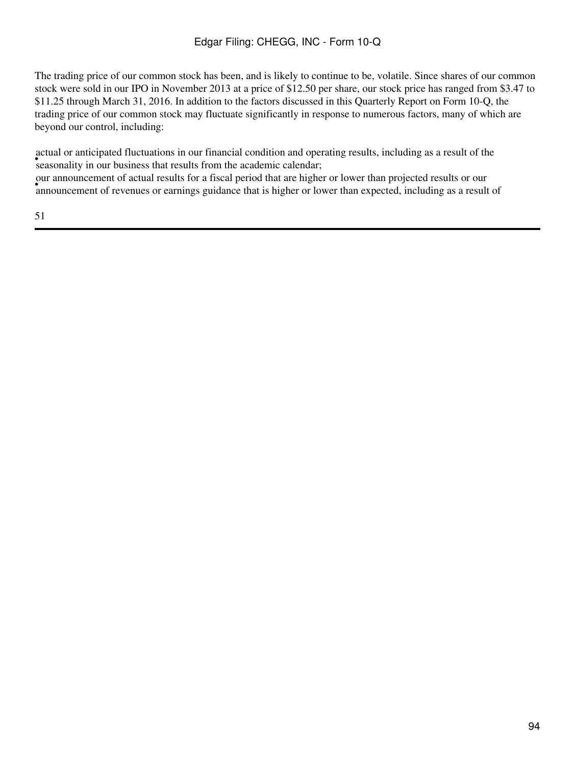The trading price of our common stock has been, and is likely to continue to be, volatile. Since shares of our common stock were sold in our IPO in November 2013 at a price of $12.50 per share, our stock price has ranged from $3.47 to $11.25 through March 31, 2016. In addition to the factors discussed in this Quarterly Report on Form 10-Q, the trading price of our common stock may fluctuate significantly in response to numerous factors, many of which are beyond our control, including:

- actual or anticipated fluctuations in our financial condition and operating results, including as a result of the seasonality in our business that results from the academic calendar;
- our announcement of actual results for a fiscal period that are higher or lower than projected results or our announcement of revenues or earnings guidance that is higher or lower than expected, including as a result of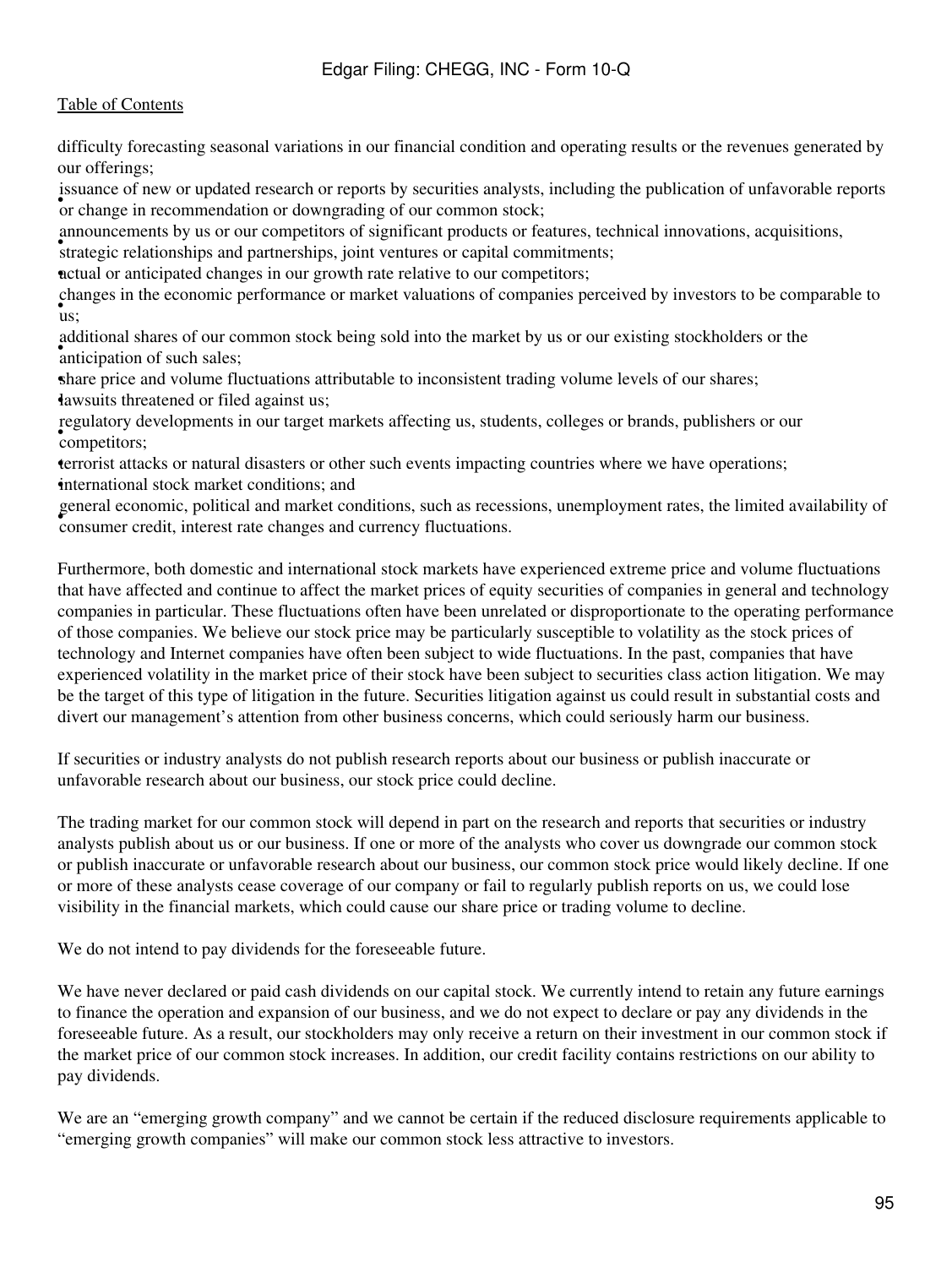- difficulty forecasting seasonal variations in our financial condition and operating results or the revenues generated by our offerings;
- issuance of new or updated research or reports by securities analysts, including the publication of unfavorable reports or change in recommendation or downgrading of our common stock;
- announcements by us or our competitors of significant products or features, technical innovations, acquisitions, strategic relationships and partnerships, joint ventures or capital commitments;
- actual or anticipated changes in our growth rate relative to our competitors;
- changes in the economic performance or market valuations of companies perceived by investors to be comparable to us;
- additional shares of our common stock being sold into the market by us or our existing stockholders or the anticipation of such sales;
- share price and volume fluctuations attributable to inconsistent trading volume levels of our shares;
- lawsuits threatened or filed against us;
- regulatory developments in our target markets affecting us, students, colleges or brands, publishers or our competitors;
- terrorist attacks or natural disasters or other such events impacting countries where we have operations;
- international stock market conditions; and
- general economic, political and market conditions, such as recessions, unemployment rates, the limited availability of consumer credit, interest rate changes and currency fluctuations.

Furthermore, both domestic and international stock markets have experienced extreme price and volume fluctuations that have affected and continue to affect the market prices of equity securities of companies in general and technology companies in particular. These fluctuations often have been unrelated or disproportionate to the operating performance of those companies. We believe our stock price may be particularly susceptible to volatility as the stock prices of technology and Internet companies have often been subject to wide fluctuations. In the past, companies that have experienced volatility in the market price of their stock have been subject to securities class action litigation. We may be the target of this type of litigation in the future. Securities litigation against us could result in substantial costs and divert our management's attention from other business concerns, which could seriously harm our business.

If securities or industry analysts do not publish research reports about our business or publish inaccurate or unfavorable research about our business, our stock price could decline.

The trading market for our common stock will depend in part on the research and reports that securities or industry analysts publish about us or our business. If one or more of the analysts who cover us downgrade our common stock or publish inaccurate or unfavorable research about our business, our common stock price would likely decline. If one or more of these analysts cease coverage of our company or fail to regularly publish reports on us, we could lose visibility in the financial markets, which could cause our share price or trading volume to decline.

We do not intend to pay dividends for the foreseeable future.

We have never declared or paid cash dividends on our capital stock. We currently intend to retain any future earnings to finance the operation and expansion of our business, and we do not expect to declare or pay any dividends in the foreseeable future. As a result, our stockholders may only receive a return on their investment in our common stock if the market price of our common stock increases. In addition, our credit facility contains restrictions on our ability to pay dividends.

We are an "emerging growth company" and we cannot be certain if the reduced disclosure requirements applicable to "emerging growth companies" will make our common stock less attractive to investors.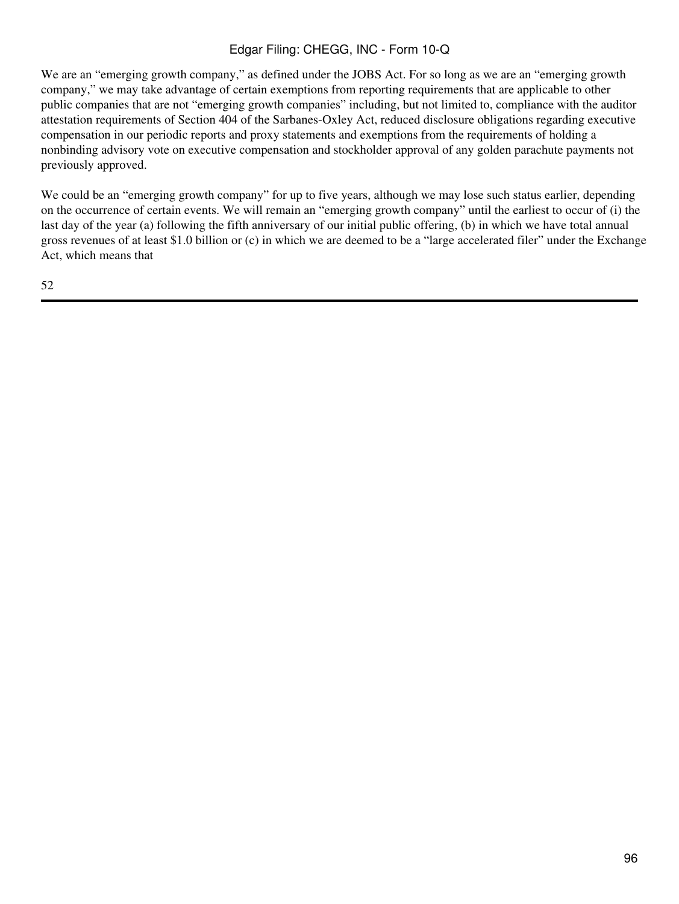We are an “emerging growth company,” as defined under the JOBS Act. For so long as we are an “emerging growth company,” we may take advantage of certain exemptions from reporting requirements that are applicable to other public companies that are not “emerging growth companies” including, but not limited to, compliance with the auditor attestation requirements of Section 404 of the Sarbanes-Oxley Act, reduced disclosure obligations regarding executive compensation in our periodic reports and proxy statements and exemptions from the requirements of holding a nonbinding advisory vote on executive compensation and stockholder approval of any golden parachute payments not previously approved.

We could be an “emerging growth company” for up to five years, although we may lose such status earlier, depending on the occurrence of certain events. We will remain an “emerging growth company” until the earliest to occur of (i) the last day of the year (a) following the fifth anniversary of our initial public offering, (b) in which we have total annual gross revenues of at least $1.0 billion or (c) in which we are deemed to be a “large accelerated filer” under the Exchange Act, which means that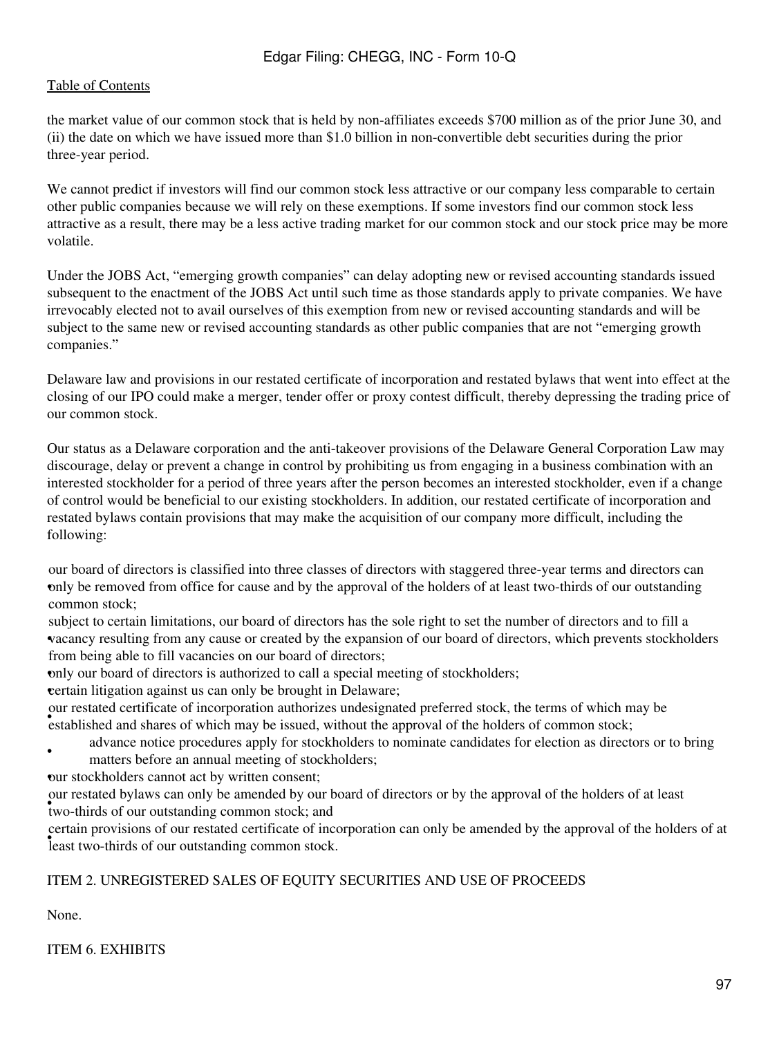the market value of our common stock that is held by non-affiliates exceeds $700 million as of the prior June 30, and (ii) the date on which we have issued more than $1.0 billion in non-convertible debt securities during the prior three-year period.

We cannot predict if investors will find our common stock less attractive or our company less comparable to certain other public companies because we will rely on these exemptions. If some investors find our common stock less attractive as a result, there may be a less active trading market for our common stock and our stock price may be more volatile.

Under the JOBS Act, "emerging growth companies" can delay adopting new or revised accounting standards issued subsequent to the enactment of the JOBS Act until such time as those standards apply to private companies. We have irrevocably elected not to avail ourselves of this exemption from new or revised accounting standards and will be subject to the same new or revised accounting standards as other public companies that are not "emerging growth companies."

Delaware law and provisions in our restated certificate of incorporation and restated bylaws that went into effect at the closing of our IPO could make a merger, tender offer or proxy contest difficult, thereby depressing the trading price of our common stock.

Our status as a Delaware corporation and the anti-takeover provisions of the Delaware General Corporation Law may discourage, delay or prevent a change in control by prohibiting us from engaging in a business combination with an interested stockholder for a period of three years after the person becomes an interested stockholder, even if a change of control would be beneficial to our existing stockholders. In addition, our restated certificate of incorporation and restated bylaws contain provisions that may make the acquisition of our company more difficult, including the following:

- our board of directors is classified into three classes of directors with staggered three-year terms and directors can only be removed from office for cause and by the approval of the holders of at least two-thirds of our outstanding common stock;
- subject to certain limitations, our board of directors has the sole right to set the number of directors and to fill a vacancy resulting from any cause or created by the expansion of our board of directors, which prevents stockholders from being able to fill vacancies on our board of directors;
- only our board of directors is authorized to call a special meeting of stockholders;
- certain litigation against us can only be brought in Delaware;
- our restated certificate of incorporation authorizes undesignated preferred stock, the terms of which may be established and shares of which may be issued, without the approval of the holders of common stock;
- advance notice procedures apply for stockholders to nominate candidates for election as directors or to bring matters before an annual meeting of stockholders;
- our stockholders cannot act by written consent;
- our restated bylaws can only be amended by our board of directors or by the approval of the holders of at least two-thirds of our outstanding common stock; and
- certain provisions of our restated certificate of incorporation can only be amended by the approval of the holders of at least two-thirds of our outstanding common stock.

## ITEM 2. UNREGISTERED SALES OF EQUITY SECURITIES AND USE OF PROCEEDS

None.

## ITEM 6. EXHIBITS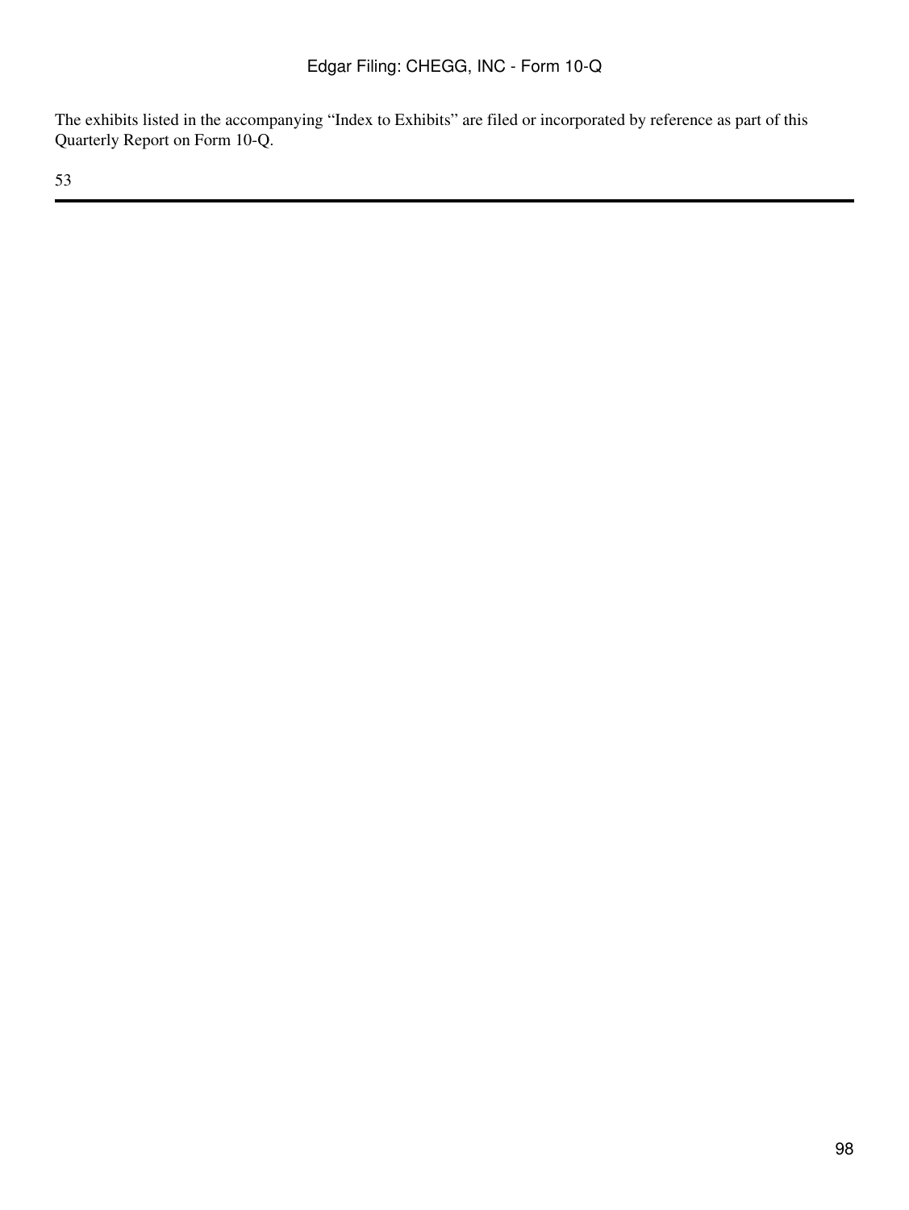The exhibits listed in the accompanying "Index to Exhibits" are filed or incorporated by reference as part of this Quarterly Report on Form 10-Q.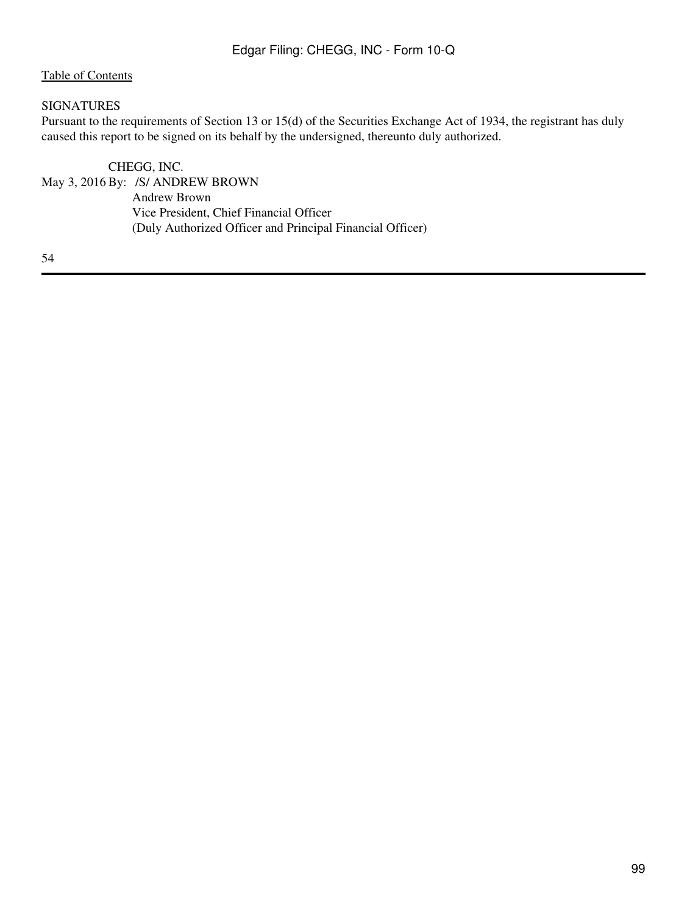SIGNATURES

Pursuant to the requirements of Section 13 or 15(d) of the Securities Exchange Act of 1934, the registrant has duly caused this report to be signed on its behalf by the undersigned, thereunto duly authorized.

CHEGG, INC.

May 3, 2016 By: /S/ ANDREW BROWN

Andrew Brown

Vice President, Chief Financial Officer

(Duly Authorized Officer and Principal Financial Officer)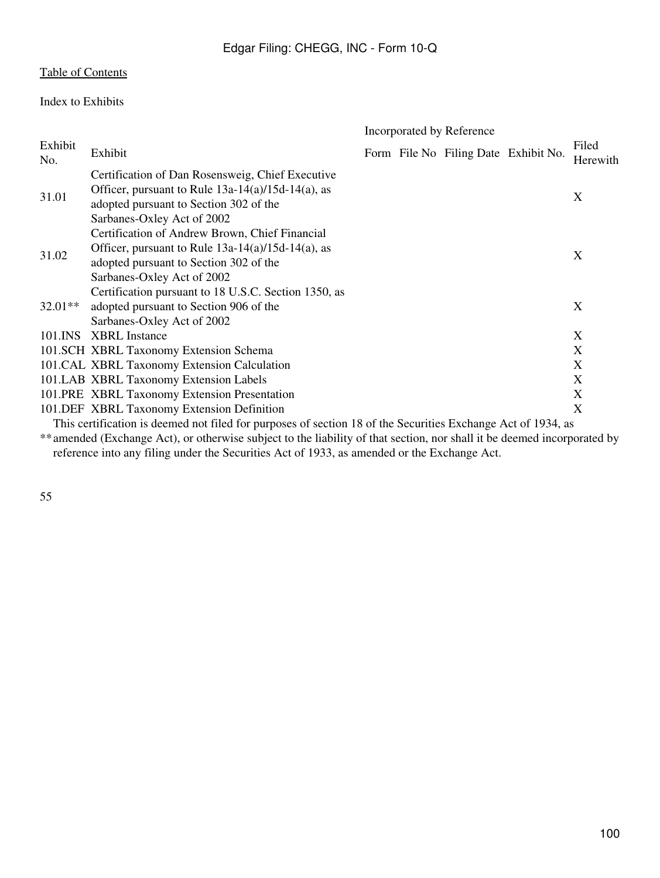[Table of Contents](#)

Index to Exhibits

| Exhibit No. | Exhibit | Incorporated by Reference Form | File No | Filing Date | Exhibit No. | Filed Herewith |
|---|---|---|---|---|---|---|
| 31.01 | Certification of Dan Rosensweig, Chief Executive Officer, pursuant to Rule 13a-14(a)/15d-14(a), as adopted pursuant to Section 302 of the Sarbanes-Oxley Act of 2002 | | | | | X |
| 31.02 | Certification of Andrew Brown, Chief Financial Officer, pursuant to Rule 13a-14(a)/15d-14(a), as adopted pursuant to Section 302 of the Sarbanes-Oxley Act of 2002 | | | | | X |
| 32.01** | Certification pursuant to 18 U.S.C. Section 1350, as adopted pursuant to Section 906 of the Sarbanes-Oxley Act of 2002 | | | | | X |
| 101.INS | XBRL Instance | | | | | X |
| 101.SCH | XBRL Taxonomy Extension Schema | | | | | X |
| 101.CAL | XBRL Taxonomy Extension Calculation | | | | | X |
| 101.LAB | XBRL Taxonomy Extension Labels | | | | | X |
| 101.PRE | XBRL Taxonomy Extension Presentation | | | | | X |
| 101.DEF | XBRL Taxonomy Extension Definition | | | | | X |

** This certification is deemed not filed for purposes of section 18 of the Securities Exchange Act of 1934, as amended (Exchange Act), or otherwise subject to the liability of that section, nor shall it be deemed incorporated by reference into any filing under the Securities Act of 1933, as amended or the Exchange Act.